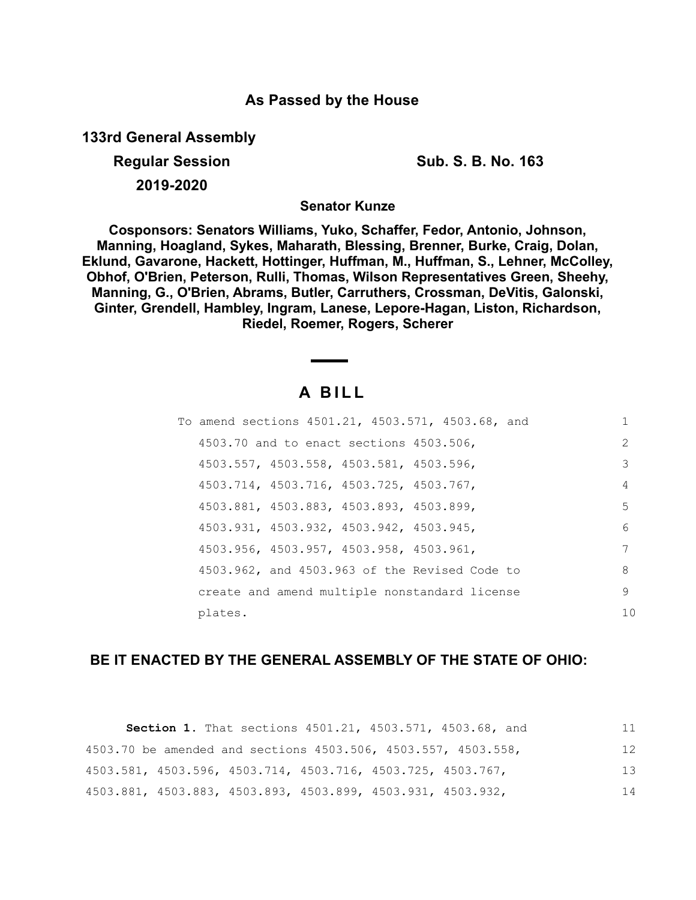**As Passed by the House**

**133rd General Assembly**

**Regular Session** **Sub. S. B. No. 163**

**2019-2020**

**Senator Kunze**

**Cosponsors: Senators Williams, Yuko, Schaffer, Fedor, Antonio, Johnson, Manning, Hoagland, Sykes, Maharath, Blessing, Brenner, Burke, Craig, Dolan, Eklund, Gavarone, Hackett, Hottinger, Huffman, M., Huffman, S., Lehner, McColley, Obhof, O'Brien, Peterson, Rulli, Thomas, Wilson Representatives Green, Sheehy, Manning, G., O'Brien, Abrams, Butler, Carruthers, Crossman, DeVitis, Galonski, Ginter, Grendell, Hambley, Ingram, Lanese, Lepore-Hagan, Liston, Richardson, Riedel, Roemer, Rogers, Scherer**

# A BILL

To amend sections 4501.21, 4503.571, 4503.68, and 4503.70 and to enact sections 4503.506, 4503.557, 4503.558, 4503.581, 4503.596, 4503.714, 4503.716, 4503.725, 4503.767, 4503.881, 4503.883, 4503.893, 4503.899, 4503.931, 4503.932, 4503.942, 4503.945, 4503.956, 4503.957, 4503.958, 4503.961, 4503.962, and 4503.963 of the Revised Code to create and amend multiple nonstandard license plates.

**BE IT ENACTED BY THE GENERAL ASSEMBLY OF THE STATE OF OHIO:**

**Section 1.** That sections 4501.21, 4503.571, 4503.68, and 4503.70 be amended and sections 4503.506, 4503.557, 4503.558, 4503.581, 4503.596, 4503.714, 4503.716, 4503.725, 4503.767, 4503.881, 4503.883, 4503.893, 4503.899, 4503.931, 4503.932,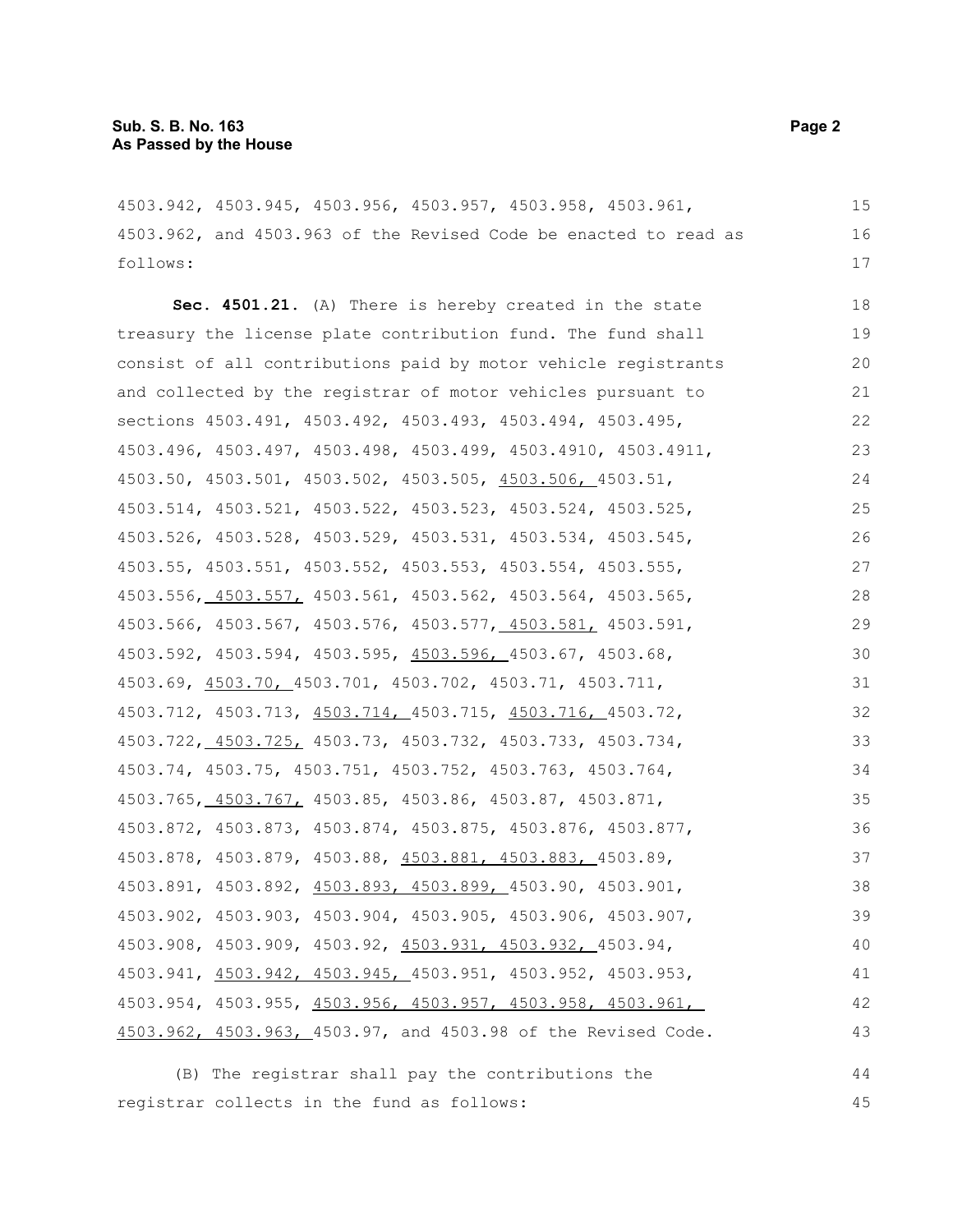4503.942, 4503.945, 4503.956, 4503.957, 4503.958, 4503.961, 4503.962, and 4503.963 of the Revised Code be enacted to read as follows:

**Sec. 4501.21.** (A) There is hereby created in the state treasury the license plate contribution fund. The fund shall consist of all contributions paid by motor vehicle registrants and collected by the registrar of motor vehicles pursuant to sections 4503.491, 4503.492, 4503.493, 4503.494, 4503.495, 4503.496, 4503.497, 4503.498, 4503.499, 4503.4910, 4503.4911, 4503.50, 4503.501, 4503.502, 4503.505, 4503.506, 4503.51, 4503.514, 4503.521, 4503.522, 4503.523, 4503.524, 4503.525, 4503.526, 4503.528, 4503.529, 4503.531, 4503.534, 4503.545, 4503.55, 4503.551, 4503.552, 4503.553, 4503.554, 4503.555, 4503.556, 4503.557, 4503.561, 4503.562, 4503.564, 4503.565, 4503.566, 4503.567, 4503.576, 4503.577, 4503.581, 4503.591, 4503.592, 4503.594, 4503.595, 4503.596, 4503.67, 4503.68, 4503.69, 4503.70, 4503.701, 4503.702, 4503.71, 4503.711, 4503.712, 4503.713, 4503.714, 4503.715, 4503.716, 4503.72, 4503.722, 4503.725, 4503.73, 4503.732, 4503.733, 4503.734, 4503.74, 4503.75, 4503.751, 4503.752, 4503.763, 4503.764, 4503.765, 4503.767, 4503.85, 4503.86, 4503.87, 4503.871, 4503.872, 4503.873, 4503.874, 4503.875, 4503.876, 4503.877, 4503.878, 4503.879, 4503.88, 4503.881, 4503.883, 4503.89, 4503.891, 4503.892, 4503.893, 4503.899, 4503.90, 4503.901, 4503.902, 4503.903, 4503.904, 4503.905, 4503.906, 4503.907, 4503.908, 4503.909, 4503.92, 4503.931, 4503.932, 4503.94, 4503.941, 4503.942, 4503.945, 4503.951, 4503.952, 4503.953, 4503.954, 4503.955, 4503.956, 4503.957, 4503.958, 4503.961, 4503.962, 4503.963, 4503.97, and 4503.98 of the Revised Code.

(B) The registrar shall pay the contributions the registrar collects in the fund as follows: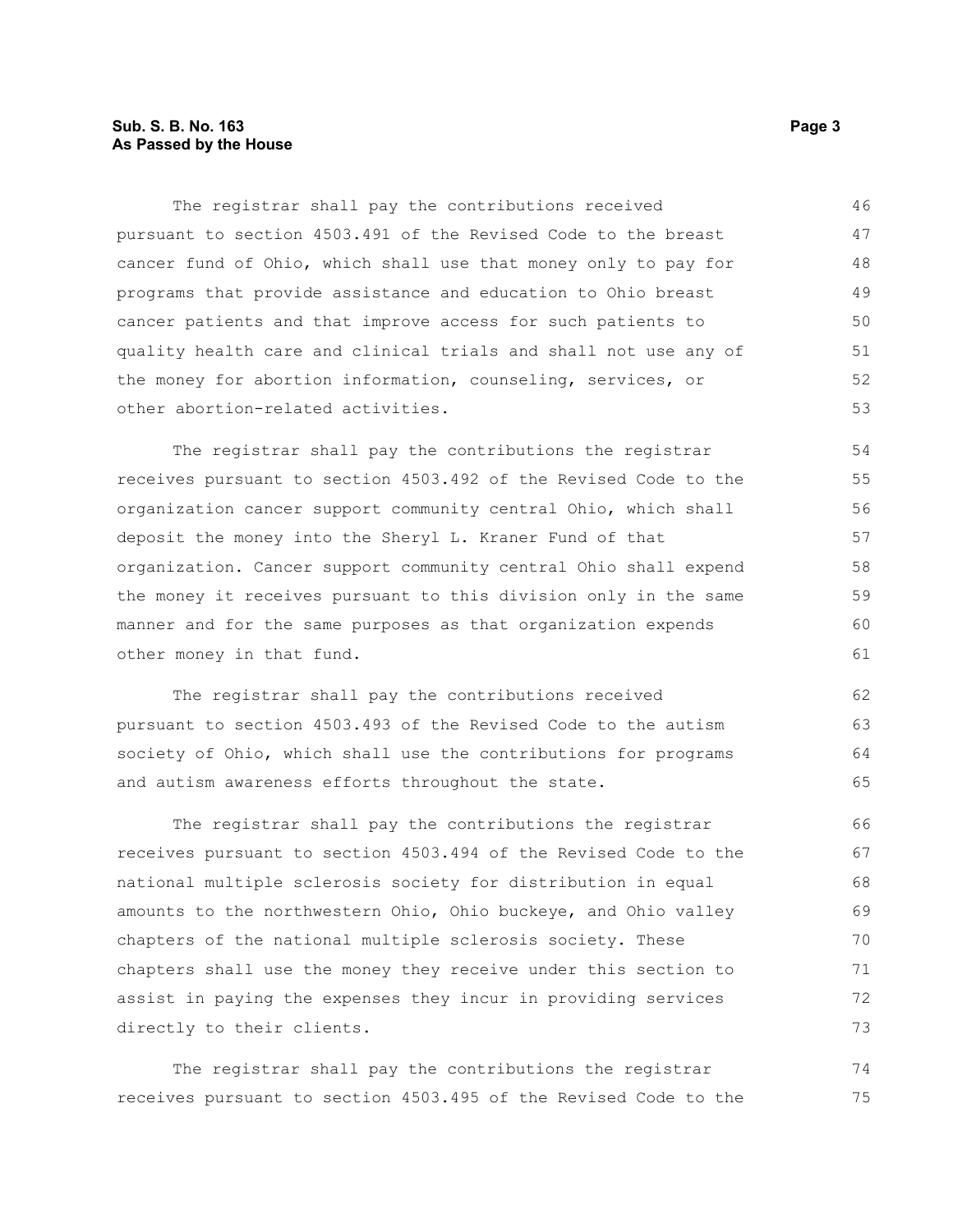The registrar shall pay the contributions received pursuant to section 4503.491 of the Revised Code to the breast cancer fund of Ohio, which shall use that money only to pay for programs that provide assistance and education to Ohio breast cancer patients and that improve access for such patients to quality health care and clinical trials and shall not use any of the money for abortion information, counseling, services, or other abortion-related activities.

The registrar shall pay the contributions the registrar receives pursuant to section 4503.492 of the Revised Code to the organization cancer support community central Ohio, which shall deposit the money into the Sheryl L. Kraner Fund of that organization. Cancer support community central Ohio shall expend the money it receives pursuant to this division only in the same manner and for the same purposes as that organization expends other money in that fund.

The registrar shall pay the contributions received pursuant to section 4503.493 of the Revised Code to the autism society of Ohio, which shall use the contributions for programs and autism awareness efforts throughout the state.

The registrar shall pay the contributions the registrar receives pursuant to section 4503.494 of the Revised Code to the national multiple sclerosis society for distribution in equal amounts to the northwestern Ohio, Ohio buckeye, and Ohio valley chapters of the national multiple sclerosis society. These chapters shall use the money they receive under this section to assist in paying the expenses they incur in providing services directly to their clients.

The registrar shall pay the contributions the registrar receives pursuant to section 4503.495 of the Revised Code to the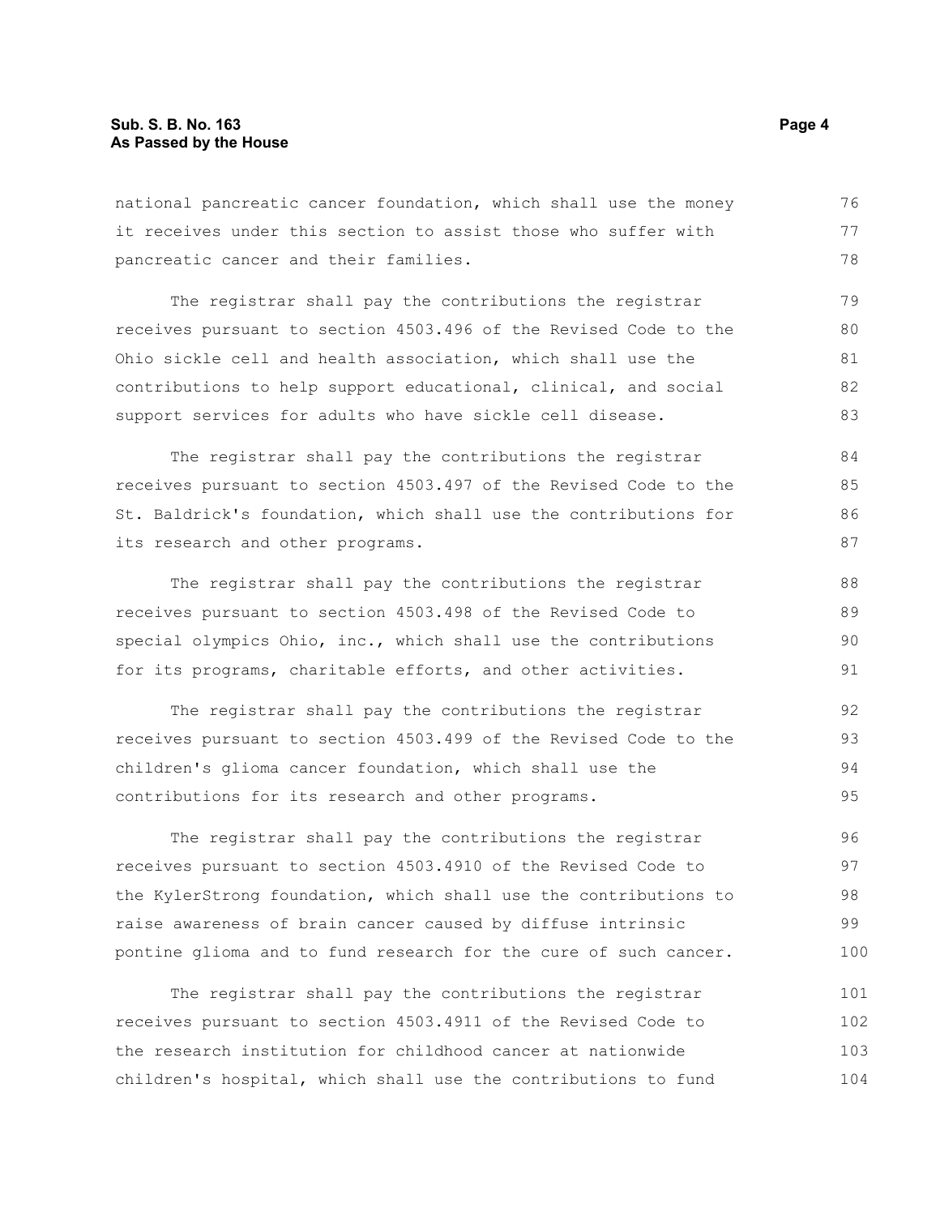national pancreatic cancer foundation, which shall use the money it receives under this section to assist those who suffer with pancreatic cancer and their families.

The registrar shall pay the contributions the registrar receives pursuant to section 4503.496 of the Revised Code to the Ohio sickle cell and health association, which shall use the contributions to help support educational, clinical, and social support services for adults who have sickle cell disease.

The registrar shall pay the contributions the registrar receives pursuant to section 4503.497 of the Revised Code to the St. Baldrick's foundation, which shall use the contributions for its research and other programs.

The registrar shall pay the contributions the registrar receives pursuant to section 4503.498 of the Revised Code to special olympics Ohio, inc., which shall use the contributions for its programs, charitable efforts, and other activities.

The registrar shall pay the contributions the registrar receives pursuant to section 4503.499 of the Revised Code to the children's glioma cancer foundation, which shall use the contributions for its research and other programs.

The registrar shall pay the contributions the registrar receives pursuant to section 4503.4910 of the Revised Code to the KylerStrong foundation, which shall use the contributions to raise awareness of brain cancer caused by diffuse intrinsic pontine glioma and to fund research for the cure of such cancer.

The registrar shall pay the contributions the registrar receives pursuant to section 4503.4911 of the Revised Code to the research institution for childhood cancer at nationwide children's hospital, which shall use the contributions to fund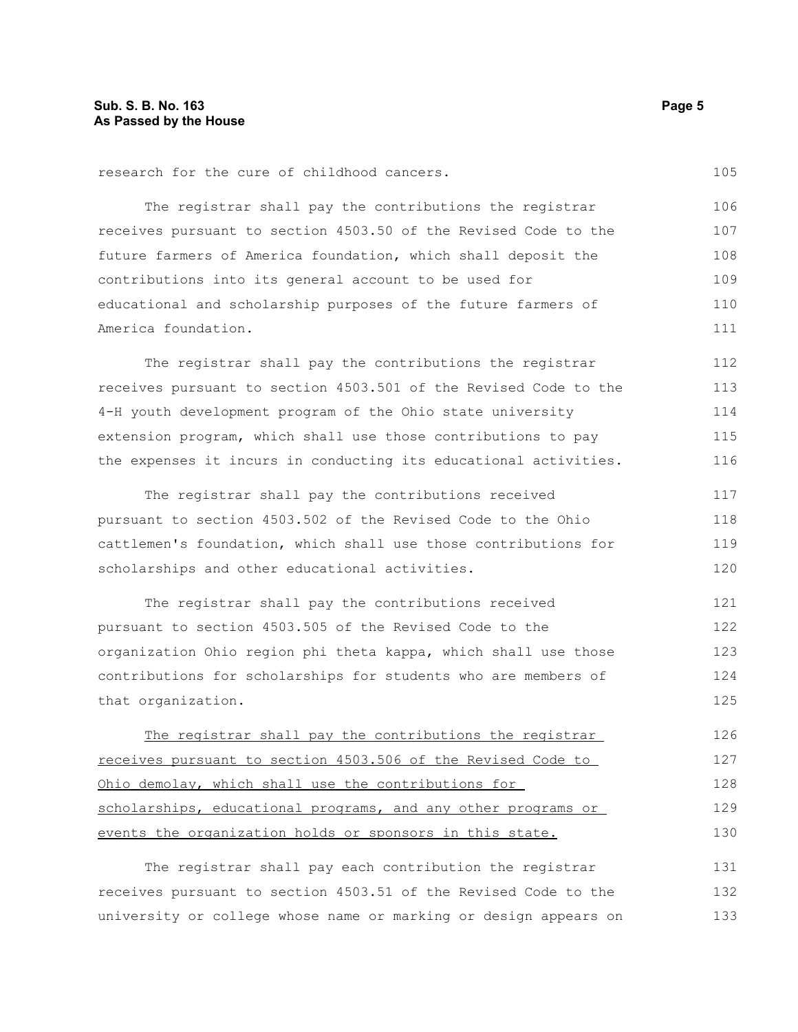research for the cure of childhood cancers.

The registrar shall pay the contributions the registrar receives pursuant to section 4503.50 of the Revised Code to the future farmers of America foundation, which shall deposit the contributions into its general account to be used for educational and scholarship purposes of the future farmers of America foundation.

The registrar shall pay the contributions the registrar receives pursuant to section 4503.501 of the Revised Code to the 4-H youth development program of the Ohio state university extension program, which shall use those contributions to pay the expenses it incurs in conducting its educational activities.

The registrar shall pay the contributions received pursuant to section 4503.502 of the Revised Code to the Ohio cattlemen's foundation, which shall use those contributions for scholarships and other educational activities.

The registrar shall pay the contributions received pursuant to section 4503.505 of the Revised Code to the organization Ohio region phi theta kappa, which shall use those contributions for scholarships for students who are members of that organization.

<u>The registrar shall pay the contributions the registrar receives pursuant to section 4503.506 of the Revised Code to Ohio demolay, which shall use the contributions for scholarships, educational programs, and any other programs or events the organization holds or sponsors in this state.</u>

The registrar shall pay each contribution the registrar receives pursuant to section 4503.51 of the Revised Code to the university or college whose name or marking or design appears on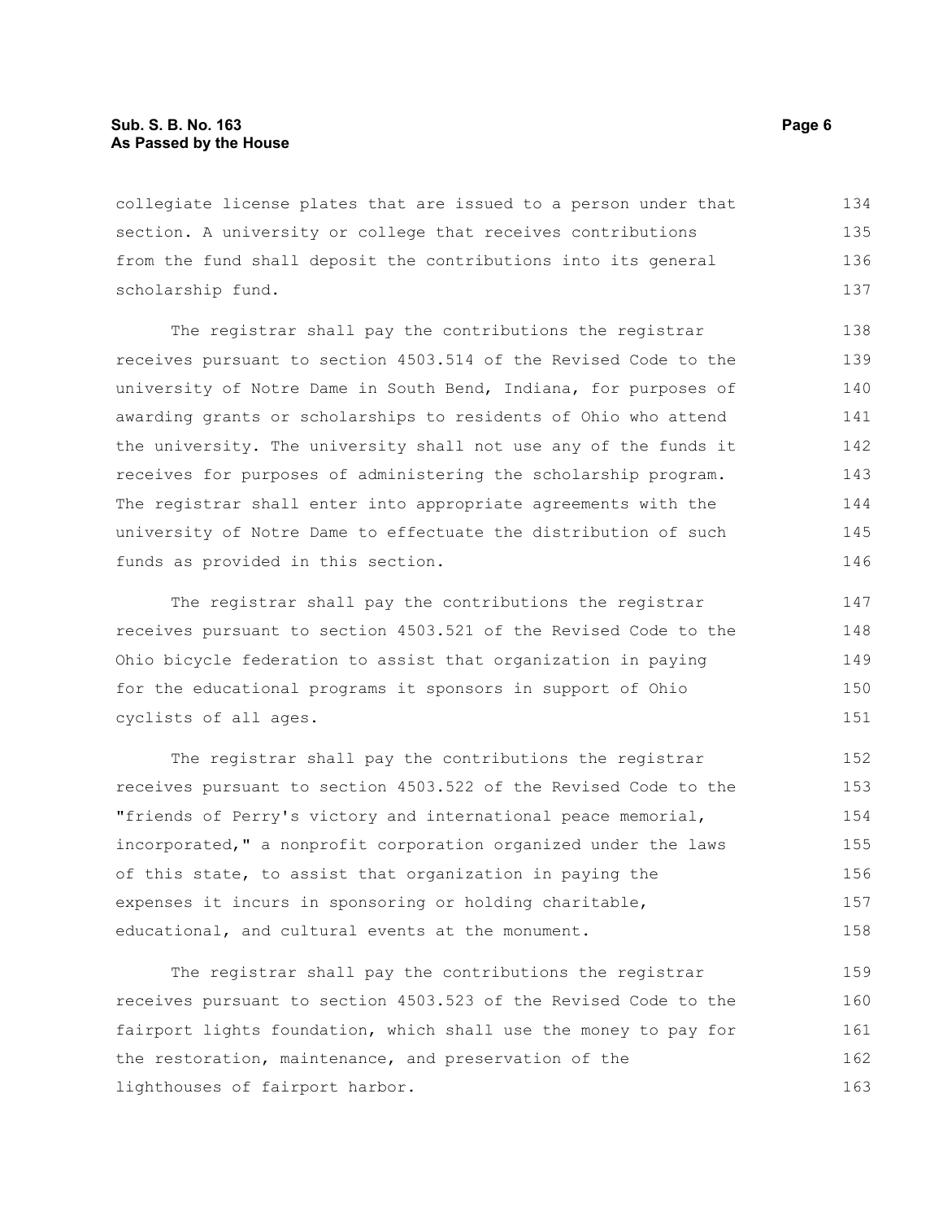collegiate license plates that are issued to a person under that section. A university or college that receives contributions from the fund shall deposit the contributions into its general scholarship fund.

The registrar shall pay the contributions the registrar receives pursuant to section 4503.514 of the Revised Code to the university of Notre Dame in South Bend, Indiana, for purposes of awarding grants or scholarships to residents of Ohio who attend the university. The university shall not use any of the funds it receives for purposes of administering the scholarship program. The registrar shall enter into appropriate agreements with the university of Notre Dame to effectuate the distribution of such funds as provided in this section.

The registrar shall pay the contributions the registrar receives pursuant to section 4503.521 of the Revised Code to the Ohio bicycle federation to assist that organization in paying for the educational programs it sponsors in support of Ohio cyclists of all ages.

The registrar shall pay the contributions the registrar receives pursuant to section 4503.522 of the Revised Code to the "friends of Perry's victory and international peace memorial, incorporated," a nonprofit corporation organized under the laws of this state, to assist that organization in paying the expenses it incurs in sponsoring or holding charitable, educational, and cultural events at the monument.

The registrar shall pay the contributions the registrar receives pursuant to section 4503.523 of the Revised Code to the fairport lights foundation, which shall use the money to pay for the restoration, maintenance, and preservation of the lighthouses of fairport harbor.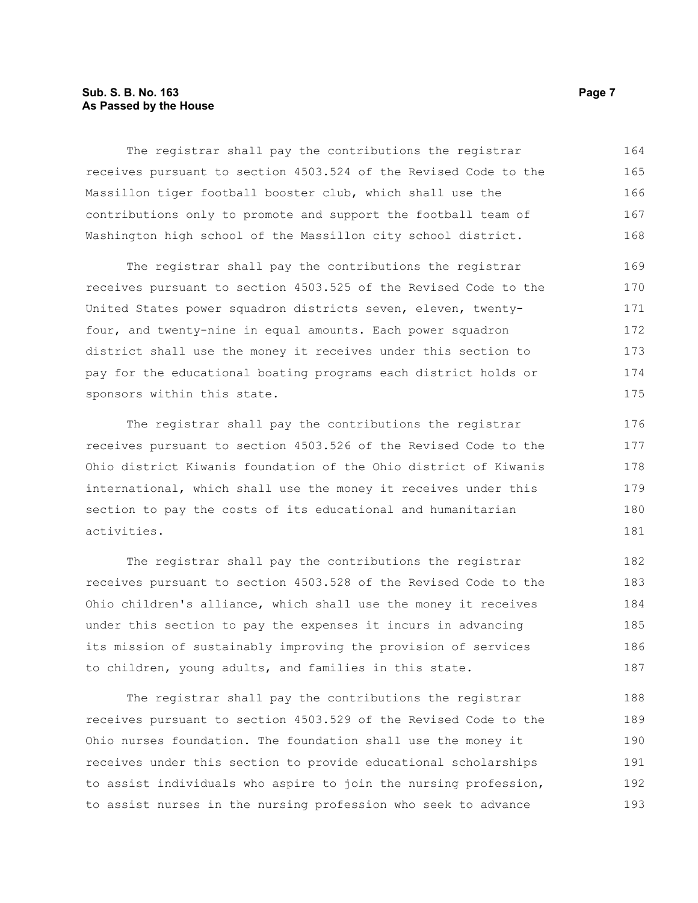The registrar shall pay the contributions the registrar receives pursuant to section 4503.524 of the Revised Code to the Massillon tiger football booster club, which shall use the contributions only to promote and support the football team of Washington high school of the Massillon city school district.

The registrar shall pay the contributions the registrar receives pursuant to section 4503.525 of the Revised Code to the United States power squadron districts seven, eleven, twenty-four, and twenty-nine in equal amounts. Each power squadron district shall use the money it receives under this section to pay for the educational boating programs each district holds or sponsors within this state.

The registrar shall pay the contributions the registrar receives pursuant to section 4503.526 of the Revised Code to the Ohio district Kiwanis foundation of the Ohio district of Kiwanis international, which shall use the money it receives under this section to pay the costs of its educational and humanitarian activities.

The registrar shall pay the contributions the registrar receives pursuant to section 4503.528 of the Revised Code to the Ohio children's alliance, which shall use the money it receives under this section to pay the expenses it incurs in advancing its mission of sustainably improving the provision of services to children, young adults, and families in this state.

The registrar shall pay the contributions the registrar receives pursuant to section 4503.529 of the Revised Code to the Ohio nurses foundation. The foundation shall use the money it receives under this section to provide educational scholarships to assist individuals who aspire to join the nursing profession, to assist nurses in the nursing profession who seek to advance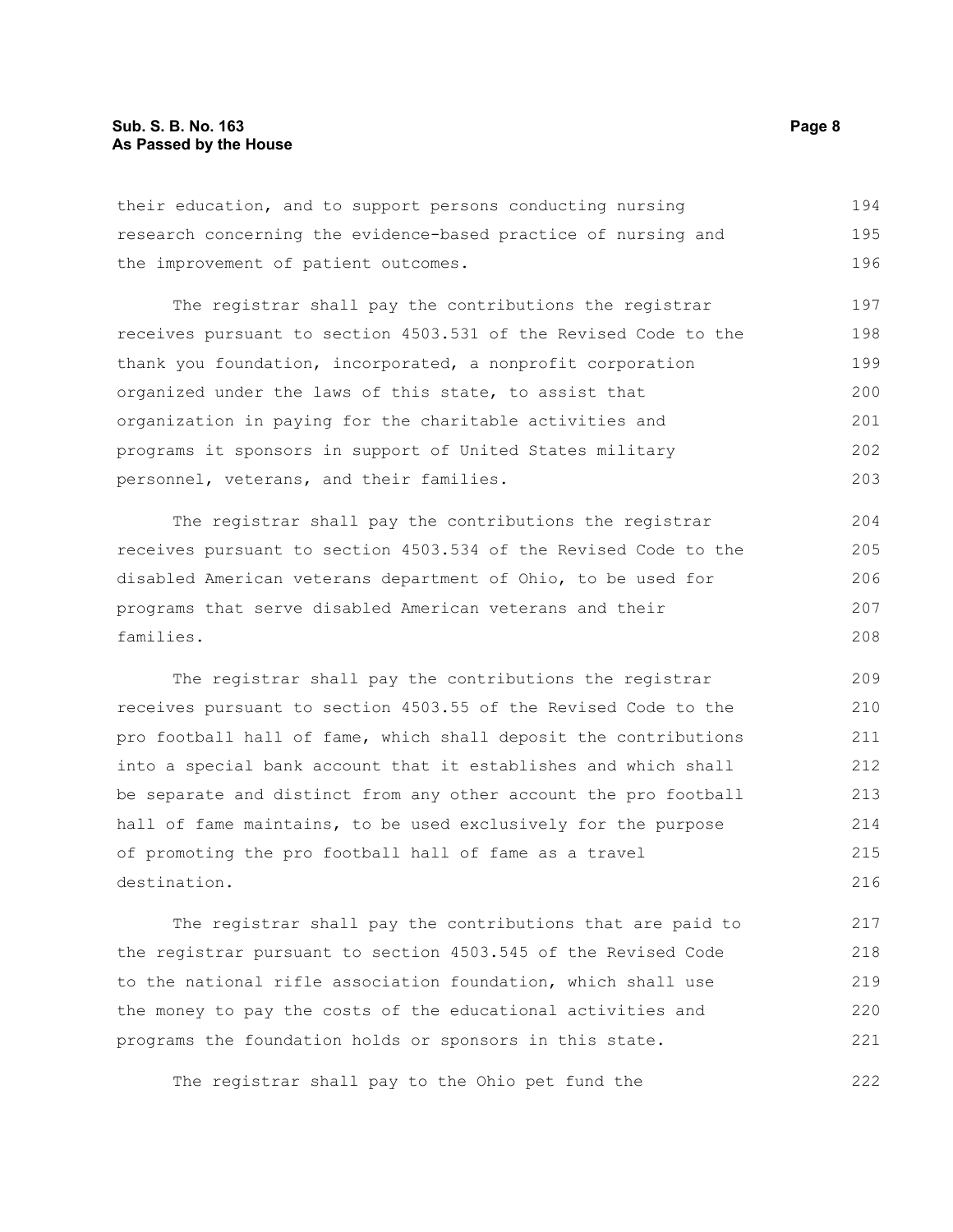their education, and to support persons conducting nursing research concerning the evidence-based practice of nursing and the improvement of patient outcomes.

The registrar shall pay the contributions the registrar receives pursuant to section 4503.531 of the Revised Code to the thank you foundation, incorporated, a nonprofit corporation organized under the laws of this state, to assist that organization in paying for the charitable activities and programs it sponsors in support of United States military personnel, veterans, and their families.

The registrar shall pay the contributions the registrar receives pursuant to section 4503.534 of the Revised Code to the disabled American veterans department of Ohio, to be used for programs that serve disabled American veterans and their families.

The registrar shall pay the contributions the registrar receives pursuant to section 4503.55 of the Revised Code to the pro football hall of fame, which shall deposit the contributions into a special bank account that it establishes and which shall be separate and distinct from any other account the pro football hall of fame maintains, to be used exclusively for the purpose of promoting the pro football hall of fame as a travel destination.

The registrar shall pay the contributions that are paid to the registrar pursuant to section 4503.545 of the Revised Code to the national rifle association foundation, which shall use the money to pay the costs of the educational activities and programs the foundation holds or sponsors in this state.

The registrar shall pay to the Ohio pet fund the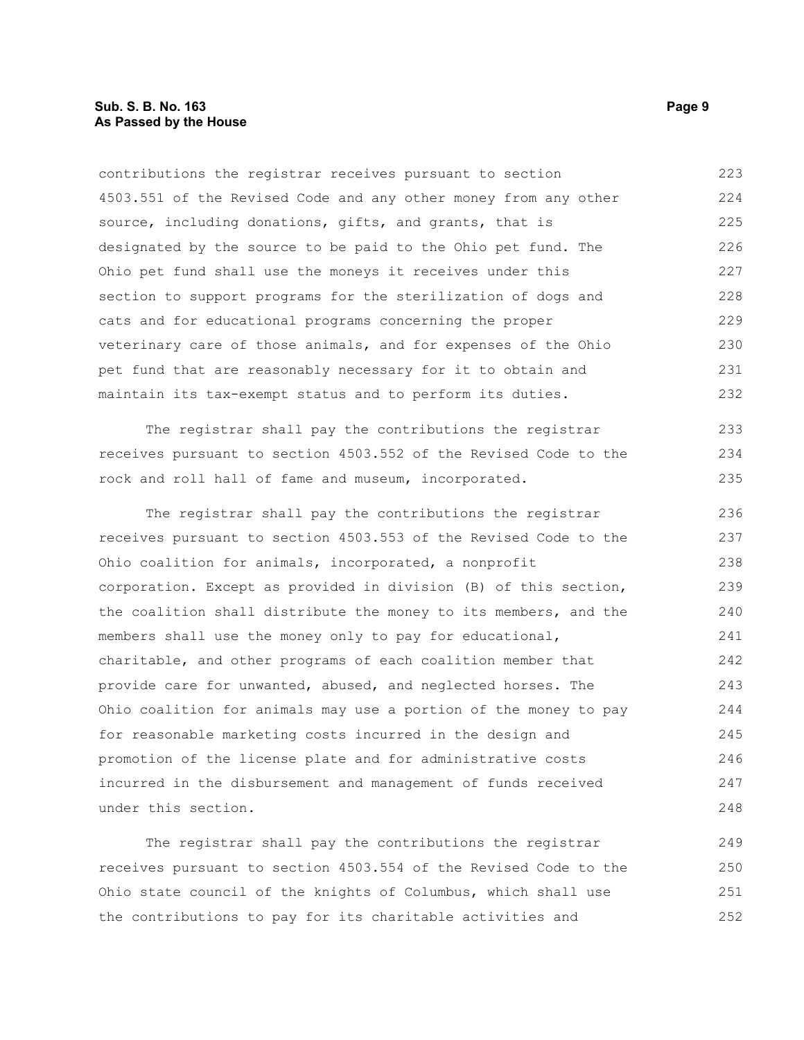contributions the registrar receives pursuant to section 4503.551 of the Revised Code and any other money from any other source, including donations, gifts, and grants, that is designated by the source to be paid to the Ohio pet fund. The Ohio pet fund shall use the moneys it receives under this section to support programs for the sterilization of dogs and cats and for educational programs concerning the proper veterinary care of those animals, and for expenses of the Ohio pet fund that are reasonably necessary for it to obtain and maintain its tax-exempt status and to perform its duties.

The registrar shall pay the contributions the registrar receives pursuant to section 4503.552 of the Revised Code to the rock and roll hall of fame and museum, incorporated.

The registrar shall pay the contributions the registrar receives pursuant to section 4503.553 of the Revised Code to the Ohio coalition for animals, incorporated, a nonprofit corporation. Except as provided in division (B) of this section, the coalition shall distribute the money to its members, and the members shall use the money only to pay for educational, charitable, and other programs of each coalition member that provide care for unwanted, abused, and neglected horses. The Ohio coalition for animals may use a portion of the money to pay for reasonable marketing costs incurred in the design and promotion of the license plate and for administrative costs incurred in the disbursement and management of funds received under this section.

The registrar shall pay the contributions the registrar receives pursuant to section 4503.554 of the Revised Code to the Ohio state council of the knights of Columbus, which shall use the contributions to pay for its charitable activities and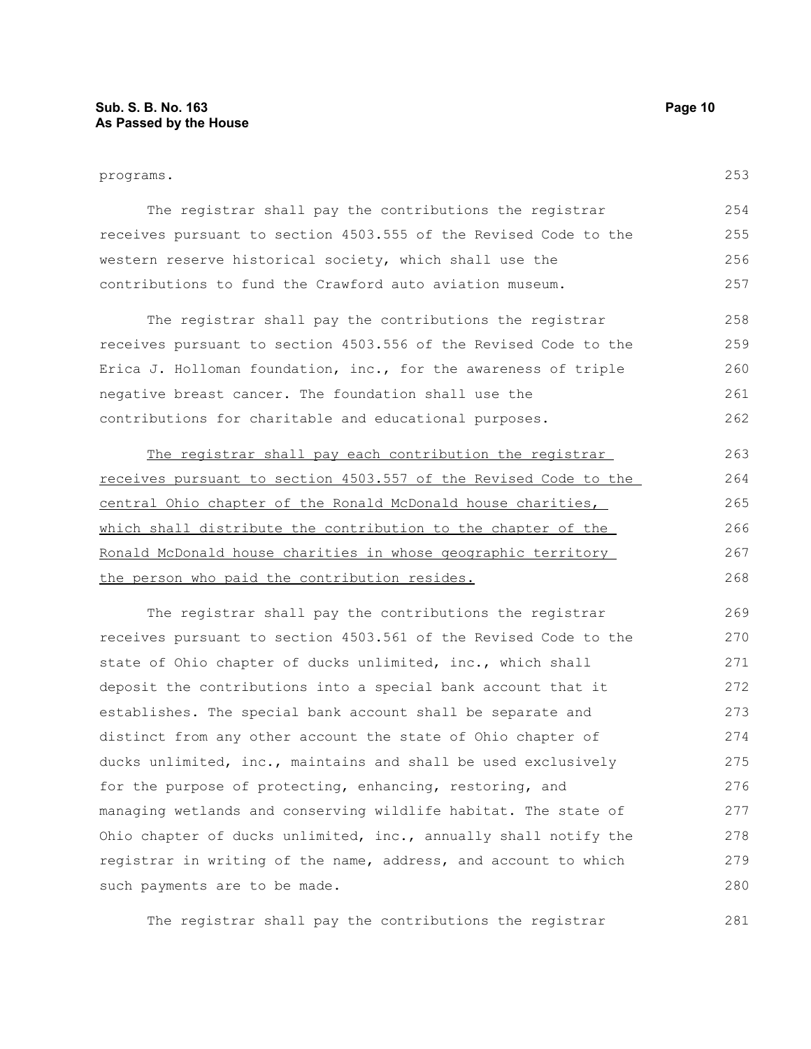programs.

The registrar shall pay the contributions the registrar receives pursuant to section 4503.555 of the Revised Code to the western reserve historical society, which shall use the contributions to fund the Crawford auto aviation museum.

The registrar shall pay the contributions the registrar receives pursuant to section 4503.556 of the Revised Code to the Erica J. Holloman foundation, inc., for the awareness of triple negative breast cancer. The foundation shall use the contributions for charitable and educational purposes.

<u>The registrar shall pay each contribution the registrar receives pursuant to section 4503.557 of the Revised Code to the central Ohio chapter of the Ronald McDonald house charities, which shall distribute the contribution to the chapter of the Ronald McDonald house charities in whose geographic territory the person who paid the contribution resides.</u>

The registrar shall pay the contributions the registrar receives pursuant to section 4503.561 of the Revised Code to the state of Ohio chapter of ducks unlimited, inc., which shall deposit the contributions into a special bank account that it establishes. The special bank account shall be separate and distinct from any other account the state of Ohio chapter of ducks unlimited, inc., maintains and shall be used exclusively for the purpose of protecting, enhancing, restoring, and managing wetlands and conserving wildlife habitat. The state of Ohio chapter of ducks unlimited, inc., annually shall notify the registrar in writing of the name, address, and account to which such payments are to be made.

The registrar shall pay the contributions the registrar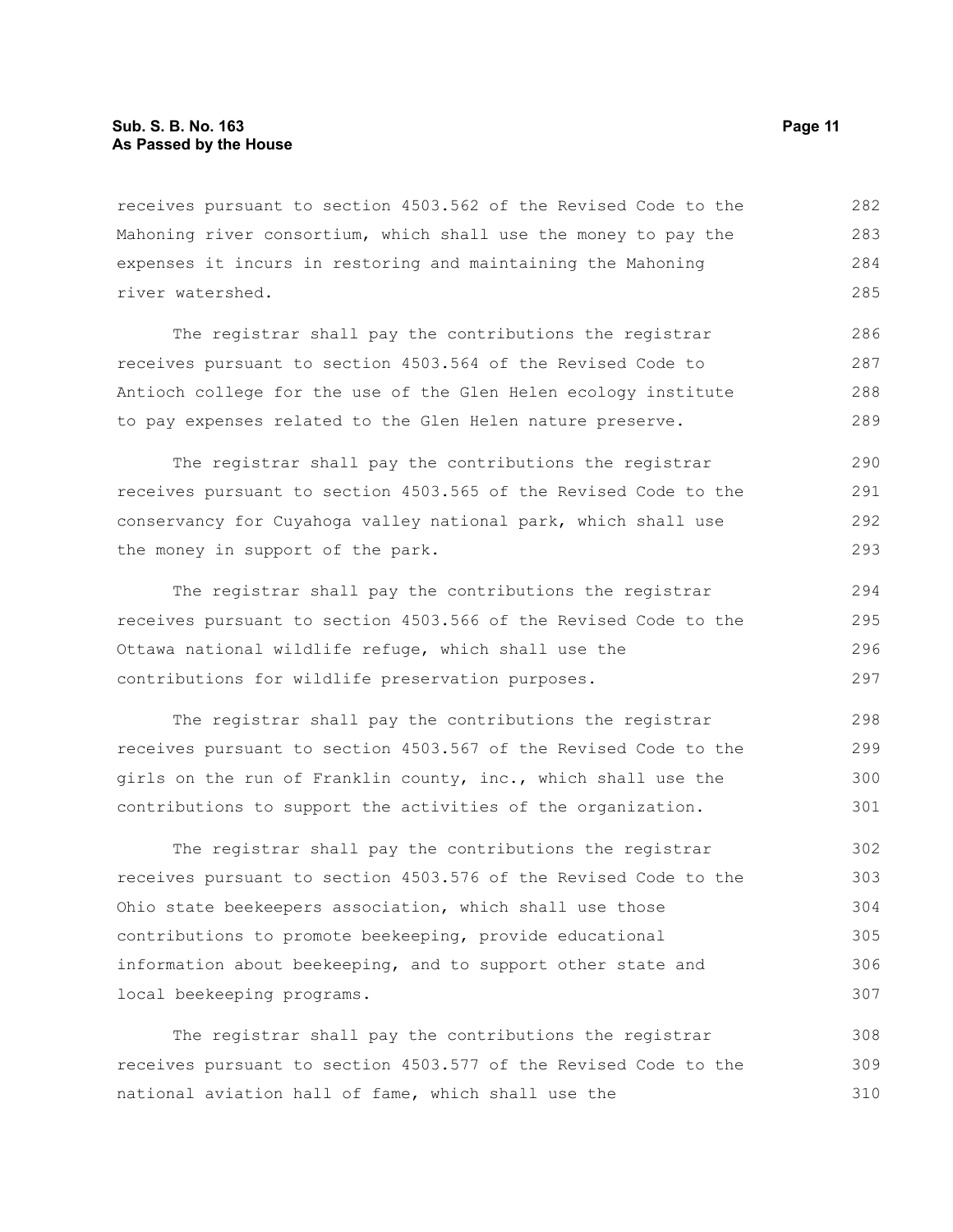receives pursuant to section 4503.562 of the Revised Code to the Mahoning river consortium, which shall use the money to pay the expenses it incurs in restoring and maintaining the Mahoning river watershed.

The registrar shall pay the contributions the registrar receives pursuant to section 4503.564 of the Revised Code to Antioch college for the use of the Glen Helen ecology institute to pay expenses related to the Glen Helen nature preserve.

The registrar shall pay the contributions the registrar receives pursuant to section 4503.565 of the Revised Code to the conservancy for Cuyahoga valley national park, which shall use the money in support of the park.

The registrar shall pay the contributions the registrar receives pursuant to section 4503.566 of the Revised Code to the Ottawa national wildlife refuge, which shall use the contributions for wildlife preservation purposes.

The registrar shall pay the contributions the registrar receives pursuant to section 4503.567 of the Revised Code to the girls on the run of Franklin county, inc., which shall use the contributions to support the activities of the organization.

The registrar shall pay the contributions the registrar receives pursuant to section 4503.576 of the Revised Code to the Ohio state beekeepers association, which shall use those contributions to promote beekeeping, provide educational information about beekeeping, and to support other state and local beekeeping programs.

The registrar shall pay the contributions the registrar receives pursuant to section 4503.577 of the Revised Code to the national aviation hall of fame, which shall use the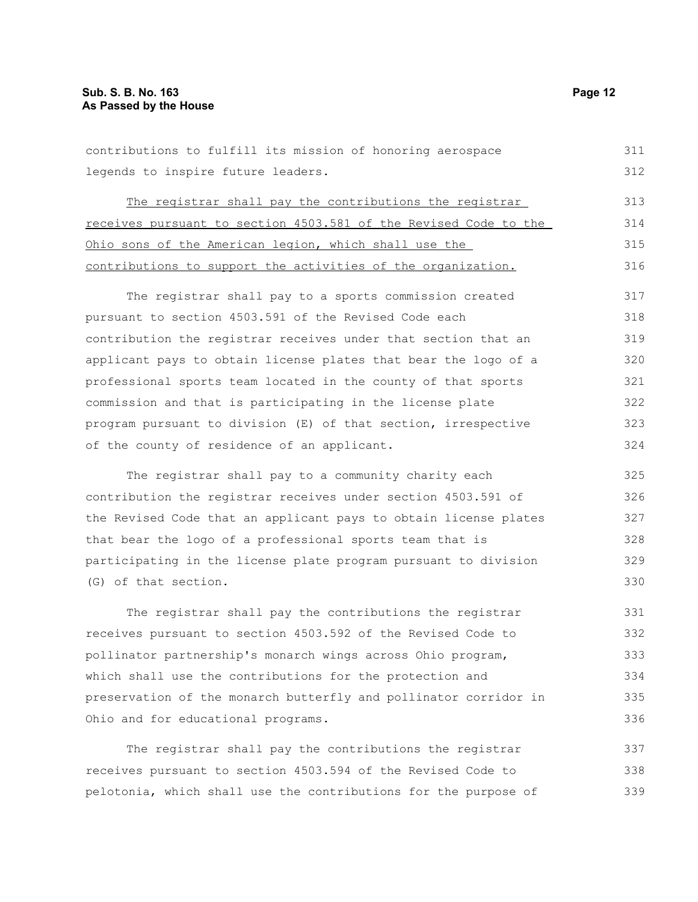contributions to fulfill its mission of honoring aerospace legends to inspire future leaders.

<u>The registrar shall pay the contributions the registrar receives pursuant to section 4503.581 of the Revised Code to the Ohio sons of the American legion, which shall use the contributions to support the activities of the organization.</u>

The registrar shall pay to a sports commission created pursuant to section 4503.591 of the Revised Code each contribution the registrar receives under that section that an applicant pays to obtain license plates that bear the logo of a professional sports team located in the county of that sports commission and that is participating in the license plate program pursuant to division (E) of that section, irrespective of the county of residence of an applicant.

The registrar shall pay to a community charity each contribution the registrar receives under section 4503.591 of the Revised Code that an applicant pays to obtain license plates that bear the logo of a professional sports team that is participating in the license plate program pursuant to division (G) of that section.

The registrar shall pay the contributions the registrar receives pursuant to section 4503.592 of the Revised Code to pollinator partnership's monarch wings across Ohio program, which shall use the contributions for the protection and preservation of the monarch butterfly and pollinator corridor in Ohio and for educational programs.

The registrar shall pay the contributions the registrar receives pursuant to section 4503.594 of the Revised Code to pelotonia, which shall use the contributions for the purpose of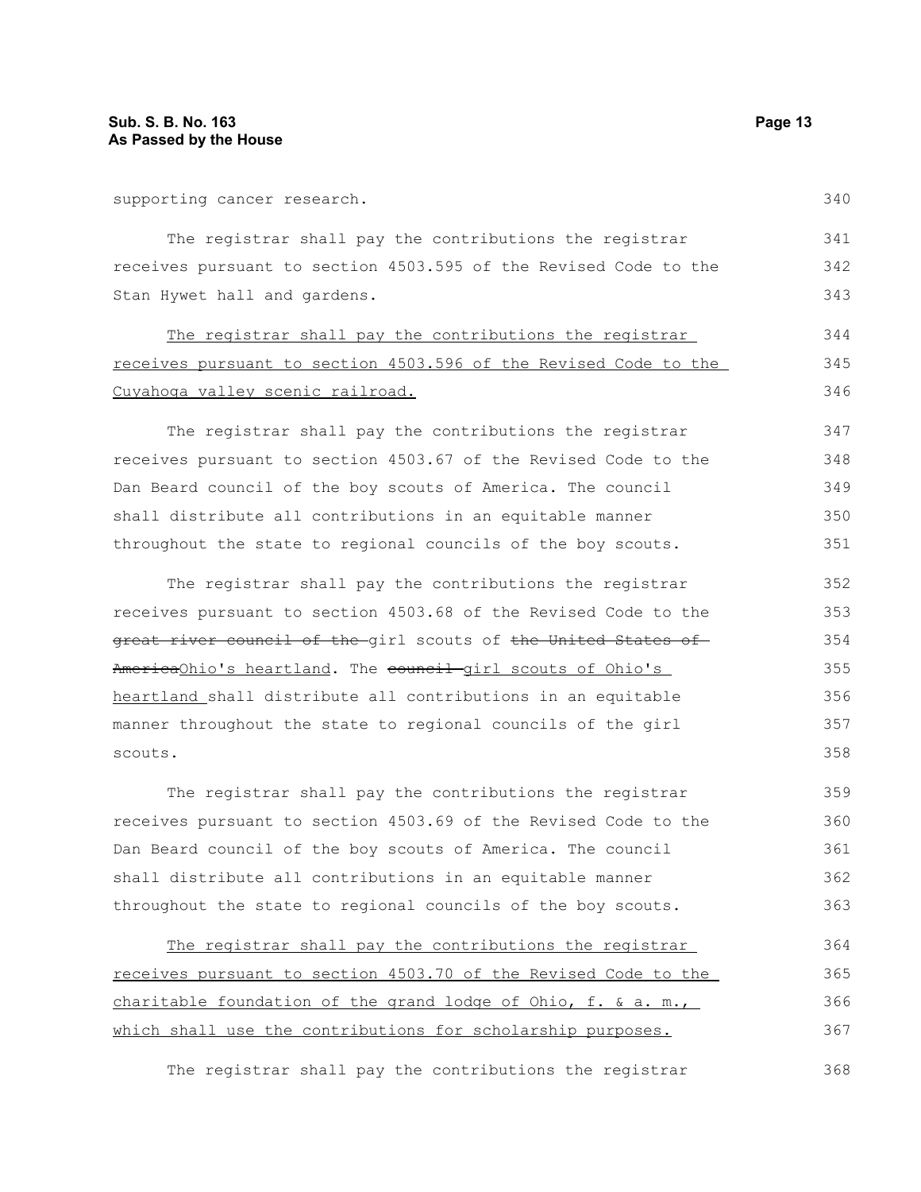supporting cancer research.

The registrar shall pay the contributions the registrar receives pursuant to section 4503.595 of the Revised Code to the Stan Hywet hall and gardens.

The registrar shall pay the contributions the registrar receives pursuant to section 4503.596 of the Revised Code to the Cuyahoga valley scenic railroad.

The registrar shall pay the contributions the registrar receives pursuant to section 4503.67 of the Revised Code to the Dan Beard council of the boy scouts of America. The council shall distribute all contributions in an equitable manner throughout the state to regional councils of the boy scouts.

The registrar shall pay the contributions the registrar receives pursuant to section 4503.68 of the Revised Code to the ~~great river council of the~~ girl scouts of ~~the United States of America~~Ohio's heartland. The ~~council~~ girl scouts of Ohio's heartland shall distribute all contributions in an equitable manner throughout the state to regional councils of the girl scouts.

The registrar shall pay the contributions the registrar receives pursuant to section 4503.69 of the Revised Code to the Dan Beard council of the boy scouts of America. The council shall distribute all contributions in an equitable manner throughout the state to regional councils of the boy scouts.

The registrar shall pay the contributions the registrar receives pursuant to section 4503.70 of the Revised Code to the charitable foundation of the grand lodge of Ohio, f. & a. m., which shall use the contributions for scholarship purposes.

The registrar shall pay the contributions the registrar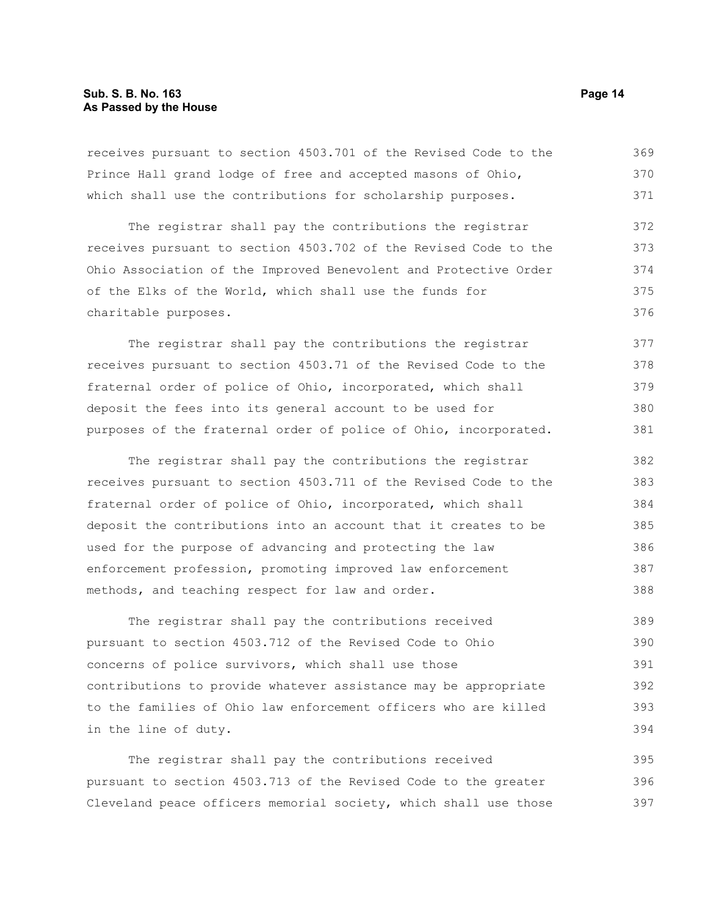receives pursuant to section 4503.701 of the Revised Code to the Prince Hall grand lodge of free and accepted masons of Ohio, which shall use the contributions for scholarship purposes.

The registrar shall pay the contributions the registrar receives pursuant to section 4503.702 of the Revised Code to the Ohio Association of the Improved Benevolent and Protective Order of the Elks of the World, which shall use the funds for charitable purposes.

The registrar shall pay the contributions the registrar receives pursuant to section 4503.71 of the Revised Code to the fraternal order of police of Ohio, incorporated, which shall deposit the fees into its general account to be used for purposes of the fraternal order of police of Ohio, incorporated.

The registrar shall pay the contributions the registrar receives pursuant to section 4503.711 of the Revised Code to the fraternal order of police of Ohio, incorporated, which shall deposit the contributions into an account that it creates to be used for the purpose of advancing and protecting the law enforcement profession, promoting improved law enforcement methods, and teaching respect for law and order.

The registrar shall pay the contributions received pursuant to section 4503.712 of the Revised Code to Ohio concerns of police survivors, which shall use those contributions to provide whatever assistance may be appropriate to the families of Ohio law enforcement officers who are killed in the line of duty.

The registrar shall pay the contributions received pursuant to section 4503.713 of the Revised Code to the greater Cleveland peace officers memorial society, which shall use those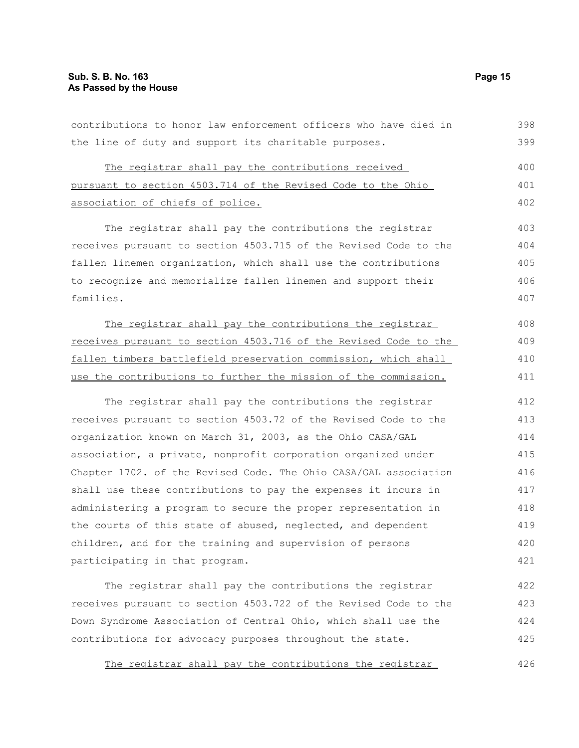contributions to honor law enforcement officers who have died in the line of duty and support its charitable purposes.

<u>The registrar shall pay the contributions received pursuant to section 4503.714 of the Revised Code to the Ohio association of chiefs of police.</u>

The registrar shall pay the contributions the registrar receives pursuant to section 4503.715 of the Revised Code to the fallen linemen organization, which shall use the contributions to recognize and memorialize fallen linemen and support their families.

<u>The registrar shall pay the contributions the registrar receives pursuant to section 4503.716 of the Revised Code to the fallen timbers battlefield preservation commission, which shall use the contributions to further the mission of the commission.</u>

The registrar shall pay the contributions the registrar receives pursuant to section 4503.72 of the Revised Code to the organization known on March 31, 2003, as the Ohio CASA/GAL association, a private, nonprofit corporation organized under Chapter 1702. of the Revised Code. The Ohio CASA/GAL association shall use these contributions to pay the expenses it incurs in administering a program to secure the proper representation in the courts of this state of abused, neglected, and dependent children, and for the training and supervision of persons participating in that program.

The registrar shall pay the contributions the registrar receives pursuant to section 4503.722 of the Revised Code to the Down Syndrome Association of Central Ohio, which shall use the contributions for advocacy purposes throughout the state.

<u>The registrar shall pay the contributions the registrar</u>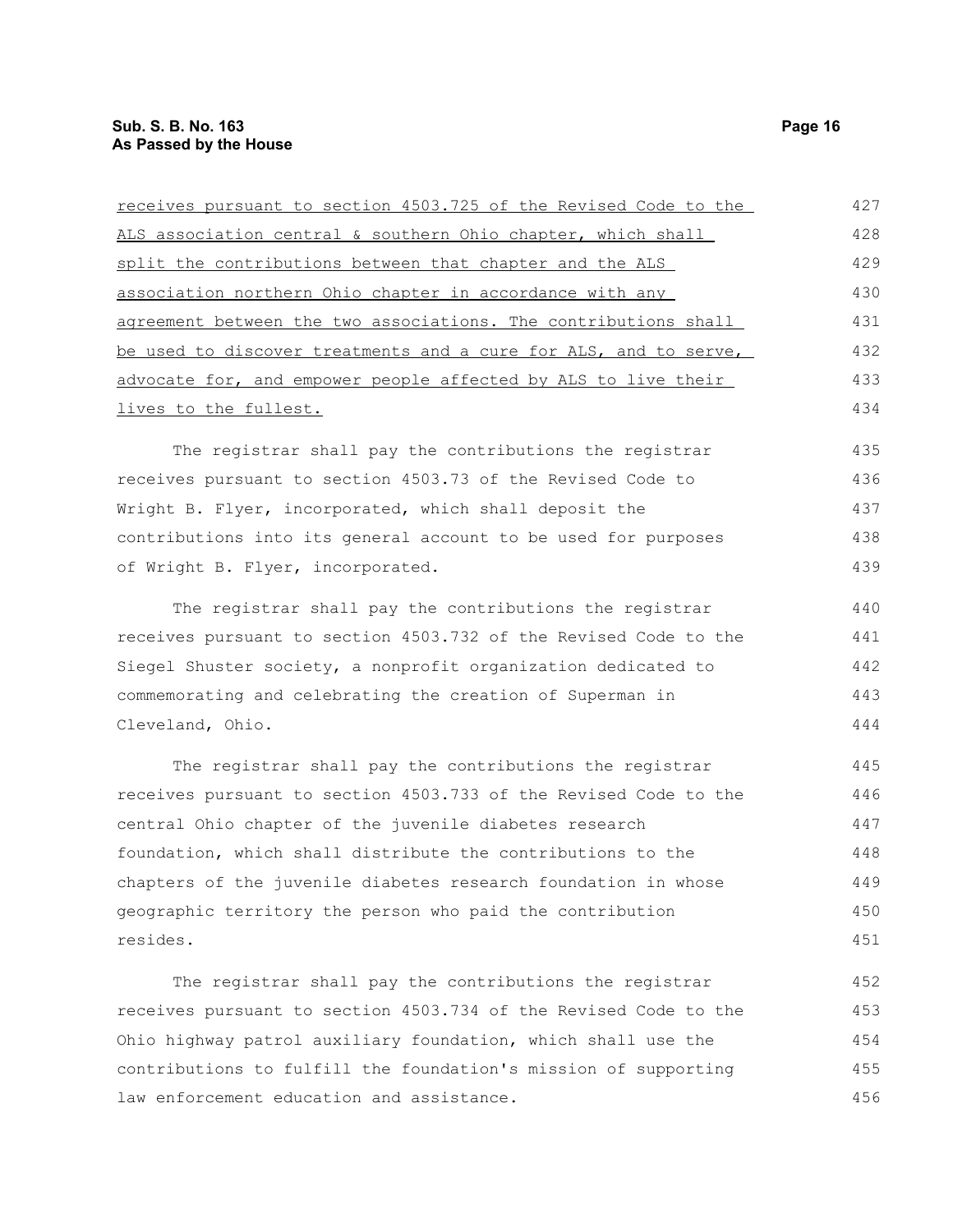receives pursuant to section 4503.725 of the Revised Code to the ALS association central & southern Ohio chapter, which shall split the contributions between that chapter and the ALS association northern Ohio chapter in accordance with any agreement between the two associations. The contributions shall be used to discover treatments and a cure for ALS, and to serve, advocate for, and empower people affected by ALS to live their lives to the fullest.

The registrar shall pay the contributions the registrar receives pursuant to section 4503.73 of the Revised Code to Wright B. Flyer, incorporated, which shall deposit the contributions into its general account to be used for purposes of Wright B. Flyer, incorporated.

The registrar shall pay the contributions the registrar receives pursuant to section 4503.732 of the Revised Code to the Siegel Shuster society, a nonprofit organization dedicated to commemorating and celebrating the creation of Superman in Cleveland, Ohio.

The registrar shall pay the contributions the registrar receives pursuant to section 4503.733 of the Revised Code to the central Ohio chapter of the juvenile diabetes research foundation, which shall distribute the contributions to the chapters of the juvenile diabetes research foundation in whose geographic territory the person who paid the contribution resides.

The registrar shall pay the contributions the registrar receives pursuant to section 4503.734 of the Revised Code to the Ohio highway patrol auxiliary foundation, which shall use the contributions to fulfill the foundation's mission of supporting law enforcement education and assistance.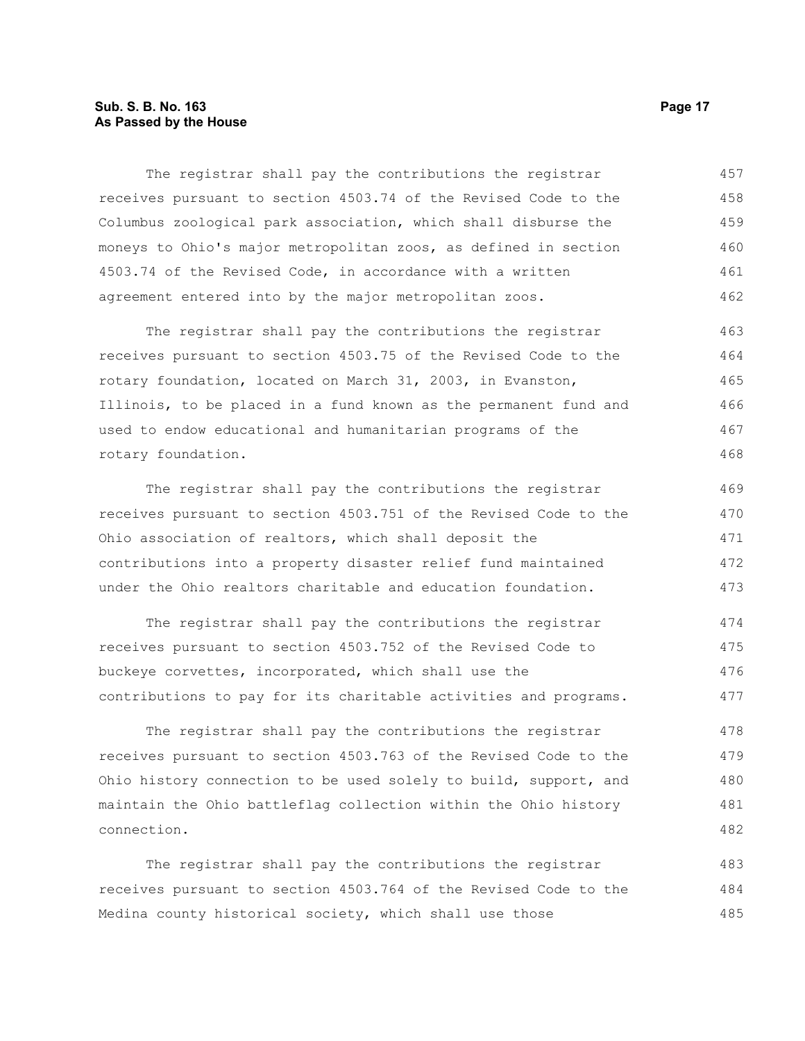The registrar shall pay the contributions the registrar receives pursuant to section 4503.74 of the Revised Code to the Columbus zoological park association, which shall disburse the moneys to Ohio's major metropolitan zoos, as defined in section 4503.74 of the Revised Code, in accordance with a written agreement entered into by the major metropolitan zoos.

The registrar shall pay the contributions the registrar receives pursuant to section 4503.75 of the Revised Code to the rotary foundation, located on March 31, 2003, in Evanston, Illinois, to be placed in a fund known as the permanent fund and used to endow educational and humanitarian programs of the rotary foundation.

The registrar shall pay the contributions the registrar receives pursuant to section 4503.751 of the Revised Code to the Ohio association of realtors, which shall deposit the contributions into a property disaster relief fund maintained under the Ohio realtors charitable and education foundation.

The registrar shall pay the contributions the registrar receives pursuant to section 4503.752 of the Revised Code to buckeye corvettes, incorporated, which shall use the contributions to pay for its charitable activities and programs.

The registrar shall pay the contributions the registrar receives pursuant to section 4503.763 of the Revised Code to the Ohio history connection to be used solely to build, support, and maintain the Ohio battleflag collection within the Ohio history connection.

The registrar shall pay the contributions the registrar receives pursuant to section 4503.764 of the Revised Code to the Medina county historical society, which shall use those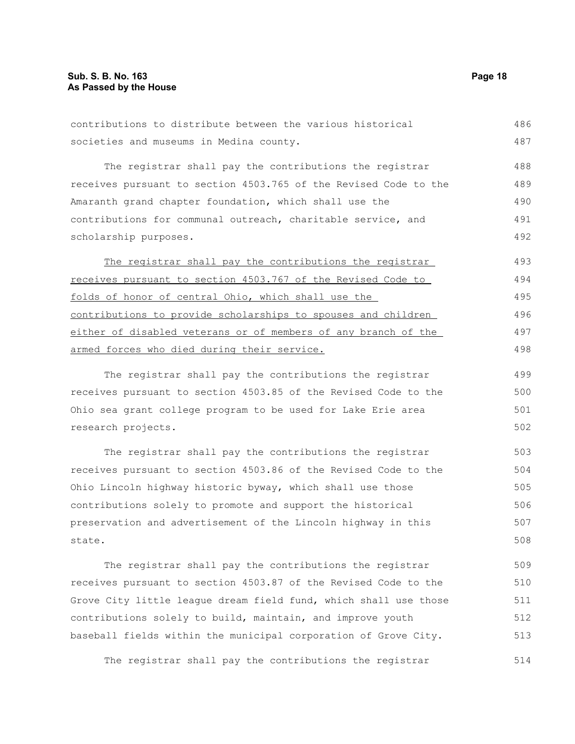contributions to distribute between the various historical societies and museums in Medina county.

The registrar shall pay the contributions the registrar receives pursuant to section 4503.765 of the Revised Code to the Amaranth grand chapter foundation, which shall use the contributions for communal outreach, charitable service, and scholarship purposes.

<u>The registrar shall pay the contributions the registrar receives pursuant to section 4503.767 of the Revised Code to folds of honor of central Ohio, which shall use the contributions to provide scholarships to spouses and children either of disabled veterans or of members of any branch of the armed forces who died during their service.</u>

The registrar shall pay the contributions the registrar receives pursuant to section 4503.85 of the Revised Code to the Ohio sea grant college program to be used for Lake Erie area research projects.

The registrar shall pay the contributions the registrar receives pursuant to section 4503.86 of the Revised Code to the Ohio Lincoln highway historic byway, which shall use those contributions solely to promote and support the historical preservation and advertisement of the Lincoln highway in this state.

The registrar shall pay the contributions the registrar receives pursuant to section 4503.87 of the Revised Code to the Grove City little league dream field fund, which shall use those contributions solely to build, maintain, and improve youth baseball fields within the municipal corporation of Grove City.

The registrar shall pay the contributions the registrar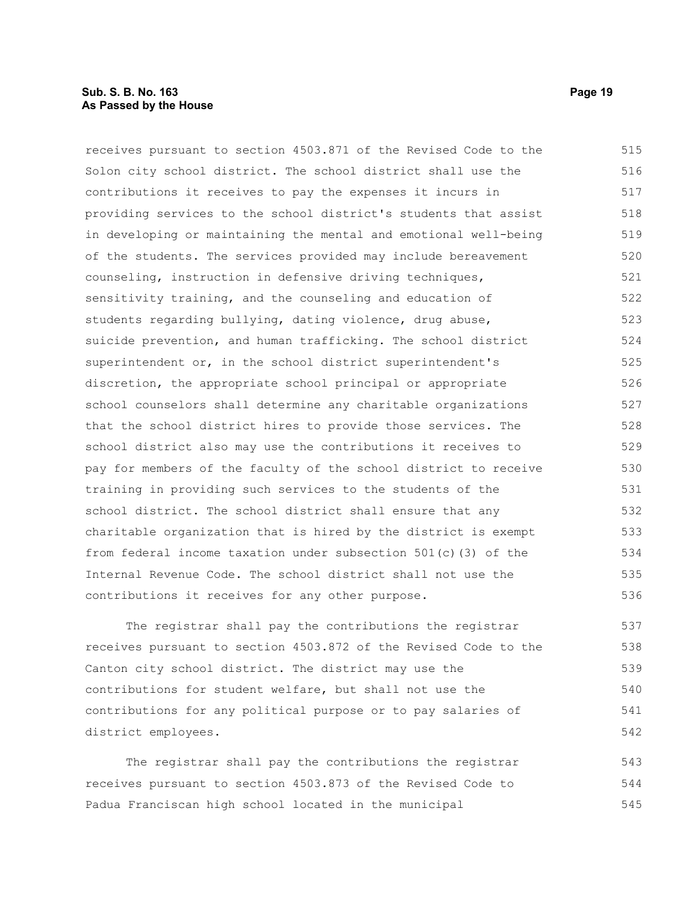receives pursuant to section 4503.871 of the Revised Code to the Solon city school district. The school district shall use the contributions it receives to pay the expenses it incurs in providing services to the school district's students that assist in developing or maintaining the mental and emotional well-being of the students. The services provided may include bereavement counseling, instruction in defensive driving techniques, sensitivity training, and the counseling and education of students regarding bullying, dating violence, drug abuse, suicide prevention, and human trafficking. The school district superintendent or, in the school district superintendent's discretion, the appropriate school principal or appropriate school counselors shall determine any charitable organizations that the school district hires to provide those services. The school district also may use the contributions it receives to pay for members of the faculty of the school district to receive training in providing such services to the students of the school district. The school district shall ensure that any charitable organization that is hired by the district is exempt from federal income taxation under subsection 501(c)(3) of the Internal Revenue Code. The school district shall not use the contributions it receives for any other purpose.

The registrar shall pay the contributions the registrar receives pursuant to section 4503.872 of the Revised Code to the Canton city school district. The district may use the contributions for student welfare, but shall not use the contributions for any political purpose or to pay salaries of district employees.

The registrar shall pay the contributions the registrar receives pursuant to section 4503.873 of the Revised Code to Padua Franciscan high school located in the municipal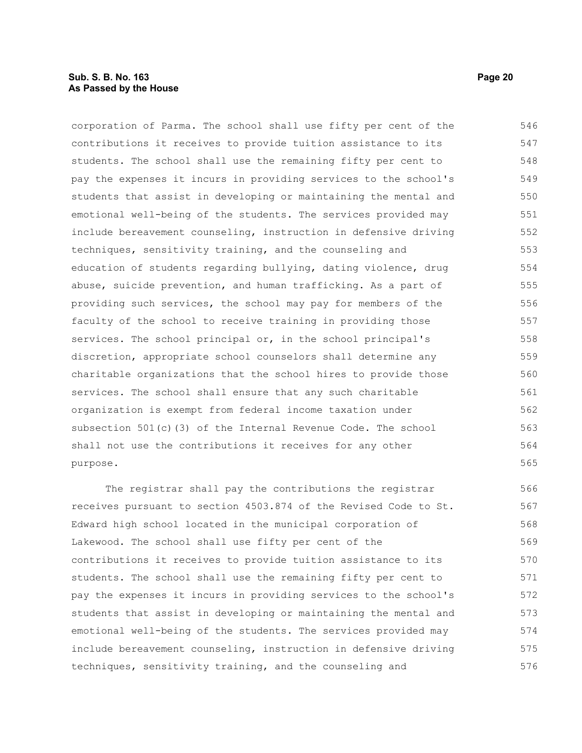corporation of Parma. The school shall use fifty per cent of the contributions it receives to provide tuition assistance to its students. The school shall use the remaining fifty per cent to pay the expenses it incurs in providing services to the school's students that assist in developing or maintaining the mental and emotional well-being of the students. The services provided may include bereavement counseling, instruction in defensive driving techniques, sensitivity training, and the counseling and education of students regarding bullying, dating violence, drug abuse, suicide prevention, and human trafficking. As a part of providing such services, the school may pay for members of the faculty of the school to receive training in providing those services. The school principal or, in the school principal's discretion, appropriate school counselors shall determine any charitable organizations that the school hires to provide those services. The school shall ensure that any such charitable organization is exempt from federal income taxation under subsection 501(c)(3) of the Internal Revenue Code. The school shall not use the contributions it receives for any other purpose.

The registrar shall pay the contributions the registrar receives pursuant to section 4503.874 of the Revised Code to St. Edward high school located in the municipal corporation of Lakewood. The school shall use fifty per cent of the contributions it receives to provide tuition assistance to its students. The school shall use the remaining fifty per cent to pay the expenses it incurs in providing services to the school's students that assist in developing or maintaining the mental and emotional well-being of the students. The services provided may include bereavement counseling, instruction in defensive driving techniques, sensitivity training, and the counseling and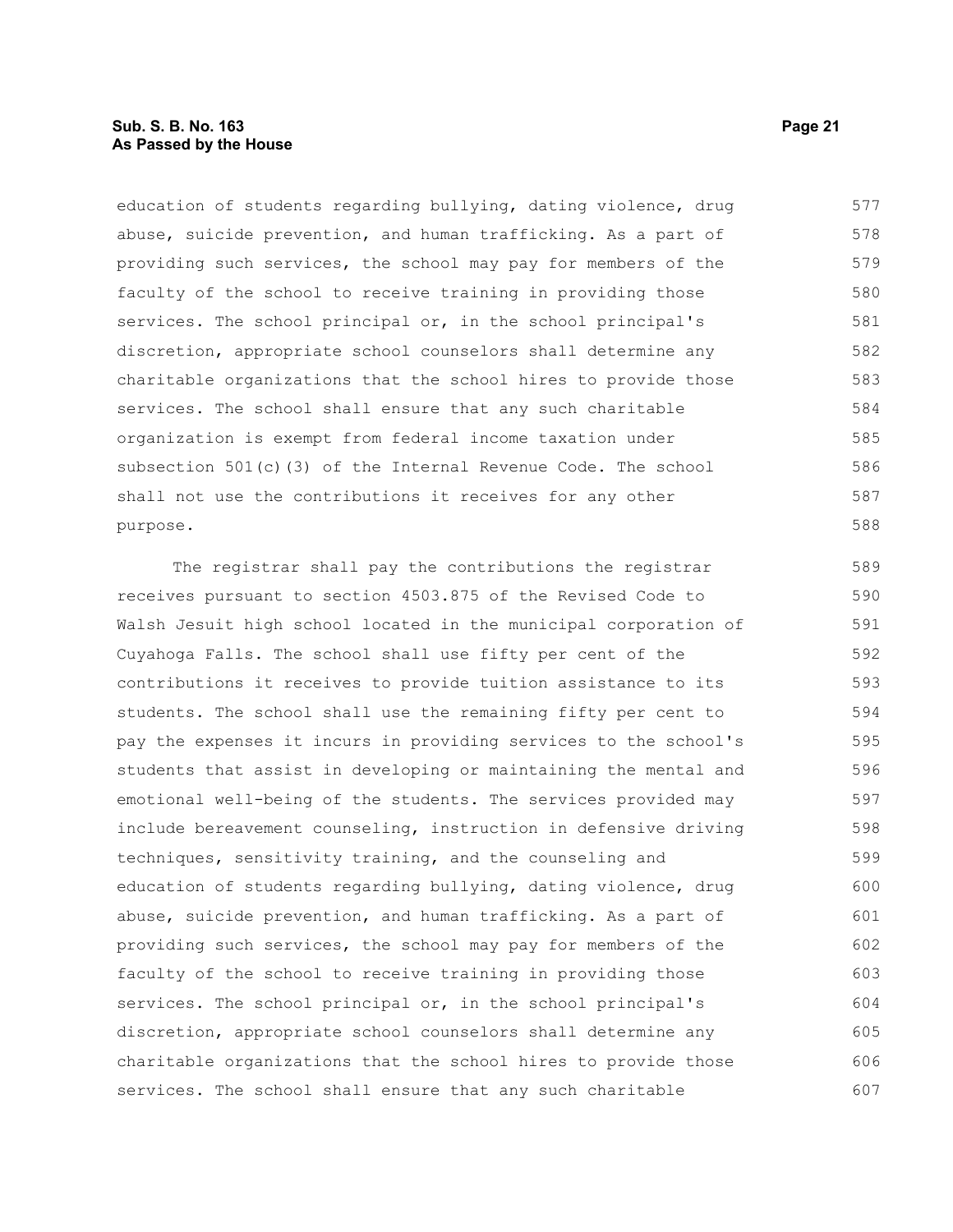education of students regarding bullying, dating violence, drug abuse, suicide prevention, and human trafficking. As a part of providing such services, the school may pay for members of the faculty of the school to receive training in providing those services. The school principal or, in the school principal's discretion, appropriate school counselors shall determine any charitable organizations that the school hires to provide those services. The school shall ensure that any such charitable organization is exempt from federal income taxation under subsection 501(c)(3) of the Internal Revenue Code. The school shall not use the contributions it receives for any other purpose.

The registrar shall pay the contributions the registrar receives pursuant to section 4503.875 of the Revised Code to Walsh Jesuit high school located in the municipal corporation of Cuyahoga Falls. The school shall use fifty per cent of the contributions it receives to provide tuition assistance to its students. The school shall use the remaining fifty per cent to pay the expenses it incurs in providing services to the school's students that assist in developing or maintaining the mental and emotional well-being of the students. The services provided may include bereavement counseling, instruction in defensive driving techniques, sensitivity training, and the counseling and education of students regarding bullying, dating violence, drug abuse, suicide prevention, and human trafficking. As a part of providing such services, the school may pay for members of the faculty of the school to receive training in providing those services. The school principal or, in the school principal's discretion, appropriate school counselors shall determine any charitable organizations that the school hires to provide those services. The school shall ensure that any such charitable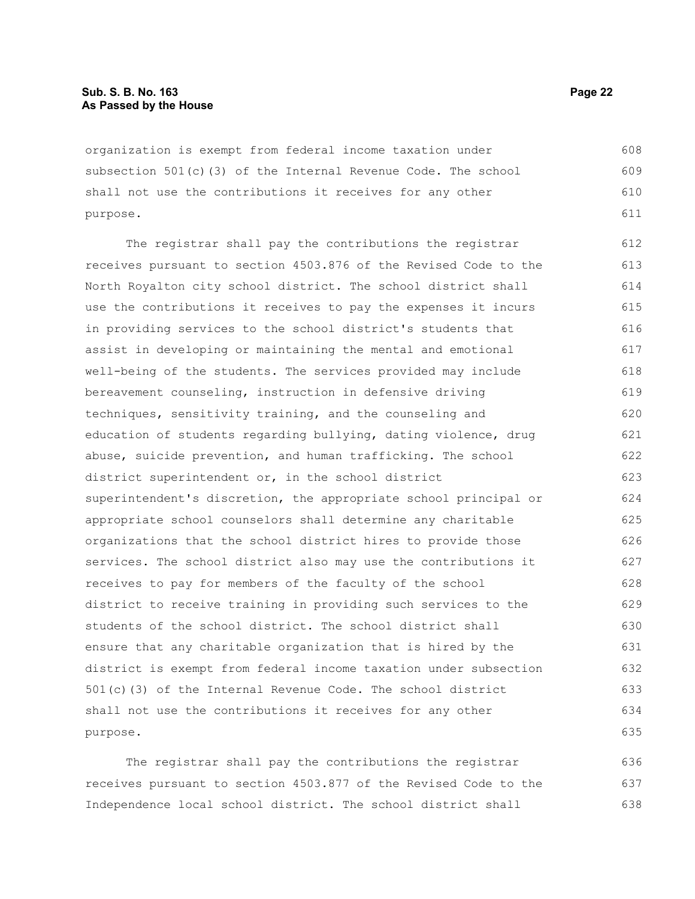organization is exempt from federal income taxation under subsection 501(c)(3) of the Internal Revenue Code. The school shall not use the contributions it receives for any other purpose.

The registrar shall pay the contributions the registrar receives pursuant to section 4503.876 of the Revised Code to the North Royalton city school district. The school district shall use the contributions it receives to pay the expenses it incurs in providing services to the school district's students that assist in developing or maintaining the mental and emotional well-being of the students. The services provided may include bereavement counseling, instruction in defensive driving techniques, sensitivity training, and the counseling and education of students regarding bullying, dating violence, drug abuse, suicide prevention, and human trafficking. The school district superintendent or, in the school district superintendent's discretion, the appropriate school principal or appropriate school counselors shall determine any charitable organizations that the school district hires to provide those services. The school district also may use the contributions it receives to pay for members of the faculty of the school district to receive training in providing such services to the students of the school district. The school district shall ensure that any charitable organization that is hired by the district is exempt from federal income taxation under subsection 501(c)(3) of the Internal Revenue Code. The school district shall not use the contributions it receives for any other purpose.

The registrar shall pay the contributions the registrar receives pursuant to section 4503.877 of the Revised Code to the Independence local school district. The school district shall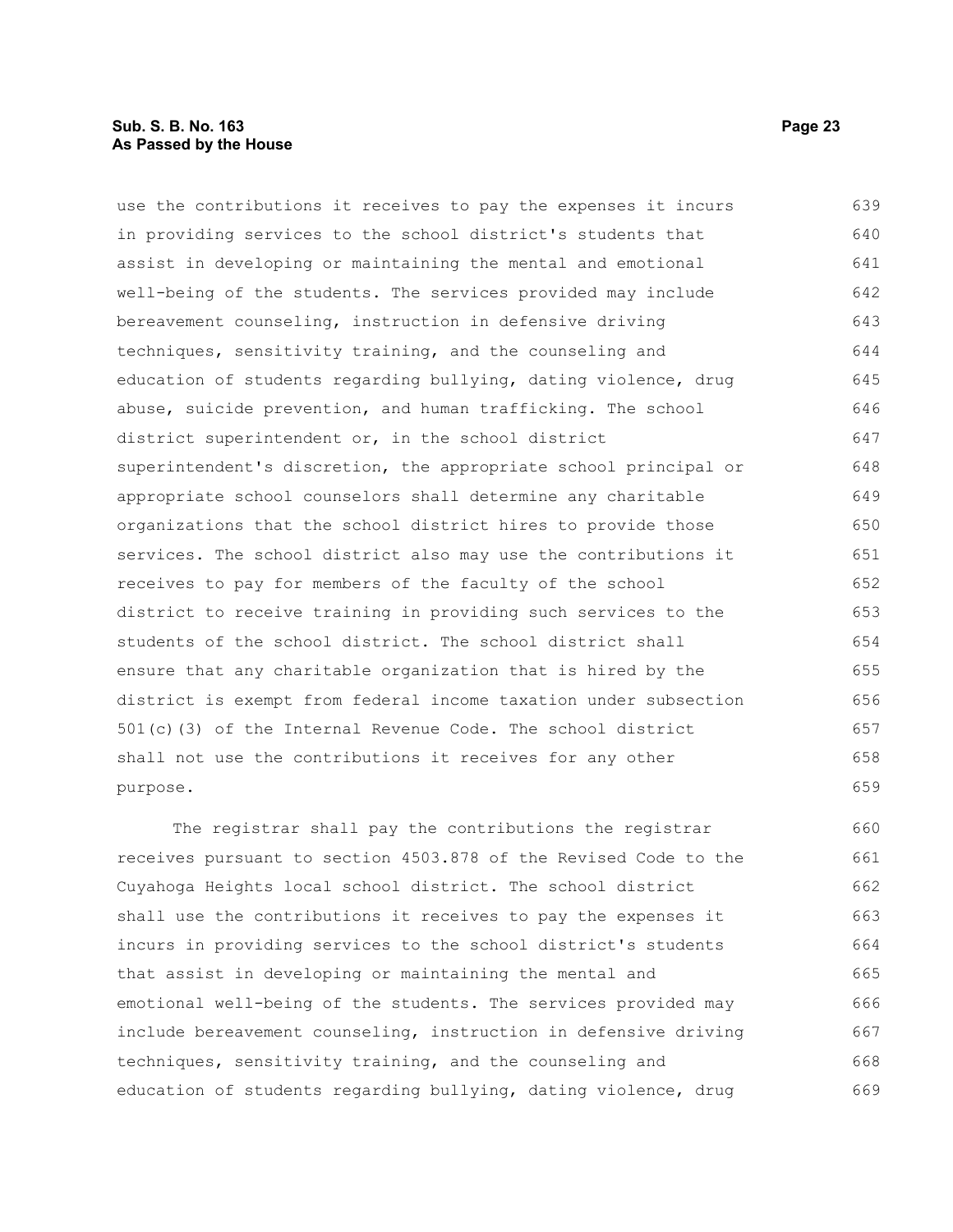use the contributions it receives to pay the expenses it incurs in providing services to the school district's students that assist in developing or maintaining the mental and emotional well-being of the students. The services provided may include bereavement counseling, instruction in defensive driving techniques, sensitivity training, and the counseling and education of students regarding bullying, dating violence, drug abuse, suicide prevention, and human trafficking. The school district superintendent or, in the school district superintendent's discretion, the appropriate school principal or appropriate school counselors shall determine any charitable organizations that the school district hires to provide those services. The school district also may use the contributions it receives to pay for members of the faculty of the school district to receive training in providing such services to the students of the school district. The school district shall ensure that any charitable organization that is hired by the district is exempt from federal income taxation under subsection 501(c)(3) of the Internal Revenue Code. The school district shall not use the contributions it receives for any other purpose.

The registrar shall pay the contributions the registrar receives pursuant to section 4503.878 of the Revised Code to the Cuyahoga Heights local school district. The school district shall use the contributions it receives to pay the expenses it incurs in providing services to the school district's students that assist in developing or maintaining the mental and emotional well-being of the students. The services provided may include bereavement counseling, instruction in defensive driving techniques, sensitivity training, and the counseling and education of students regarding bullying, dating violence, drug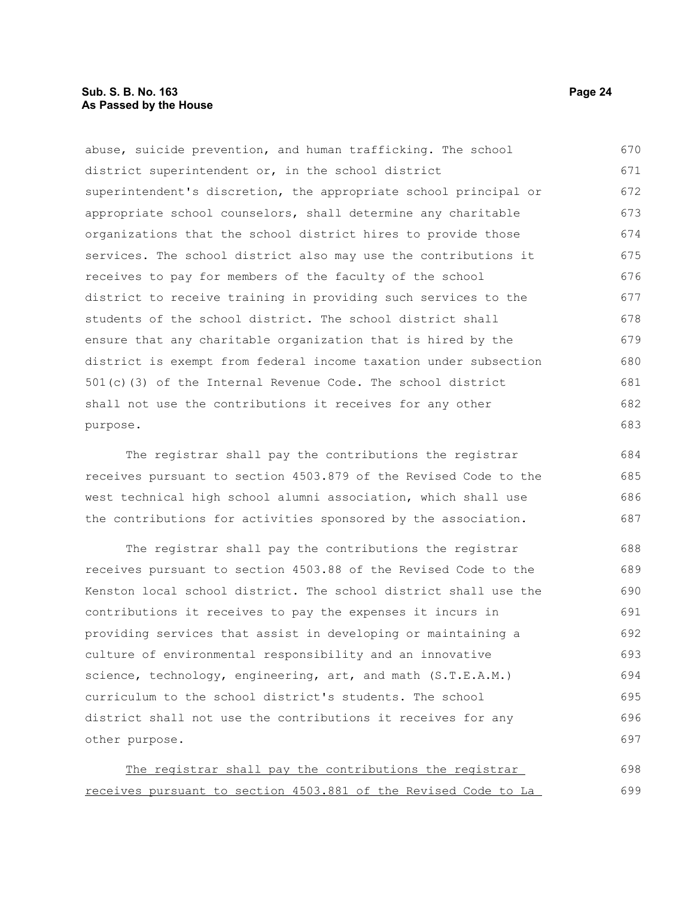abuse, suicide prevention, and human trafficking. The school district superintendent or, in the school district superintendent's discretion, the appropriate school principal or appropriate school counselors, shall determine any charitable organizations that the school district hires to provide those services. The school district also may use the contributions it receives to pay for members of the faculty of the school district to receive training in providing such services to the students of the school district. The school district shall ensure that any charitable organization that is hired by the district is exempt from federal income taxation under subsection 501(c)(3) of the Internal Revenue Code. The school district shall not use the contributions it receives for any other purpose.

The registrar shall pay the contributions the registrar receives pursuant to section 4503.879 of the Revised Code to the west technical high school alumni association, which shall use the contributions for activities sponsored by the association.

The registrar shall pay the contributions the registrar receives pursuant to section 4503.88 of the Revised Code to the Kenston local school district. The school district shall use the contributions it receives to pay the expenses it incurs in providing services that assist in developing or maintaining a culture of environmental responsibility and an innovative science, technology, engineering, art, and math (S.T.E.A.M.) curriculum to the school district's students. The school district shall not use the contributions it receives for any other purpose.

<u>The registrar shall pay the contributions the registrar receives pursuant to section 4503.881 of the Revised Code to La</u>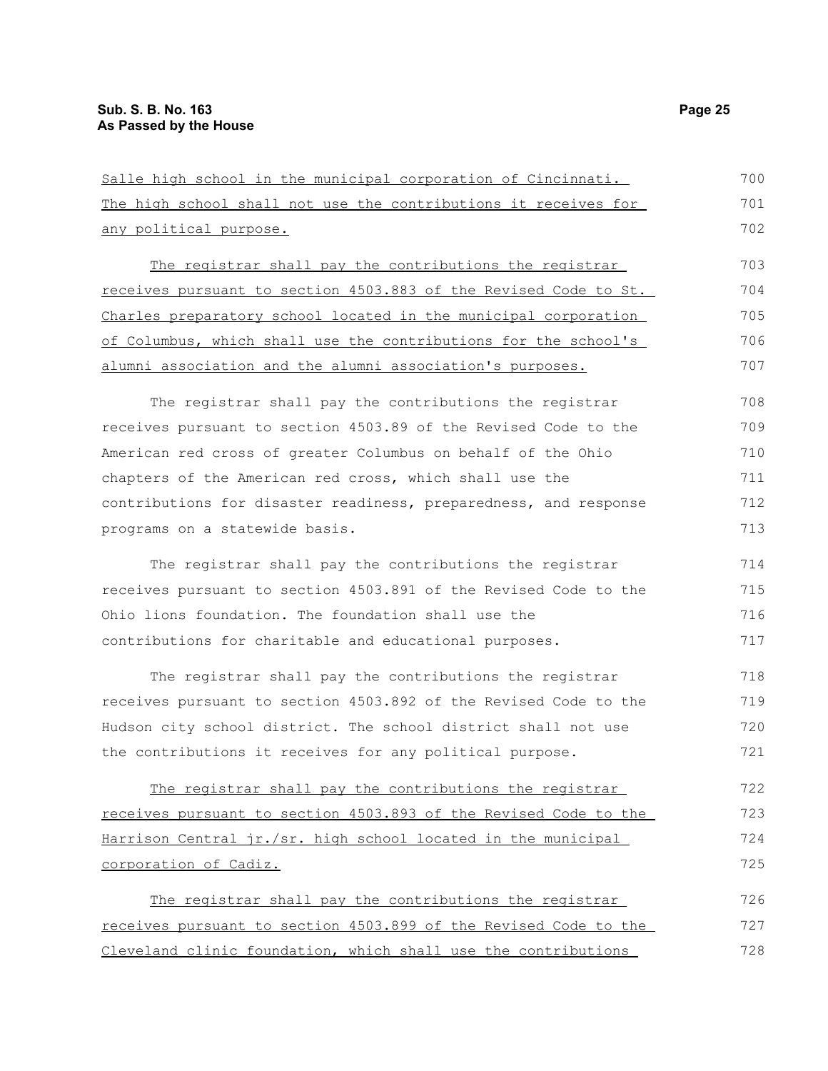Salle high school in the municipal corporation of Cincinnati. The high school shall not use the contributions it receives for any political purpose.

The registrar shall pay the contributions the registrar receives pursuant to section 4503.883 of the Revised Code to St. Charles preparatory school located in the municipal corporation of Columbus, which shall use the contributions for the school's alumni association and the alumni association's purposes.

The registrar shall pay the contributions the registrar receives pursuant to section 4503.89 of the Revised Code to the American red cross of greater Columbus on behalf of the Ohio chapters of the American red cross, which shall use the contributions for disaster readiness, preparedness, and response programs on a statewide basis.

The registrar shall pay the contributions the registrar receives pursuant to section 4503.891 of the Revised Code to the Ohio lions foundation. The foundation shall use the contributions for charitable and educational purposes.

The registrar shall pay the contributions the registrar receives pursuant to section 4503.892 of the Revised Code to the Hudson city school district. The school district shall not use the contributions it receives for any political purpose.

The registrar shall pay the contributions the registrar receives pursuant to section 4503.893 of the Revised Code to the Harrison Central jr./sr. high school located in the municipal corporation of Cadiz.

The registrar shall pay the contributions the registrar receives pursuant to section 4503.899 of the Revised Code to the Cleveland clinic foundation, which shall use the contributions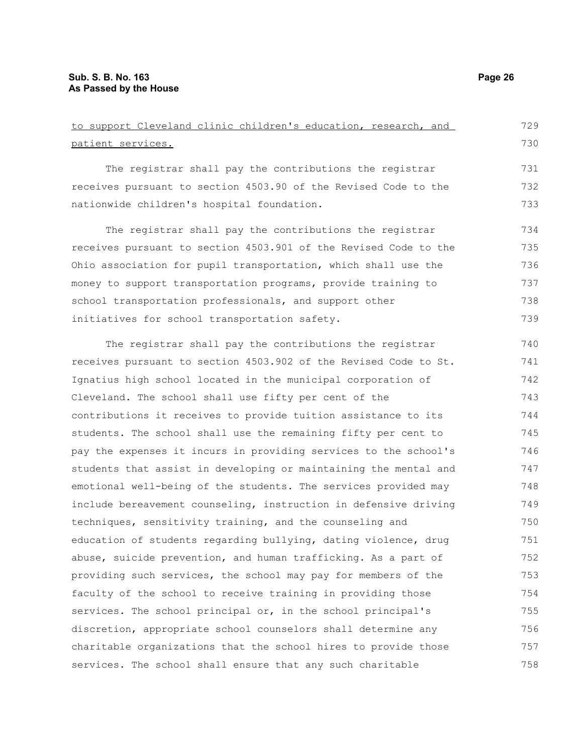to support Cleveland clinic children's education, research, and patient services.

The registrar shall pay the contributions the registrar receives pursuant to section 4503.90 of the Revised Code to the nationwide children's hospital foundation.

The registrar shall pay the contributions the registrar receives pursuant to section 4503.901 of the Revised Code to the Ohio association for pupil transportation, which shall use the money to support transportation programs, provide training to school transportation professionals, and support other initiatives for school transportation safety.

The registrar shall pay the contributions the registrar receives pursuant to section 4503.902 of the Revised Code to St. Ignatius high school located in the municipal corporation of Cleveland. The school shall use fifty per cent of the contributions it receives to provide tuition assistance to its students. The school shall use the remaining fifty per cent to pay the expenses it incurs in providing services to the school's students that assist in developing or maintaining the mental and emotional well-being of the students. The services provided may include bereavement counseling, instruction in defensive driving techniques, sensitivity training, and the counseling and education of students regarding bullying, dating violence, drug abuse, suicide prevention, and human trafficking. As a part of providing such services, the school may pay for members of the faculty of the school to receive training in providing those services. The school principal or, in the school principal's discretion, appropriate school counselors shall determine any charitable organizations that the school hires to provide those services. The school shall ensure that any such charitable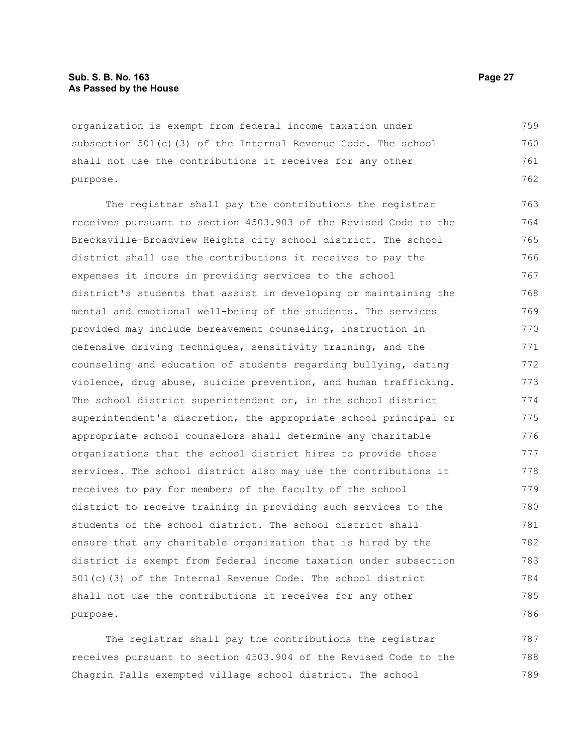organization is exempt from federal income taxation under subsection 501(c)(3) of the Internal Revenue Code. The school shall not use the contributions it receives for any other purpose.

The registrar shall pay the contributions the registrar receives pursuant to section 4503.903 of the Revised Code to the Brecksville-Broadview Heights city school district. The school district shall use the contributions it receives to pay the expenses it incurs in providing services to the school district's students that assist in developing or maintaining the mental and emotional well-being of the students. The services provided may include bereavement counseling, instruction in defensive driving techniques, sensitivity training, and the counseling and education of students regarding bullying, dating violence, drug abuse, suicide prevention, and human trafficking. The school district superintendent or, in the school district superintendent's discretion, the appropriate school principal or appropriate school counselors shall determine any charitable organizations that the school district hires to provide those services. The school district also may use the contributions it receives to pay for members of the faculty of the school district to receive training in providing such services to the students of the school district. The school district shall ensure that any charitable organization that is hired by the district is exempt from federal income taxation under subsection 501(c)(3) of the Internal Revenue Code. The school district shall not use the contributions it receives for any other purpose.

The registrar shall pay the contributions the registrar receives pursuant to section 4503.904 of the Revised Code to the Chagrin Falls exempted village school district. The school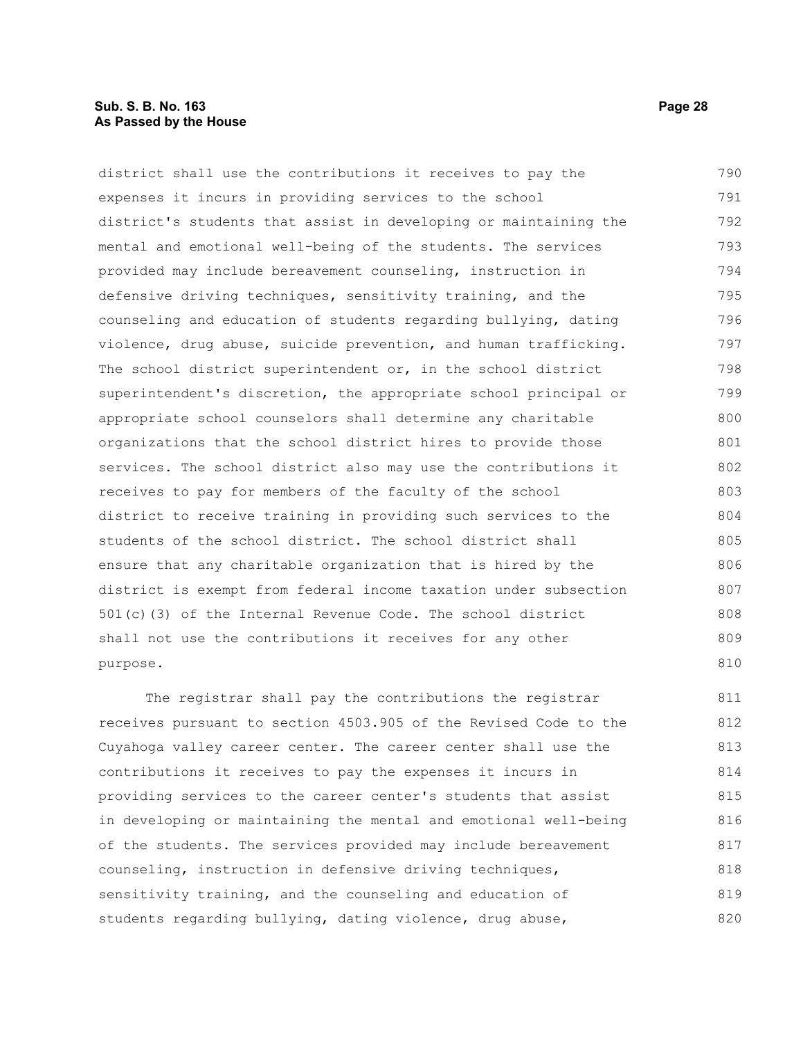district shall use the contributions it receives to pay the expenses it incurs in providing services to the school district's students that assist in developing or maintaining the mental and emotional well-being of the students. The services provided may include bereavement counseling, instruction in defensive driving techniques, sensitivity training, and the counseling and education of students regarding bullying, dating violence, drug abuse, suicide prevention, and human trafficking. The school district superintendent or, in the school district superintendent's discretion, the appropriate school principal or appropriate school counselors shall determine any charitable organizations that the school district hires to provide those services. The school district also may use the contributions it receives to pay for members of the faculty of the school district to receive training in providing such services to the students of the school district. The school district shall ensure that any charitable organization that is hired by the district is exempt from federal income taxation under subsection 501(c)(3) of the Internal Revenue Code. The school district shall not use the contributions it receives for any other purpose.

The registrar shall pay the contributions the registrar receives pursuant to section 4503.905 of the Revised Code to the Cuyahoga valley career center. The career center shall use the contributions it receives to pay the expenses it incurs in providing services to the career center's students that assist in developing or maintaining the mental and emotional well-being of the students. The services provided may include bereavement counseling, instruction in defensive driving techniques, sensitivity training, and the counseling and education of students regarding bullying, dating violence, drug abuse,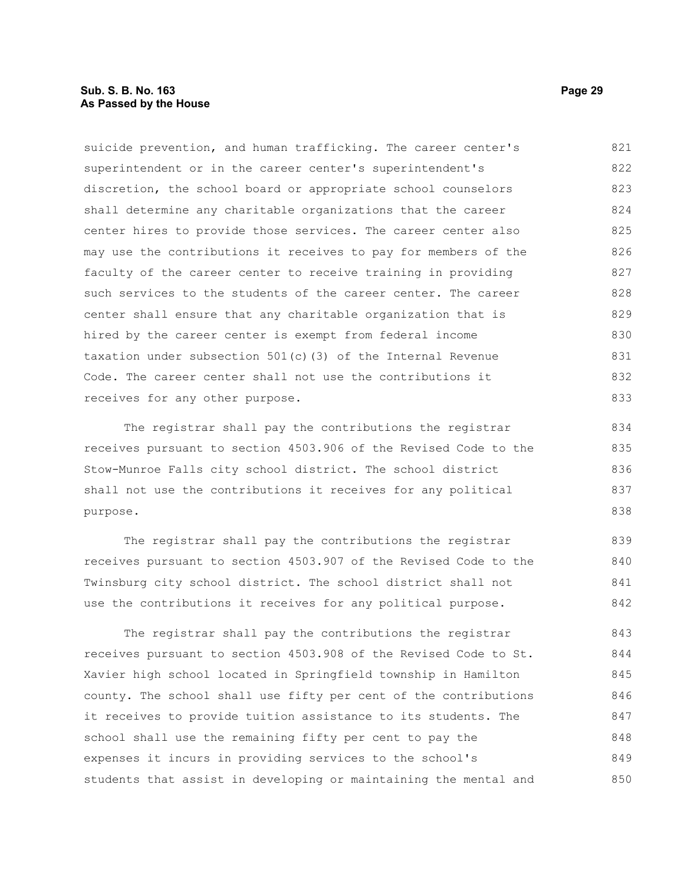suicide prevention, and human trafficking. The career center's superintendent or in the career center's superintendent's discretion, the school board or appropriate school counselors shall determine any charitable organizations that the career center hires to provide those services. The career center also may use the contributions it receives to pay for members of the faculty of the career center to receive training in providing such services to the students of the career center. The career center shall ensure that any charitable organization that is hired by the career center is exempt from federal income taxation under subsection 501(c)(3) of the Internal Revenue Code. The career center shall not use the contributions it receives for any other purpose.

The registrar shall pay the contributions the registrar receives pursuant to section 4503.906 of the Revised Code to the Stow-Munroe Falls city school district. The school district shall not use the contributions it receives for any political purpose.

The registrar shall pay the contributions the registrar receives pursuant to section 4503.907 of the Revised Code to the Twinsburg city school district. The school district shall not use the contributions it receives for any political purpose.

The registrar shall pay the contributions the registrar receives pursuant to section 4503.908 of the Revised Code to St. Xavier high school located in Springfield township in Hamilton county. The school shall use fifty per cent of the contributions it receives to provide tuition assistance to its students. The school shall use the remaining fifty per cent to pay the expenses it incurs in providing services to the school's students that assist in developing or maintaining the mental and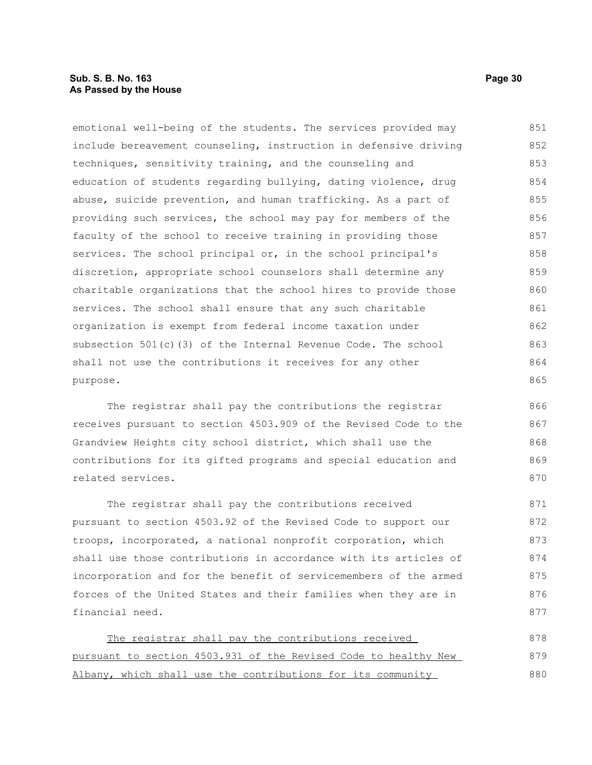emotional well-being of the students. The services provided may include bereavement counseling, instruction in defensive driving techniques, sensitivity training, and the counseling and education of students regarding bullying, dating violence, drug abuse, suicide prevention, and human trafficking. As a part of providing such services, the school may pay for members of the faculty of the school to receive training in providing those services. The school principal or, in the school principal's discretion, appropriate school counselors shall determine any charitable organizations that the school hires to provide those services. The school shall ensure that any such charitable organization is exempt from federal income taxation under subsection 501(c)(3) of the Internal Revenue Code. The school shall not use the contributions it receives for any other purpose.

The registrar shall pay the contributions the registrar receives pursuant to section 4503.909 of the Revised Code to the Grandview Heights city school district, which shall use the contributions for its gifted programs and special education and related services.

The registrar shall pay the contributions received pursuant to section 4503.92 of the Revised Code to support our troops, incorporated, a national nonprofit corporation, which shall use those contributions in accordance with its articles of incorporation and for the benefit of servicemembers of the armed forces of the United States and their families when they are in financial need.

<u>The registrar shall pay the contributions received pursuant to section 4503.931 of the Revised Code to healthy New Albany, which shall use the contributions for its community</u>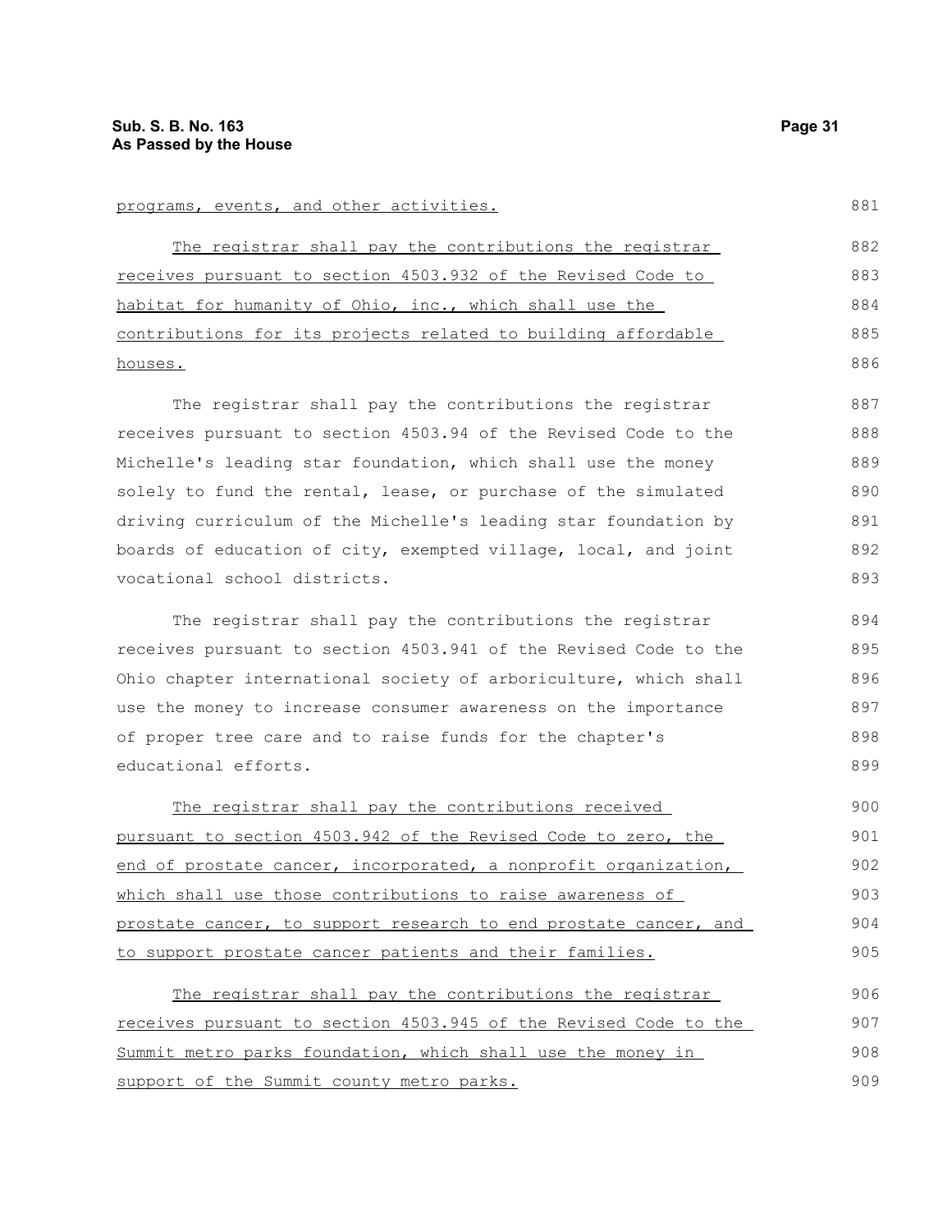programs, events, and other activities.

The registrar shall pay the contributions the registrar receives pursuant to section 4503.932 of the Revised Code to habitat for humanity of Ohio, inc., which shall use the contributions for its projects related to building affordable houses.

The registrar shall pay the contributions the registrar receives pursuant to section 4503.94 of the Revised Code to the Michelle's leading star foundation, which shall use the money solely to fund the rental, lease, or purchase of the simulated driving curriculum of the Michelle's leading star foundation by boards of education of city, exempted village, local, and joint vocational school districts.

The registrar shall pay the contributions the registrar receives pursuant to section 4503.941 of the Revised Code to the Ohio chapter international society of arboriculture, which shall use the money to increase consumer awareness on the importance of proper tree care and to raise funds for the chapter's educational efforts.

The registrar shall pay the contributions received pursuant to section 4503.942 of the Revised Code to zero, the end of prostate cancer, incorporated, a nonprofit organization, which shall use those contributions to raise awareness of prostate cancer, to support research to end prostate cancer, and to support prostate cancer patients and their families.

The registrar shall pay the contributions the registrar receives pursuant to section 4503.945 of the Revised Code to the Summit metro parks foundation, which shall use the money in support of the Summit county metro parks.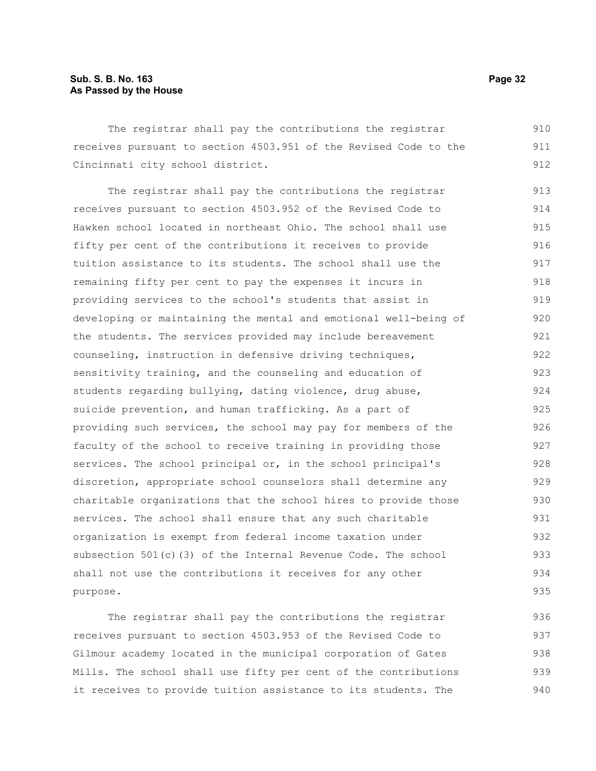The registrar shall pay the contributions the registrar receives pursuant to section 4503.951 of the Revised Code to the Cincinnati city school district.

The registrar shall pay the contributions the registrar receives pursuant to section 4503.952 of the Revised Code to Hawken school located in northeast Ohio. The school shall use fifty per cent of the contributions it receives to provide tuition assistance to its students. The school shall use the remaining fifty per cent to pay the expenses it incurs in providing services to the school's students that assist in developing or maintaining the mental and emotional well-being of the students. The services provided may include bereavement counseling, instruction in defensive driving techniques, sensitivity training, and the counseling and education of students regarding bullying, dating violence, drug abuse, suicide prevention, and human trafficking. As a part of providing such services, the school may pay for members of the faculty of the school to receive training in providing those services. The school principal or, in the school principal's discretion, appropriate school counselors shall determine any charitable organizations that the school hires to provide those services. The school shall ensure that any such charitable organization is exempt from federal income taxation under subsection 501(c)(3) of the Internal Revenue Code. The school shall not use the contributions it receives for any other purpose.

The registrar shall pay the contributions the registrar receives pursuant to section 4503.953 of the Revised Code to Gilmour academy located in the municipal corporation of Gates Mills. The school shall use fifty per cent of the contributions it receives to provide tuition assistance to its students. The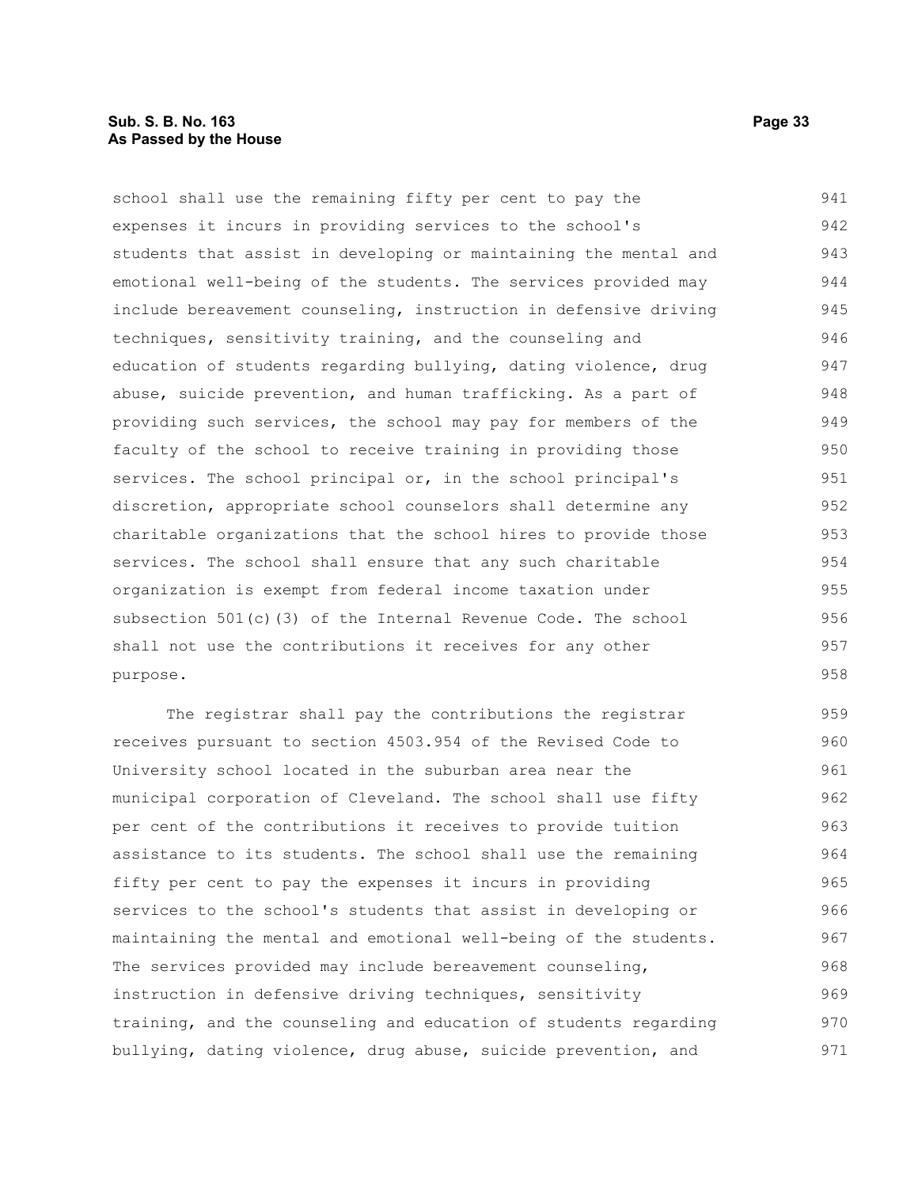school shall use the remaining fifty per cent to pay the expenses it incurs in providing services to the school's students that assist in developing or maintaining the mental and emotional well-being of the students. The services provided may include bereavement counseling, instruction in defensive driving techniques, sensitivity training, and the counseling and education of students regarding bullying, dating violence, drug abuse, suicide prevention, and human trafficking. As a part of providing such services, the school may pay for members of the faculty of the school to receive training in providing those services. The school principal or, in the school principal's discretion, appropriate school counselors shall determine any charitable organizations that the school hires to provide those services. The school shall ensure that any such charitable organization is exempt from federal income taxation under subsection 501(c)(3) of the Internal Revenue Code. The school shall not use the contributions it receives for any other purpose.

The registrar shall pay the contributions the registrar receives pursuant to section 4503.954 of the Revised Code to University school located in the suburban area near the municipal corporation of Cleveland. The school shall use fifty per cent of the contributions it receives to provide tuition assistance to its students. The school shall use the remaining fifty per cent to pay the expenses it incurs in providing services to the school's students that assist in developing or maintaining the mental and emotional well-being of the students. The services provided may include bereavement counseling, instruction in defensive driving techniques, sensitivity training, and the counseling and education of students regarding bullying, dating violence, drug abuse, suicide prevention, and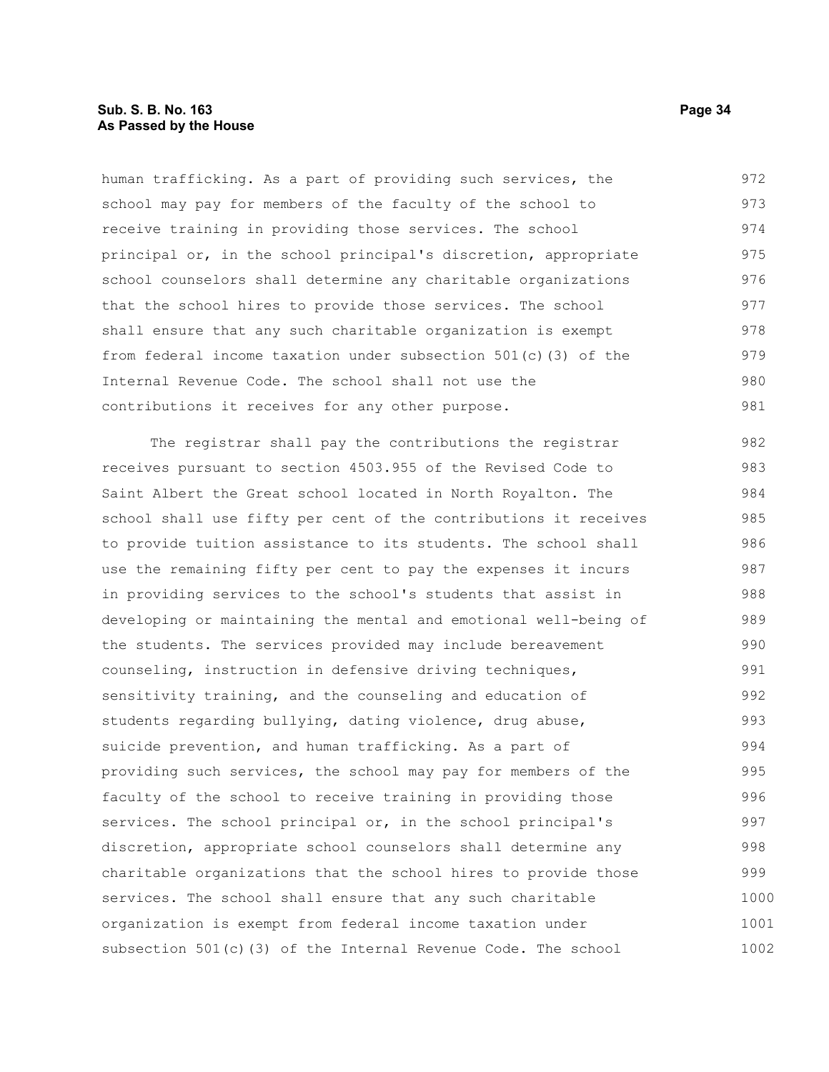human trafficking. As a part of providing such services, the school may pay for members of the faculty of the school to receive training in providing those services. The school principal or, in the school principal's discretion, appropriate school counselors shall determine any charitable organizations that the school hires to provide those services. The school shall ensure that any such charitable organization is exempt from federal income taxation under subsection 501(c)(3) of the Internal Revenue Code. The school shall not use the contributions it receives for any other purpose.

The registrar shall pay the contributions the registrar receives pursuant to section 4503.955 of the Revised Code to Saint Albert the Great school located in North Royalton. The school shall use fifty per cent of the contributions it receives to provide tuition assistance to its students. The school shall use the remaining fifty per cent to pay the expenses it incurs in providing services to the school's students that assist in developing or maintaining the mental and emotional well-being of the students. The services provided may include bereavement counseling, instruction in defensive driving techniques, sensitivity training, and the counseling and education of students regarding bullying, dating violence, drug abuse, suicide prevention, and human trafficking. As a part of providing such services, the school may pay for members of the faculty of the school to receive training in providing those services. The school principal or, in the school principal's discretion, appropriate school counselors shall determine any charitable organizations that the school hires to provide those services. The school shall ensure that any such charitable organization is exempt from federal income taxation under subsection 501(c)(3) of the Internal Revenue Code. The school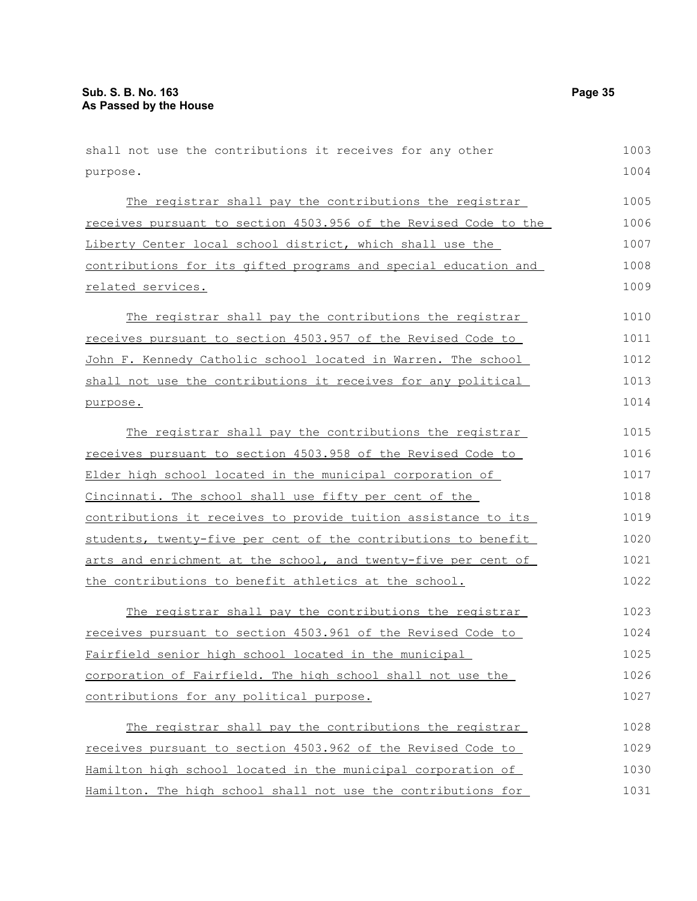shall not use the contributions it receives for any other purpose.

The registrar shall pay the contributions the registrar receives pursuant to section 4503.956 of the Revised Code to the Liberty Center local school district, which shall use the contributions for its gifted programs and special education and related services.

The registrar shall pay the contributions the registrar receives pursuant to section 4503.957 of the Revised Code to John F. Kennedy Catholic school located in Warren. The school shall not use the contributions it receives for any political purpose.

The registrar shall pay the contributions the registrar receives pursuant to section 4503.958 of the Revised Code to Elder high school located in the municipal corporation of Cincinnati. The school shall use fifty per cent of the contributions it receives to provide tuition assistance to its students, twenty-five per cent of the contributions to benefit arts and enrichment at the school, and twenty-five per cent of the contributions to benefit athletics at the school.

The registrar shall pay the contributions the registrar receives pursuant to section 4503.961 of the Revised Code to Fairfield senior high school located in the municipal corporation of Fairfield. The high school shall not use the contributions for any political purpose.

The registrar shall pay the contributions the registrar receives pursuant to section 4503.962 of the Revised Code to Hamilton high school located in the municipal corporation of Hamilton. The high school shall not use the contributions for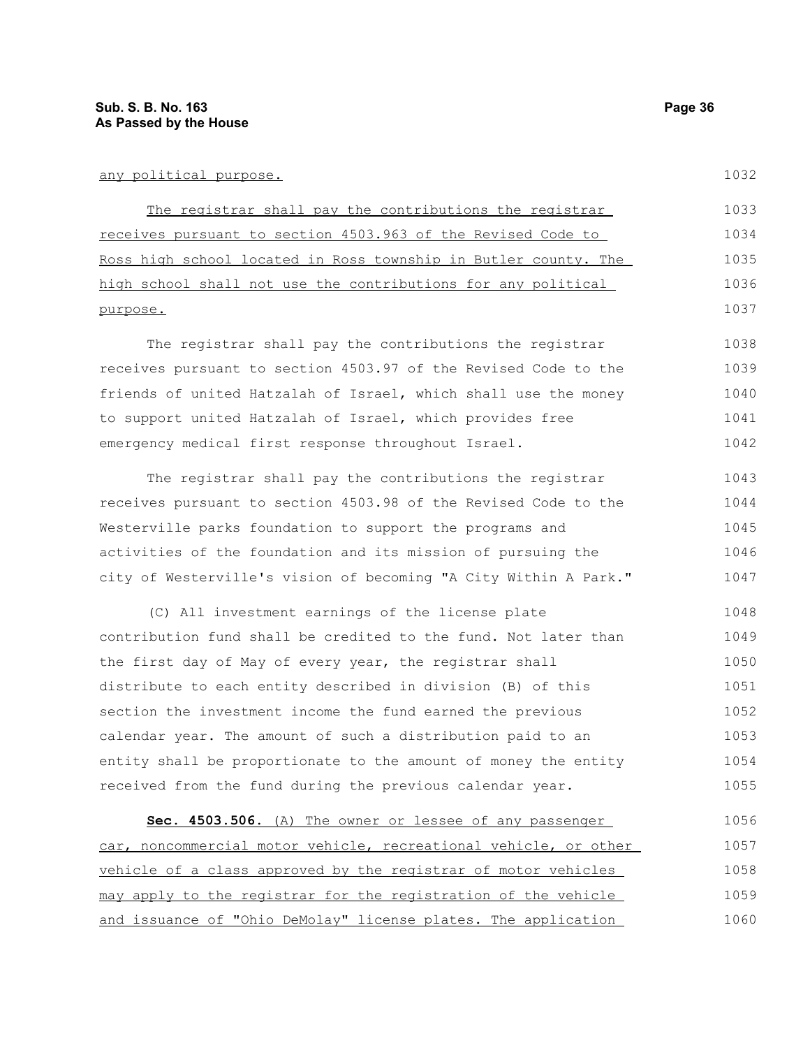any political purpose.

The registrar shall pay the contributions the registrar receives pursuant to section 4503.963 of the Revised Code to Ross high school located in Ross township in Butler county. The high school shall not use the contributions for any political purpose.

The registrar shall pay the contributions the registrar receives pursuant to section 4503.97 of the Revised Code to the friends of united Hatzalah of Israel, which shall use the money to support united Hatzalah of Israel, which provides free emergency medical first response throughout Israel.

The registrar shall pay the contributions the registrar receives pursuant to section 4503.98 of the Revised Code to the Westerville parks foundation to support the programs and activities of the foundation and its mission of pursuing the city of Westerville's vision of becoming "A City Within A Park."

(C) All investment earnings of the license plate contribution fund shall be credited to the fund. Not later than the first day of May of every year, the registrar shall distribute to each entity described in division (B) of this section the investment income the fund earned the previous calendar year. The amount of such a distribution paid to an entity shall be proportionate to the amount of money the entity received from the fund during the previous calendar year.

**Sec. 4503.506.** (A) The owner or lessee of any passenger car, noncommercial motor vehicle, recreational vehicle, or other vehicle of a class approved by the registrar of motor vehicles may apply to the registrar for the registration of the vehicle and issuance of "Ohio DeMolay" license plates. The application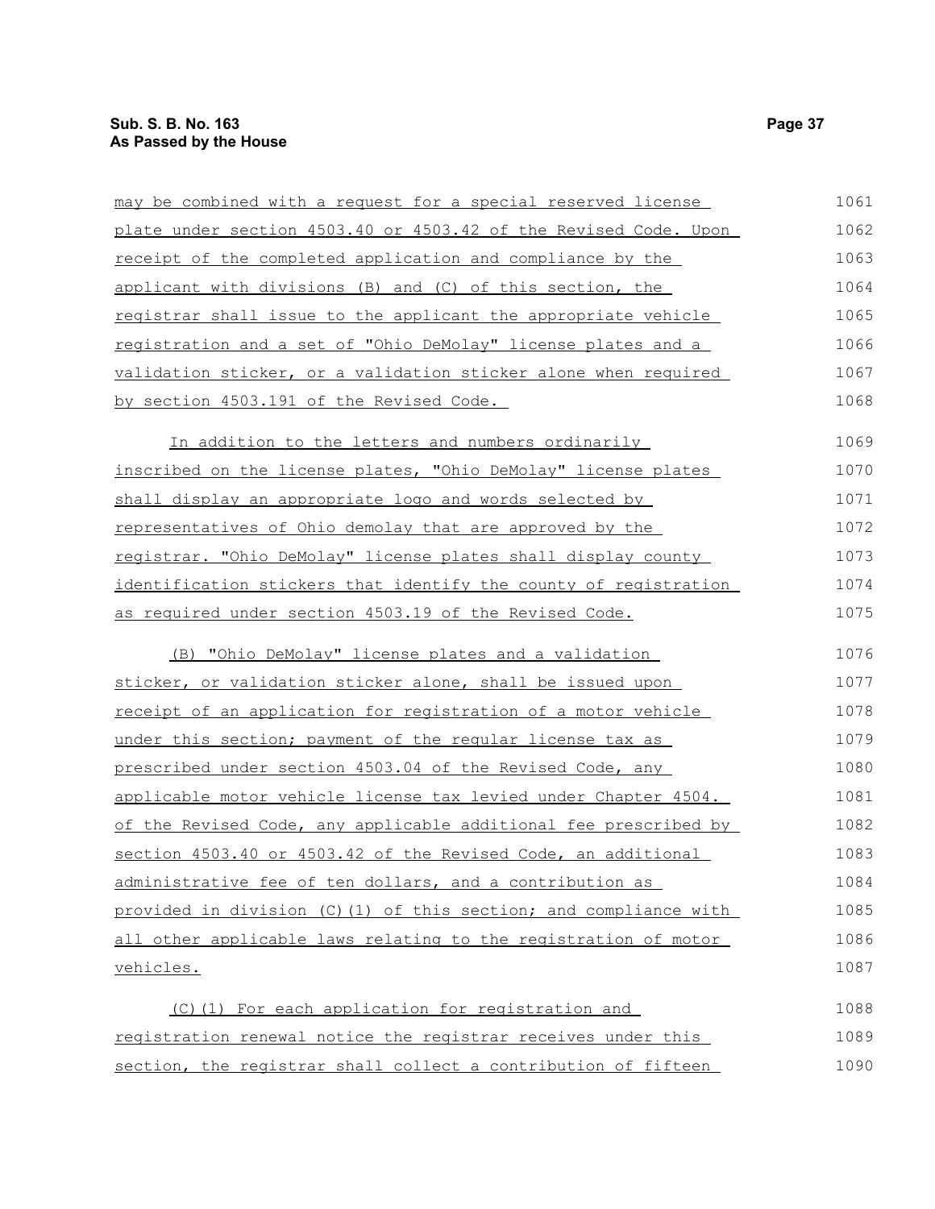may be combined with a request for a special reserved license plate under section 4503.40 or 4503.42 of the Revised Code. Upon receipt of the completed application and compliance by the applicant with divisions (B) and (C) of this section, the registrar shall issue to the applicant the appropriate vehicle registration and a set of "Ohio DeMolay" license plates and a validation sticker, or a validation sticker alone when required by section 4503.191 of the Revised Code.

In addition to the letters and numbers ordinarily inscribed on the license plates, "Ohio DeMolay" license plates shall display an appropriate logo and words selected by representatives of Ohio demolay that are approved by the registrar. "Ohio DeMolay" license plates shall display county identification stickers that identify the county of registration as required under section 4503.19 of the Revised Code.

(B) "Ohio DeMolay" license plates and a validation sticker, or validation sticker alone, shall be issued upon receipt of an application for registration of a motor vehicle under this section; payment of the regular license tax as prescribed under section 4503.04 of the Revised Code, any applicable motor vehicle license tax levied under Chapter 4504. of the Revised Code, any applicable additional fee prescribed by section 4503.40 or 4503.42 of the Revised Code, an additional administrative fee of ten dollars, and a contribution as provided in division (C)(1) of this section; and compliance with all other applicable laws relating to the registration of motor vehicles.

(C)(1) For each application for registration and registration renewal notice the registrar receives under this section, the registrar shall collect a contribution of fifteen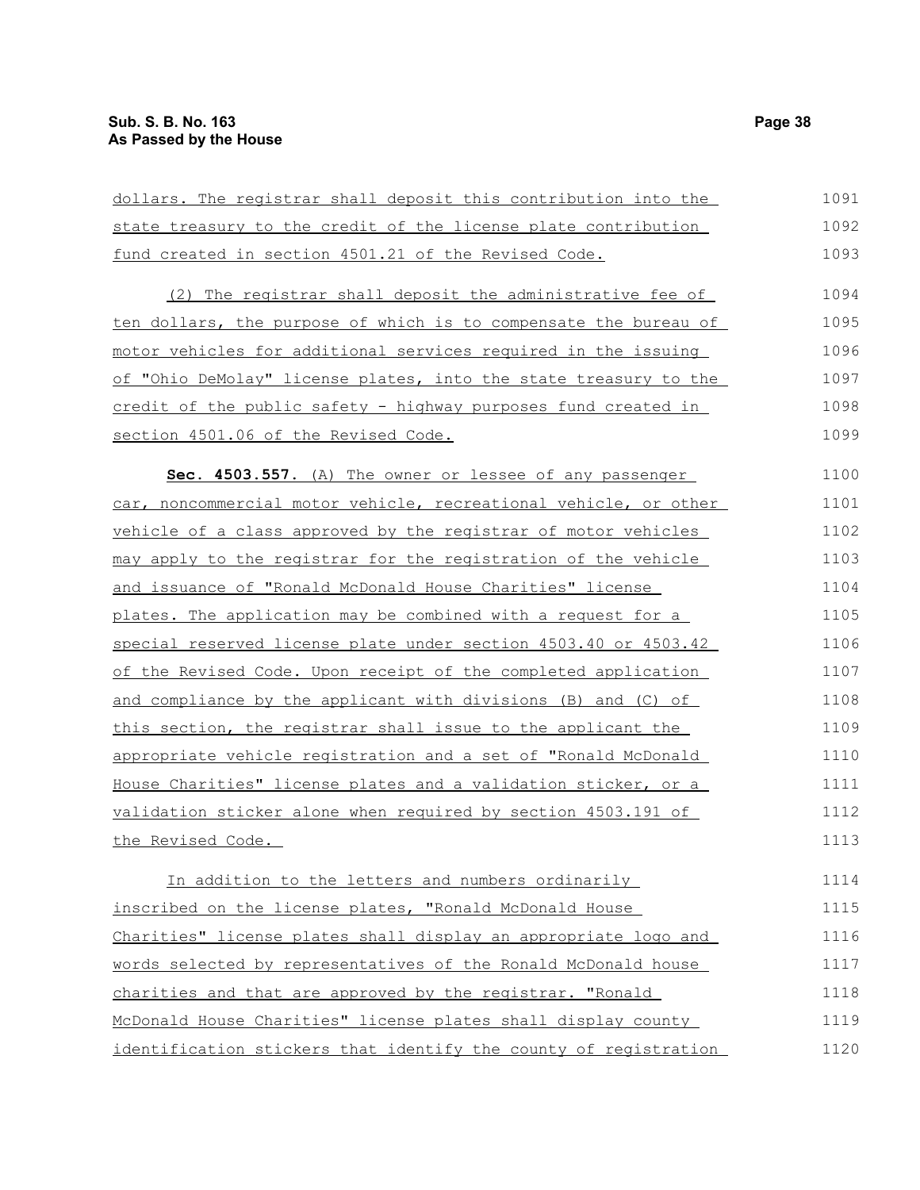dollars. The registrar shall deposit this contribution into the state treasury to the credit of the license plate contribution fund created in section 4501.21 of the Revised Code.

(2) The registrar shall deposit the administrative fee of ten dollars, the purpose of which is to compensate the bureau of motor vehicles for additional services required in the issuing of "Ohio DeMolay" license plates, into the state treasury to the credit of the public safety - highway purposes fund created in section 4501.06 of the Revised Code.

**Sec. 4503.557.** (A) The owner or lessee of any passenger car, noncommercial motor vehicle, recreational vehicle, or other vehicle of a class approved by the registrar of motor vehicles may apply to the registrar for the registration of the vehicle and issuance of "Ronald McDonald House Charities" license plates. The application may be combined with a request for a special reserved license plate under section 4503.40 or 4503.42 of the Revised Code. Upon receipt of the completed application and compliance by the applicant with divisions (B) and (C) of this section, the registrar shall issue to the applicant the appropriate vehicle registration and a set of "Ronald McDonald House Charities" license plates and a validation sticker, or a validation sticker alone when required by section 4503.191 of the Revised Code.

In addition to the letters and numbers ordinarily inscribed on the license plates, "Ronald McDonald House Charities" license plates shall display an appropriate logo and words selected by representatives of the Ronald McDonald house charities and that are approved by the registrar. "Ronald McDonald House Charities" license plates shall display county identification stickers that identify the county of registration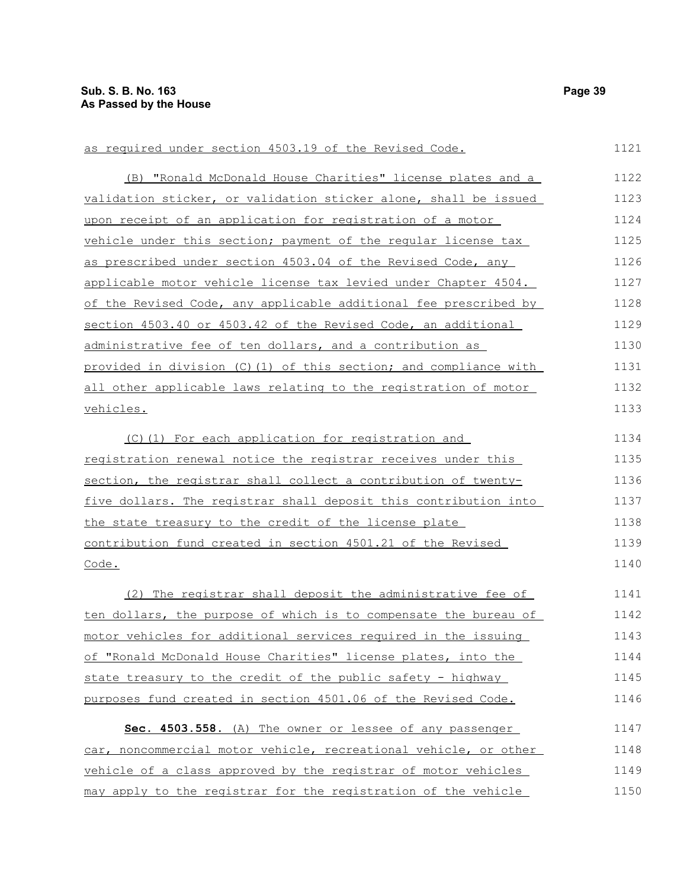as required under section 4503.19 of the Revised Code.

(B) "Ronald McDonald House Charities" license plates and a validation sticker, or validation sticker alone, shall be issued upon receipt of an application for registration of a motor vehicle under this section; payment of the regular license tax as prescribed under section 4503.04 of the Revised Code, any applicable motor vehicle license tax levied under Chapter 4504. of the Revised Code, any applicable additional fee prescribed by section 4503.40 or 4503.42 of the Revised Code, an additional administrative fee of ten dollars, and a contribution as provided in division (C)(1) of this section; and compliance with all other applicable laws relating to the registration of motor vehicles.

(C)(1) For each application for registration and registration renewal notice the registrar receives under this section, the registrar shall collect a contribution of twenty-five dollars. The registrar shall deposit this contribution into the state treasury to the credit of the license plate contribution fund created in section 4501.21 of the Revised Code.

(2) The registrar shall deposit the administrative fee of ten dollars, the purpose of which is to compensate the bureau of motor vehicles for additional services required in the issuing of "Ronald McDonald House Charities" license plates, into the state treasury to the credit of the public safety - highway purposes fund created in section 4501.06 of the Revised Code.

**Sec. 4503.558.** (A) The owner or lessee of any passenger car, noncommercial motor vehicle, recreational vehicle, or other vehicle of a class approved by the registrar of motor vehicles may apply to the registrar for the registration of the vehicle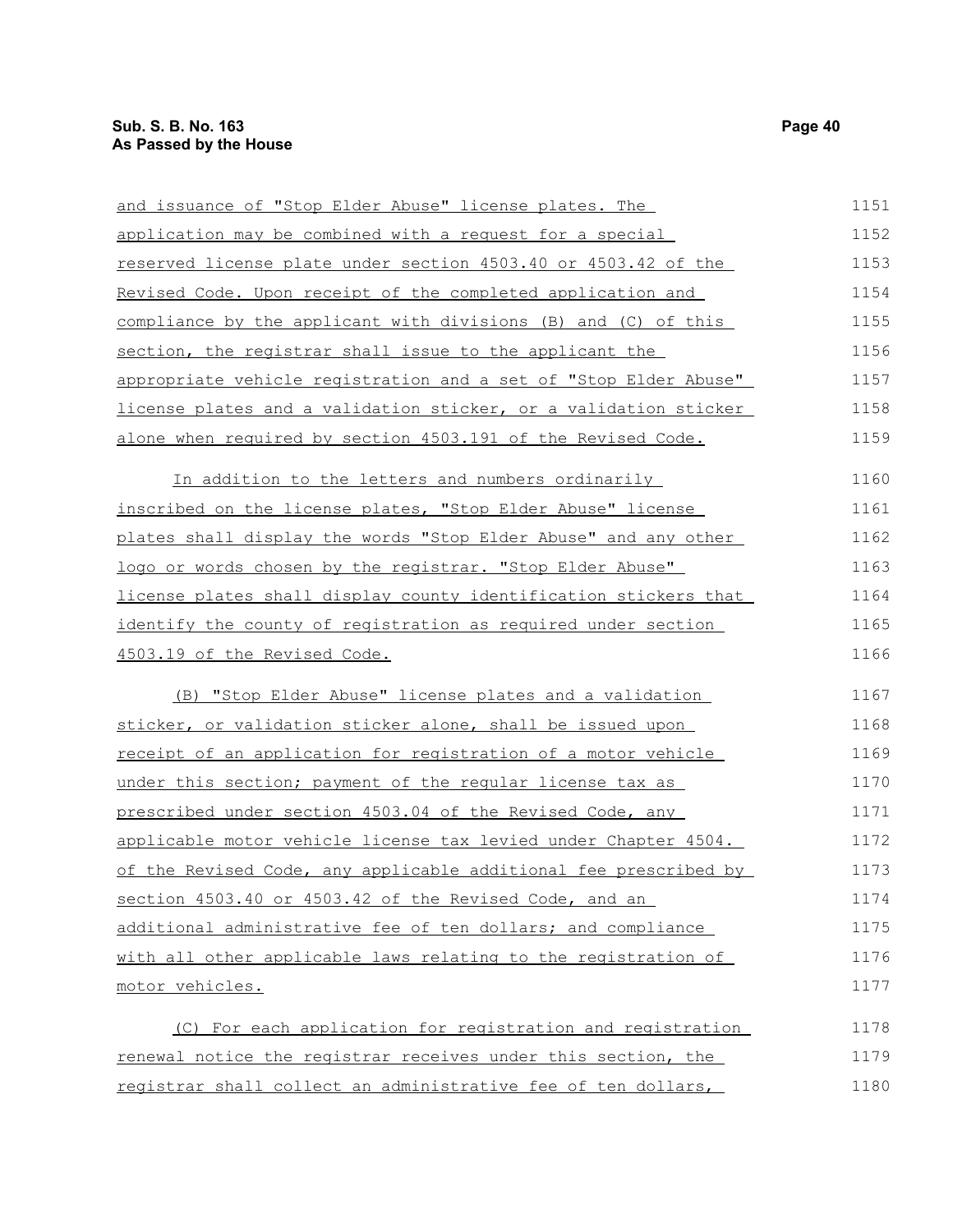and issuance of "Stop Elder Abuse" license plates. The application may be combined with a request for a special reserved license plate under section 4503.40 or 4503.42 of the Revised Code. Upon receipt of the completed application and compliance by the applicant with divisions (B) and (C) of this section, the registrar shall issue to the applicant the appropriate vehicle registration and a set of "Stop Elder Abuse" license plates and a validation sticker, or a validation sticker alone when required by section 4503.191 of the Revised Code.

In addition to the letters and numbers ordinarily inscribed on the license plates, "Stop Elder Abuse" license plates shall display the words "Stop Elder Abuse" and any other logo or words chosen by the registrar. "Stop Elder Abuse" license plates shall display county identification stickers that identify the county of registration as required under section 4503.19 of the Revised Code.

(B) "Stop Elder Abuse" license plates and a validation sticker, or validation sticker alone, shall be issued upon receipt of an application for registration of a motor vehicle under this section; payment of the regular license tax as prescribed under section 4503.04 of the Revised Code, any applicable motor vehicle license tax levied under Chapter 4504. of the Revised Code, any applicable additional fee prescribed by section 4503.40 or 4503.42 of the Revised Code, and an additional administrative fee of ten dollars; and compliance with all other applicable laws relating to the registration of motor vehicles.

(C) For each application for registration and registration renewal notice the registrar receives under this section, the registrar shall collect an administrative fee of ten dollars,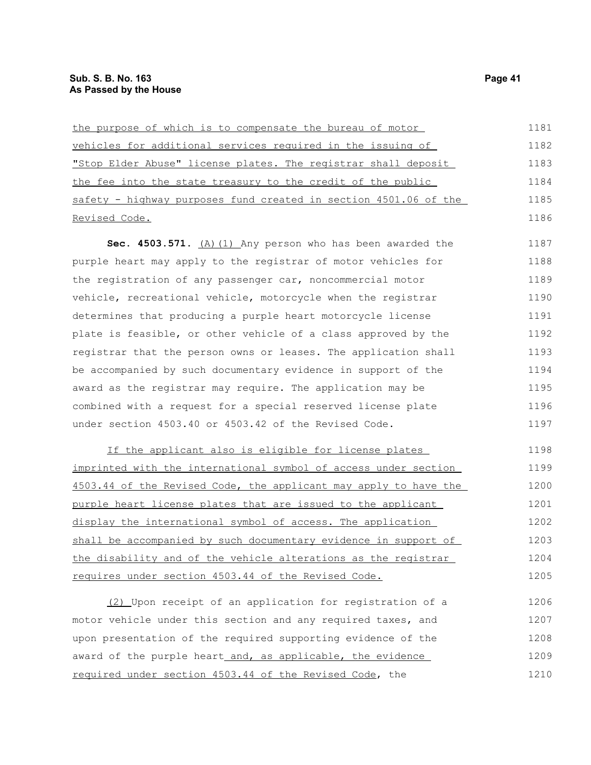the purpose of which is to compensate the bureau of motor vehicles for additional services required in the issuing of "Stop Elder Abuse" license plates. The registrar shall deposit the fee into the state treasury to the credit of the public safety - highway purposes fund created in section 4501.06 of the Revised Code.

**Sec. 4503.571.** (A)(1) Any person who has been awarded the purple heart may apply to the registrar of motor vehicles for the registration of any passenger car, noncommercial motor vehicle, recreational vehicle, motorcycle when the registrar determines that producing a purple heart motorcycle license plate is feasible, or other vehicle of a class approved by the registrar that the person owns or leases. The application shall be accompanied by such documentary evidence in support of the award as the registrar may require. The application may be combined with a request for a special reserved license plate under section 4503.40 or 4503.42 of the Revised Code.

If the applicant also is eligible for license plates imprinted with the international symbol of access under section 4503.44 of the Revised Code, the applicant may apply to have the purple heart license plates that are issued to the applicant display the international symbol of access. The application shall be accompanied by such documentary evidence in support of the disability and of the vehicle alterations as the registrar requires under section 4503.44 of the Revised Code.

(2) Upon receipt of an application for registration of a motor vehicle under this section and any required taxes, and upon presentation of the required supporting evidence of the award of the purple heart and, as applicable, the evidence required under section 4503.44 of the Revised Code, the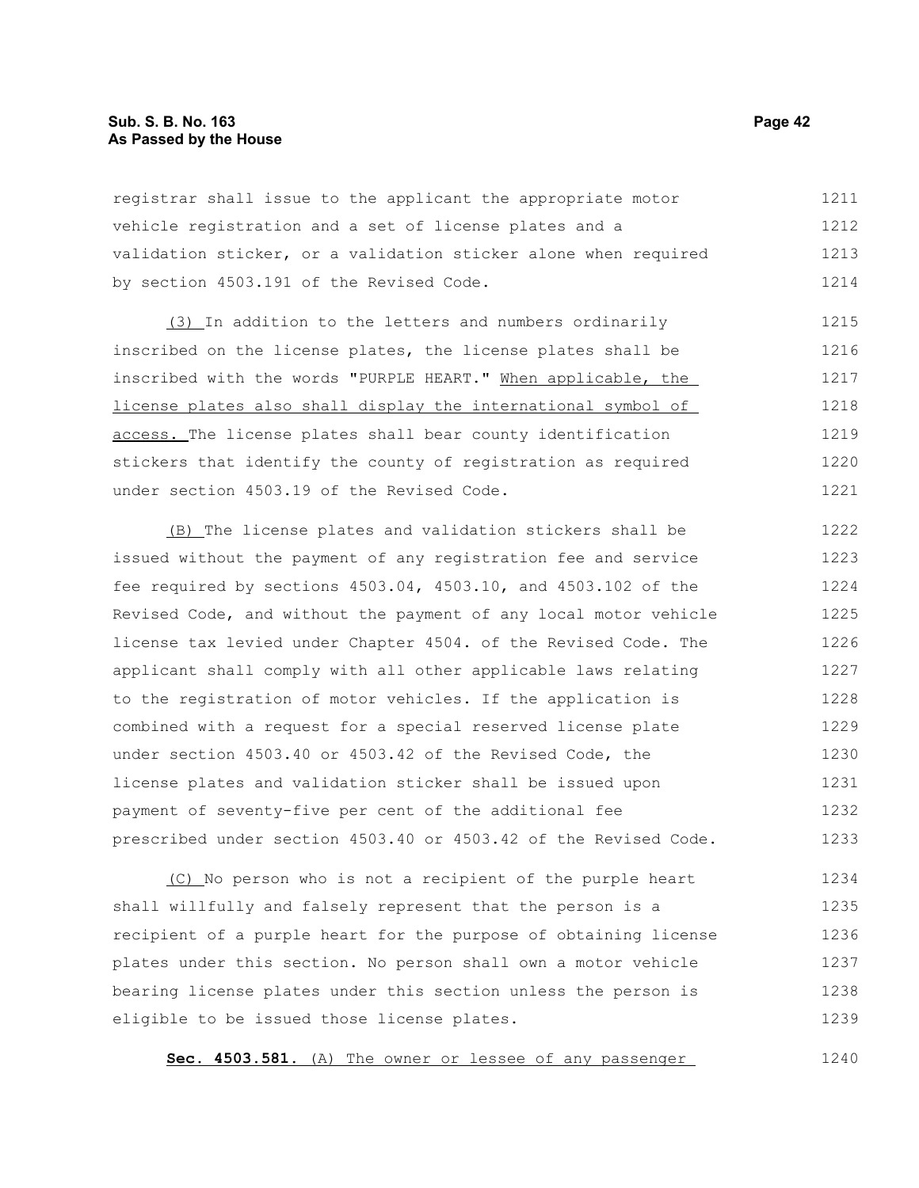registrar shall issue to the applicant the appropriate motor vehicle registration and a set of license plates and a validation sticker, or a validation sticker alone when required by section 4503.191 of the Revised Code.

(3) In addition to the letters and numbers ordinarily inscribed on the license plates, the license plates shall be inscribed with the words "PURPLE HEART." When applicable, the license plates also shall display the international symbol of access. The license plates shall bear county identification stickers that identify the county of registration as required under section 4503.19 of the Revised Code.

(B) The license plates and validation stickers shall be issued without the payment of any registration fee and service fee required by sections 4503.04, 4503.10, and 4503.102 of the Revised Code, and without the payment of any local motor vehicle license tax levied under Chapter 4504. of the Revised Code. The applicant shall comply with all other applicable laws relating to the registration of motor vehicles. If the application is combined with a request for a special reserved license plate under section 4503.40 or 4503.42 of the Revised Code, the license plates and validation sticker shall be issued upon payment of seventy-five per cent of the additional fee prescribed under section 4503.40 or 4503.42 of the Revised Code.

(C) No person who is not a recipient of the purple heart shall willfully and falsely represent that the person is a recipient of a purple heart for the purpose of obtaining license plates under this section. No person shall own a motor vehicle bearing license plates under this section unless the person is eligible to be issued those license plates.

**Sec. 4503.581.** (A) The owner or lessee of any passenger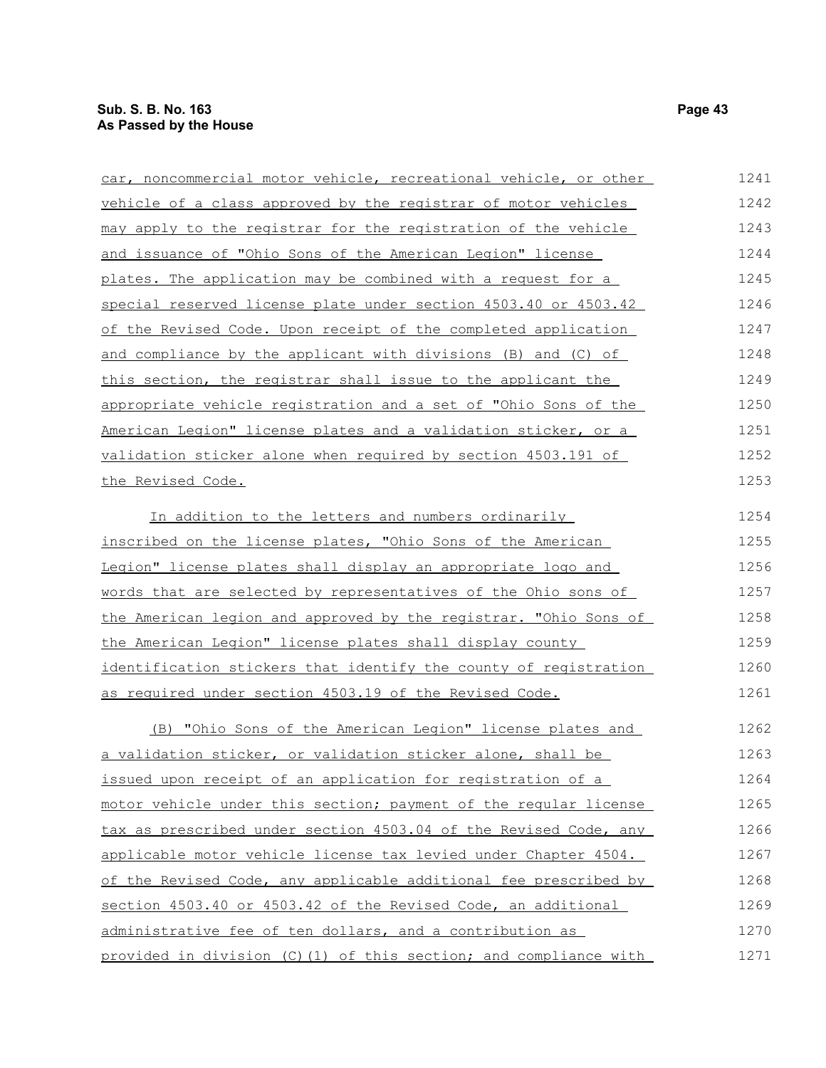car, noncommercial motor vehicle, recreational vehicle, or other vehicle of a class approved by the registrar of motor vehicles may apply to the registrar for the registration of the vehicle and issuance of "Ohio Sons of the American Legion" license plates. The application may be combined with a request for a special reserved license plate under section 4503.40 or 4503.42 of the Revised Code. Upon receipt of the completed application and compliance by the applicant with divisions (B) and (C) of this section, the registrar shall issue to the applicant the appropriate vehicle registration and a set of "Ohio Sons of the American Legion" license plates and a validation sticker, or a validation sticker alone when required by section 4503.191 of the Revised Code.

In addition to the letters and numbers ordinarily inscribed on the license plates, "Ohio Sons of the American Legion" license plates shall display an appropriate logo and words that are selected by representatives of the Ohio sons of the American legion and approved by the registrar. "Ohio Sons of the American Legion" license plates shall display county identification stickers that identify the county of registration as required under section 4503.19 of the Revised Code.

(B) "Ohio Sons of the American Legion" license plates and a validation sticker, or validation sticker alone, shall be issued upon receipt of an application for registration of a motor vehicle under this section; payment of the regular license tax as prescribed under section 4503.04 of the Revised Code, any applicable motor vehicle license tax levied under Chapter 4504. of the Revised Code, any applicable additional fee prescribed by section 4503.40 or 4503.42 of the Revised Code, an additional administrative fee of ten dollars, and a contribution as provided in division (C)(1) of this section; and compliance with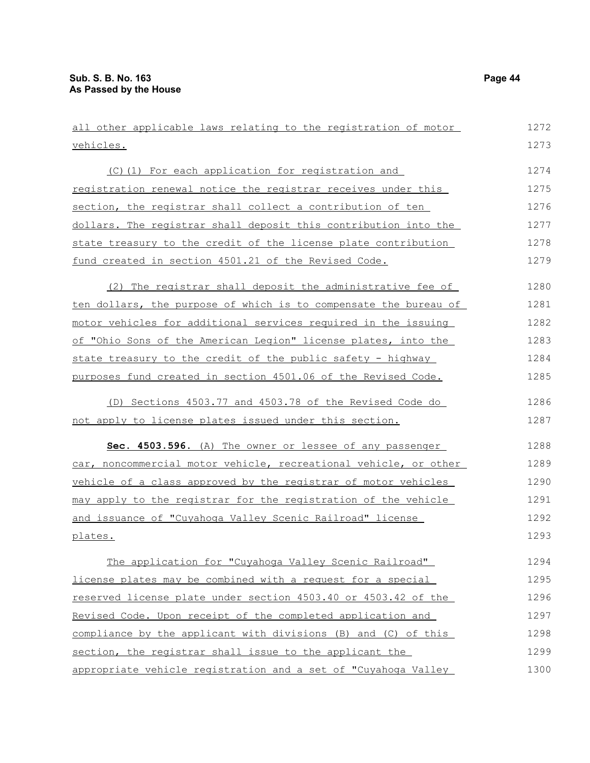all other applicable laws relating to the registration of motor vehicles.

(C)(1) For each application for registration and registration renewal notice the registrar receives under this section, the registrar shall collect a contribution of ten dollars. The registrar shall deposit this contribution into the state treasury to the credit of the license plate contribution fund created in section 4501.21 of the Revised Code.

(2) The registrar shall deposit the administrative fee of ten dollars, the purpose of which is to compensate the bureau of motor vehicles for additional services required in the issuing of "Ohio Sons of the American Legion" license plates, into the state treasury to the credit of the public safety - highway purposes fund created in section 4501.06 of the Revised Code.

(D) Sections 4503.77 and 4503.78 of the Revised Code do not apply to license plates issued under this section.

**Sec. 4503.596.** (A) The owner or lessee of any passenger car, noncommercial motor vehicle, recreational vehicle, or other vehicle of a class approved by the registrar of motor vehicles may apply to the registrar for the registration of the vehicle and issuance of "Cuyahoga Valley Scenic Railroad" license plates.

The application for "Cuyahoga Valley Scenic Railroad" license plates may be combined with a request for a special reserved license plate under section 4503.40 or 4503.42 of the Revised Code. Upon receipt of the completed application and compliance by the applicant with divisions (B) and (C) of this section, the registrar shall issue to the applicant the appropriate vehicle registration and a set of "Cuyahoga Valley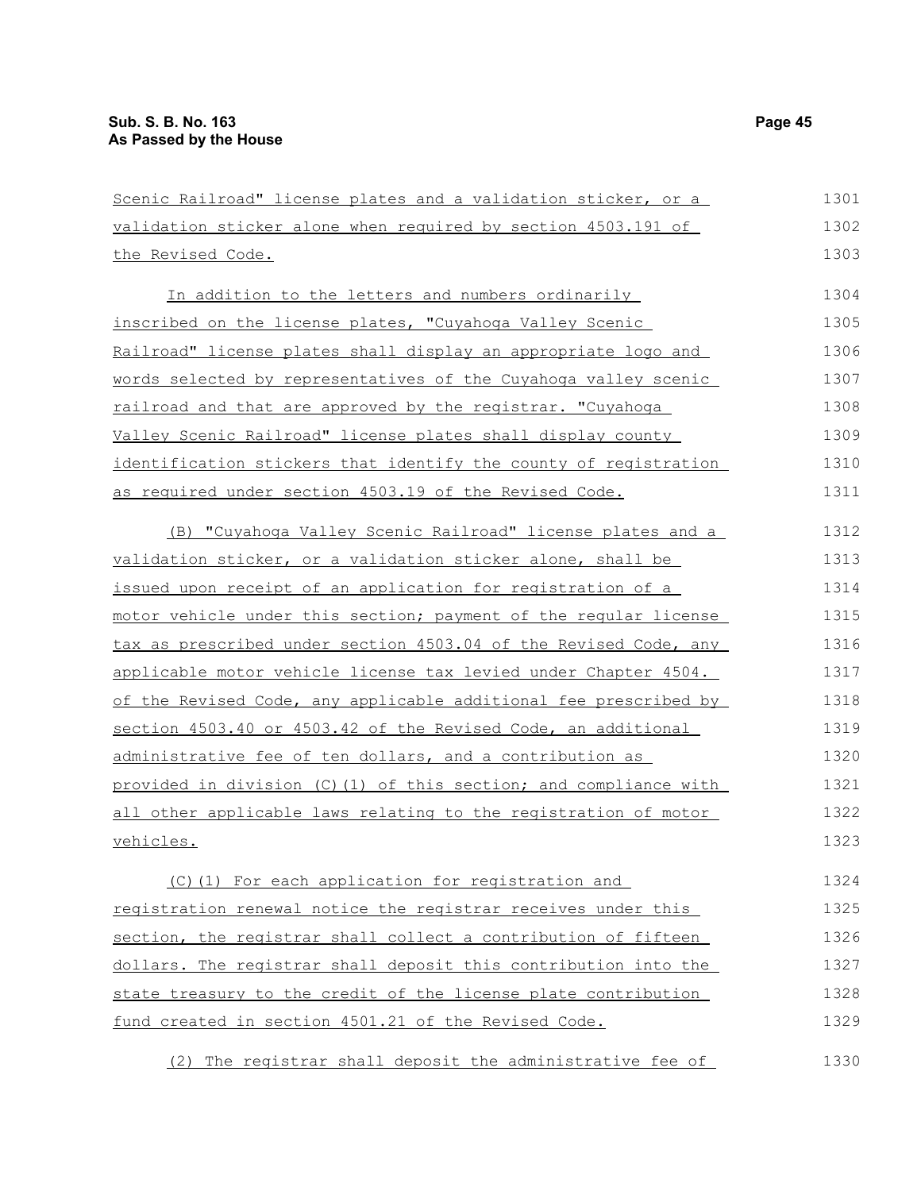Scenic Railroad" license plates and a validation sticker, or a validation sticker alone when required by section 4503.191 of the Revised Code.

In addition to the letters and numbers ordinarily inscribed on the license plates, "Cuyahoga Valley Scenic Railroad" license plates shall display an appropriate logo and words selected by representatives of the Cuyahoga valley scenic railroad and that are approved by the registrar. "Cuyahoga Valley Scenic Railroad" license plates shall display county identification stickers that identify the county of registration as required under section 4503.19 of the Revised Code.

(B) "Cuyahoga Valley Scenic Railroad" license plates and a validation sticker, or a validation sticker alone, shall be issued upon receipt of an application for registration of a motor vehicle under this section; payment of the regular license tax as prescribed under section 4503.04 of the Revised Code, any applicable motor vehicle license tax levied under Chapter 4504. of the Revised Code, any applicable additional fee prescribed by section 4503.40 or 4503.42 of the Revised Code, an additional administrative fee of ten dollars, and a contribution as provided in division (C)(1) of this section; and compliance with all other applicable laws relating to the registration of motor vehicles.

(C)(1) For each application for registration and registration renewal notice the registrar receives under this section, the registrar shall collect a contribution of fifteen dollars. The registrar shall deposit this contribution into the state treasury to the credit of the license plate contribution fund created in section 4501.21 of the Revised Code.

(2) The registrar shall deposit the administrative fee of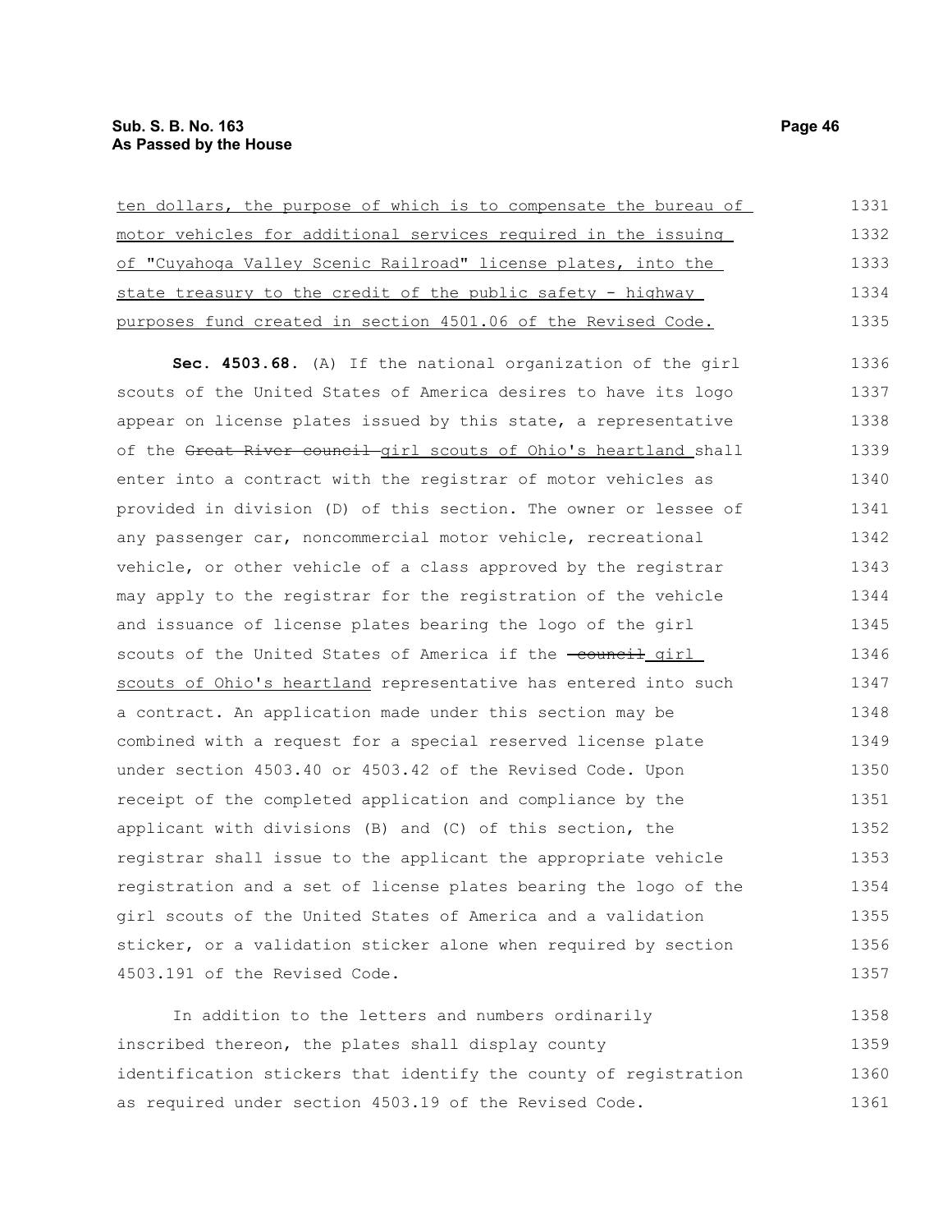ten dollars, the purpose of which is to compensate the bureau of motor vehicles for additional services required in the issuing of "Cuyahoga Valley Scenic Railroad" license plates, into the state treasury to the credit of the public safety - highway purposes fund created in section 4501.06 of the Revised Code.

**Sec. 4503.68.** (A) If the national organization of the girl scouts of the United States of America desires to have its logo appear on license plates issued by this state, a representative of the ~~Great River council~~ girl scouts of Ohio's heartland shall enter into a contract with the registrar of motor vehicles as provided in division (D) of this section. The owner or lessee of any passenger car, noncommercial motor vehicle, recreational vehicle, or other vehicle of a class approved by the registrar may apply to the registrar for the registration of the vehicle and issuance of license plates bearing the logo of the girl scouts of the United States of America if the ~~council~~ girl scouts of Ohio's heartland representative has entered into such a contract. An application made under this section may be combined with a request for a special reserved license plate under section 4503.40 or 4503.42 of the Revised Code. Upon receipt of the completed application and compliance by the applicant with divisions (B) and (C) of this section, the registrar shall issue to the applicant the appropriate vehicle registration and a set of license plates bearing the logo of the girl scouts of the United States of America and a validation sticker, or a validation sticker alone when required by section 4503.191 of the Revised Code.

In addition to the letters and numbers ordinarily inscribed thereon, the plates shall display county identification stickers that identify the county of registration as required under section 4503.19 of the Revised Code.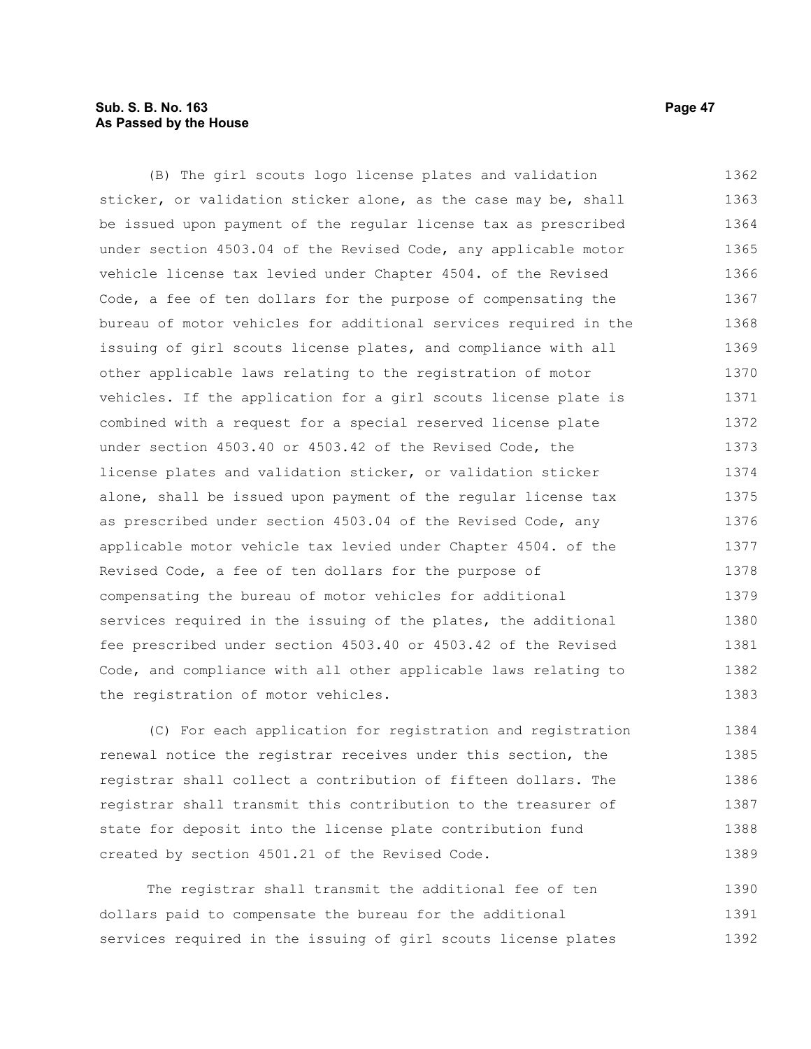(B) The girl scouts logo license plates and validation sticker, or validation sticker alone, as the case may be, shall be issued upon payment of the regular license tax as prescribed under section 4503.04 of the Revised Code, any applicable motor vehicle license tax levied under Chapter 4504. of the Revised Code, a fee of ten dollars for the purpose of compensating the bureau of motor vehicles for additional services required in the issuing of girl scouts license plates, and compliance with all other applicable laws relating to the registration of motor vehicles. If the application for a girl scouts license plate is combined with a request for a special reserved license plate under section 4503.40 or 4503.42 of the Revised Code, the license plates and validation sticker, or validation sticker alone, shall be issued upon payment of the regular license tax as prescribed under section 4503.04 of the Revised Code, any applicable motor vehicle tax levied under Chapter 4504. of the Revised Code, a fee of ten dollars for the purpose of compensating the bureau of motor vehicles for additional services required in the issuing of the plates, the additional fee prescribed under section 4503.40 or 4503.42 of the Revised Code, and compliance with all other applicable laws relating to the registration of motor vehicles.

(C) For each application for registration and registration renewal notice the registrar receives under this section, the registrar shall collect a contribution of fifteen dollars. The registrar shall transmit this contribution to the treasurer of state for deposit into the license plate contribution fund created by section 4501.21 of the Revised Code.

The registrar shall transmit the additional fee of ten dollars paid to compensate the bureau for the additional services required in the issuing of girl scouts license plates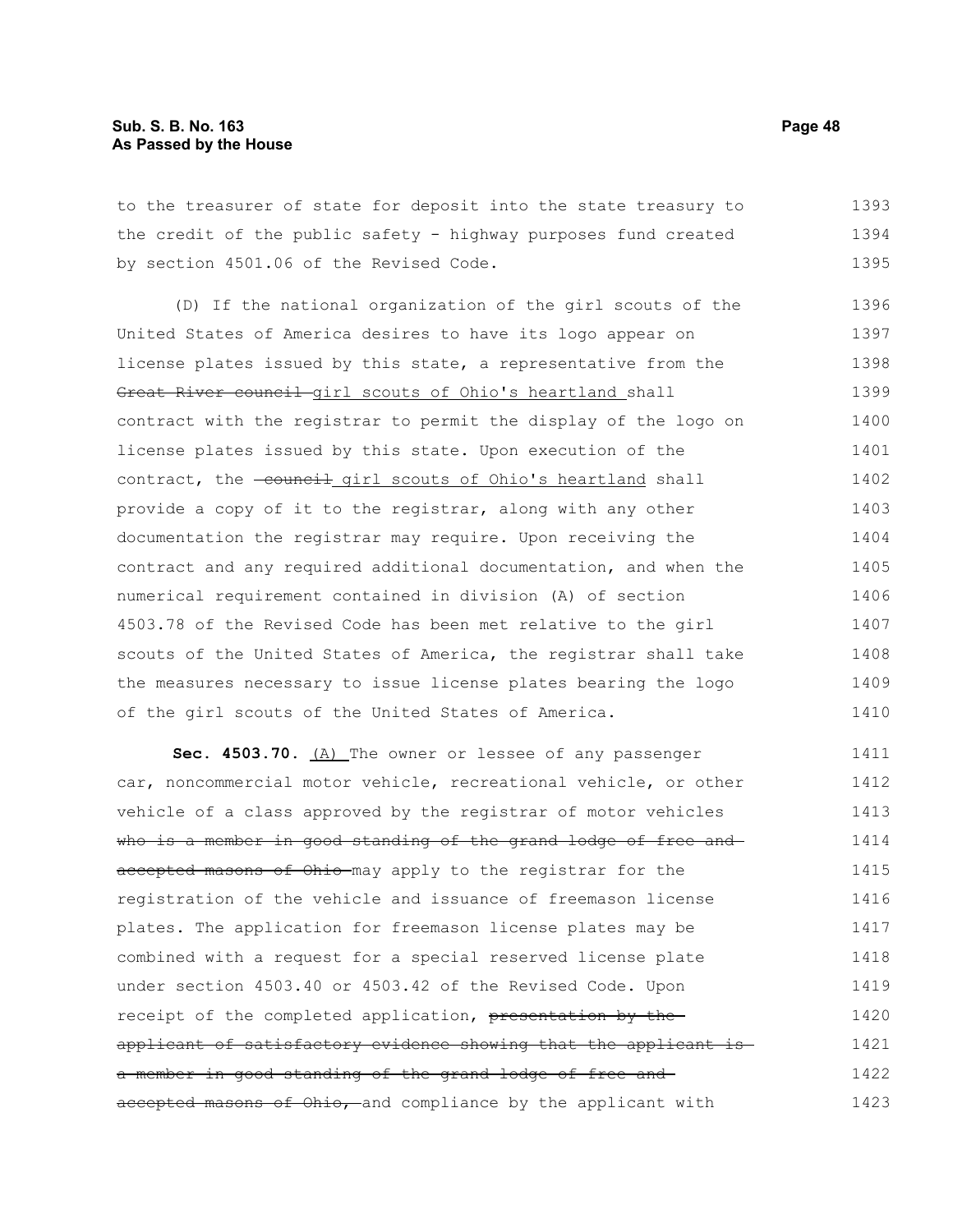to the treasurer of state for deposit into the state treasury to the credit of the public safety - highway purposes fund created by section 4501.06 of the Revised Code.

(D) If the national organization of the girl scouts of the United States of America desires to have its logo appear on license plates issued by this state, a representative from the ~~Great River council~~ girl scouts of Ohio's heartland shall contract with the registrar to permit the display of the logo on license plates issued by this state. Upon execution of the contract, the ~~council~~ girl scouts of Ohio's heartland shall provide a copy of it to the registrar, along with any other documentation the registrar may require. Upon receiving the contract and any required additional documentation, and when the numerical requirement contained in division (A) of section 4503.78 of the Revised Code has been met relative to the girl scouts of the United States of America, the registrar shall take the measures necessary to issue license plates bearing the logo of the girl scouts of the United States of America.

**Sec. 4503.70.** (A) The owner or lessee of any passenger car, noncommercial motor vehicle, recreational vehicle, or other vehicle of a class approved by the registrar of motor vehicles ~~who is a member in good standing of the grand lodge of free and accepted masons of Ohio~~ may apply to the registrar for the registration of the vehicle and issuance of freemason license plates. The application for freemason license plates may be combined with a request for a special reserved license plate under section 4503.40 or 4503.42 of the Revised Code. Upon receipt of the completed application, ~~presentation by the applicant of satisfactory evidence showing that the applicant is a member in good standing of the grand lodge of free and accepted masons of Ohio,~~ and compliance by the applicant with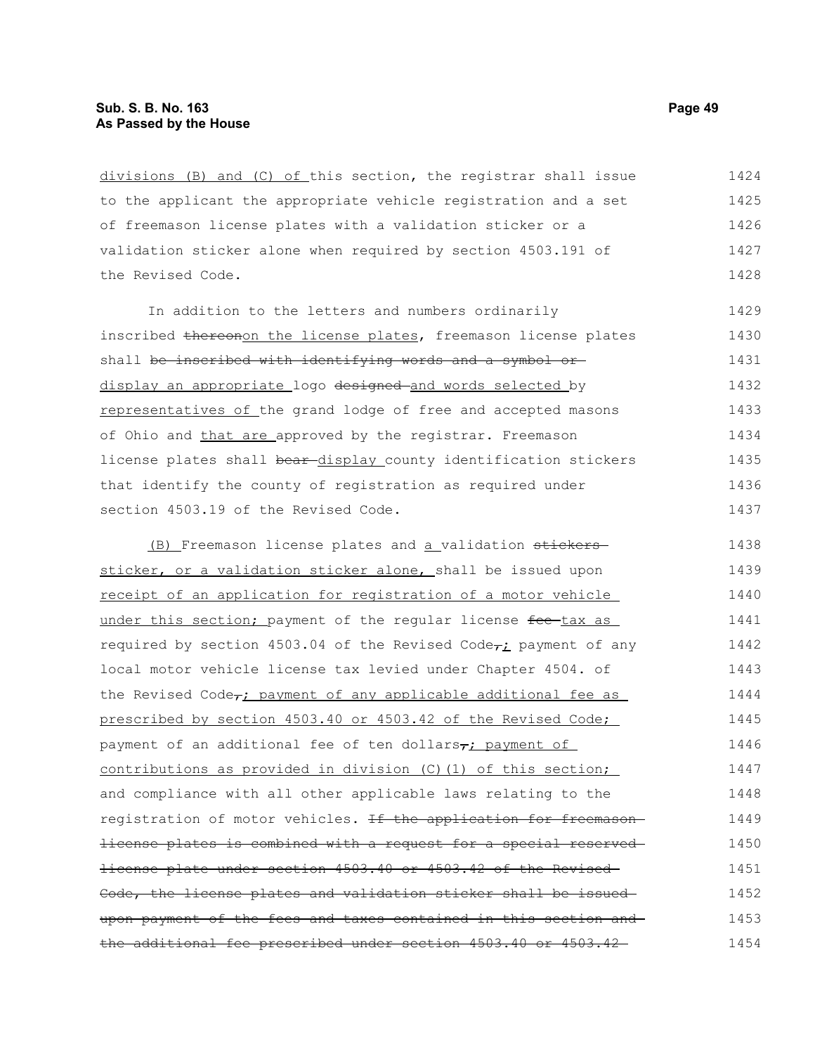divisions (B) and (C) of this section, the registrar shall issue to the applicant the appropriate vehicle registration and a set of freemason license plates with a validation sticker or a validation sticker alone when required by section 4503.191 of the Revised Code.

In addition to the letters and numbers ordinarily inscribed ~~thereon~~on the license plates, freemason license plates shall ~~be inscribed with identifying words and a symbol or~~ display an appropriate logo ~~designed~~ and words selected by representatives of the grand lodge of free and accepted masons of Ohio and that are approved by the registrar. Freemason license plates shall ~~bear~~ display county identification stickers that identify the county of registration as required under section 4503.19 of the Revised Code.

(B) Freemason license plates and a validation ~~stickers~~ sticker, or a validation sticker alone, shall be issued upon receipt of an application for registration of a motor vehicle under this section; payment of the regular license ~~fee~~ tax as required by section 4503.04 of the Revised Code~~,~~; payment of any local motor vehicle license tax levied under Chapter 4504. of the Revised Code~~,~~; payment of any applicable additional fee as prescribed by section 4503.40 or 4503.42 of the Revised Code; payment of an additional fee of ten dollars~~,~~; payment of contributions as provided in division (C)(1) of this section; and compliance with all other applicable laws relating to the registration of motor vehicles. ~~If the application for freemason license plates is combined with a request for a special reserved license plate under section 4503.40 or 4503.42 of the Revised Code, the license plates and validation sticker shall be issued upon payment of the fees and taxes contained in this section and the additional fee prescribed under section 4503.40 or 4503.42~~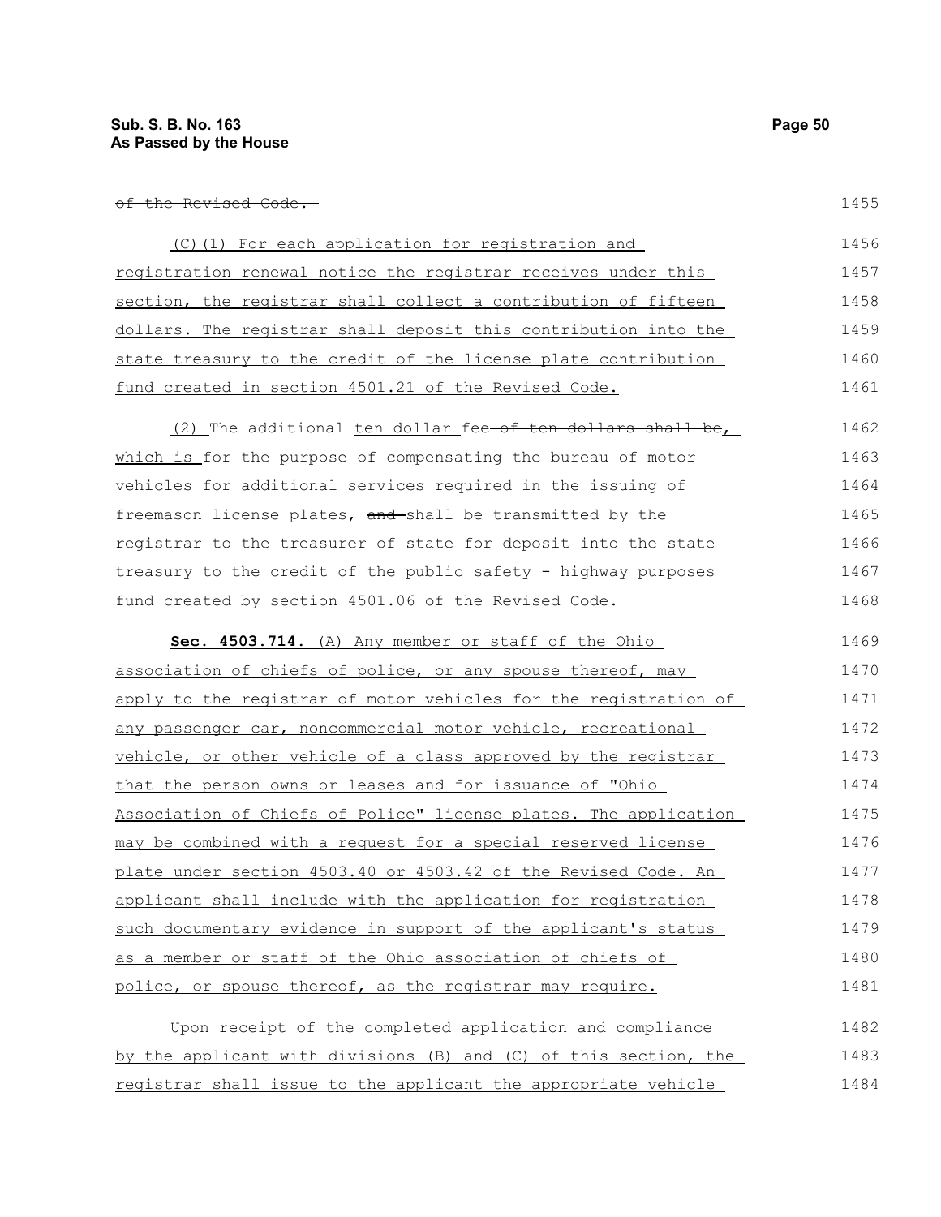~~of the Revised Code.~~

(C)(1) For each application for registration and registration renewal notice the registrar receives under this section, the registrar shall collect a contribution of fifteen dollars. The registrar shall deposit this contribution into the state treasury to the credit of the license plate contribution fund created in section 4501.21 of the Revised Code.

(2) The additional ten dollar fee ~~of ten dollars shall be~~, which is for the purpose of compensating the bureau of motor vehicles for additional services required in the issuing of freemason license plates, ~~and~~ shall be transmitted by the registrar to the treasurer of state for deposit into the state treasury to the credit of the public safety - highway purposes fund created by section 4501.06 of the Revised Code.

**Sec. 4503.714.** (A) Any member or staff of the Ohio association of chiefs of police, or any spouse thereof, may apply to the registrar of motor vehicles for the registration of any passenger car, noncommercial motor vehicle, recreational vehicle, or other vehicle of a class approved by the registrar that the person owns or leases and for issuance of "Ohio Association of Chiefs of Police" license plates. The application may be combined with a request for a special reserved license plate under section 4503.40 or 4503.42 of the Revised Code. An applicant shall include with the application for registration such documentary evidence in support of the applicant's status as a member or staff of the Ohio association of chiefs of police, or spouse thereof, as the registrar may require.

Upon receipt of the completed application and compliance by the applicant with divisions (B) and (C) of this section, the registrar shall issue to the applicant the appropriate vehicle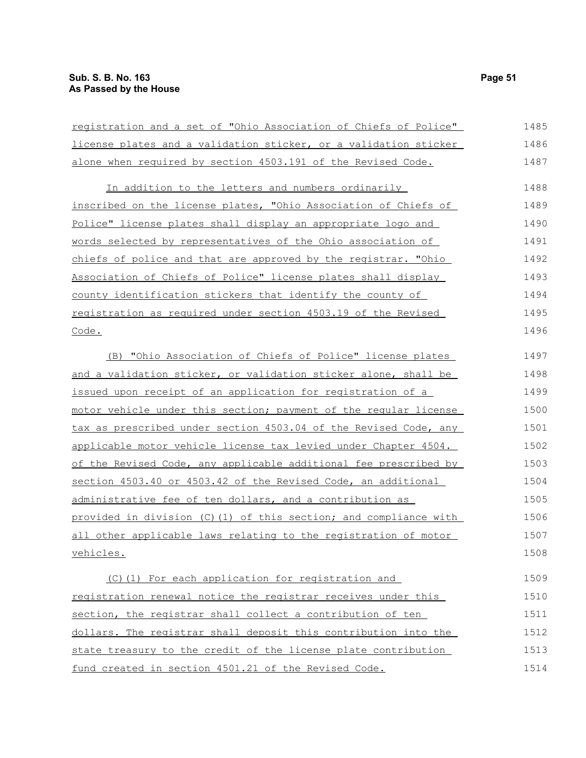registration and a set of "Ohio Association of Chiefs of Police" license plates and a validation sticker, or a validation sticker alone when required by section 4503.191 of the Revised Code.

In addition to the letters and numbers ordinarily inscribed on the license plates, "Ohio Association of Chiefs of Police" license plates shall display an appropriate logo and words selected by representatives of the Ohio association of chiefs of police and that are approved by the registrar. "Ohio Association of Chiefs of Police" license plates shall display county identification stickers that identify the county of registration as required under section 4503.19 of the Revised Code.

(B) "Ohio Association of Chiefs of Police" license plates and a validation sticker, or validation sticker alone, shall be issued upon receipt of an application for registration of a motor vehicle under this section; payment of the regular license tax as prescribed under section 4503.04 of the Revised Code, any applicable motor vehicle license tax levied under Chapter 4504. of the Revised Code, any applicable additional fee prescribed by section 4503.40 or 4503.42 of the Revised Code, an additional administrative fee of ten dollars, and a contribution as provided in division (C)(1) of this section; and compliance with all other applicable laws relating to the registration of motor vehicles.

(C)(1) For each application for registration and registration renewal notice the registrar receives under this section, the registrar shall collect a contribution of ten dollars. The registrar shall deposit this contribution into the state treasury to the credit of the license plate contribution fund created in section 4501.21 of the Revised Code.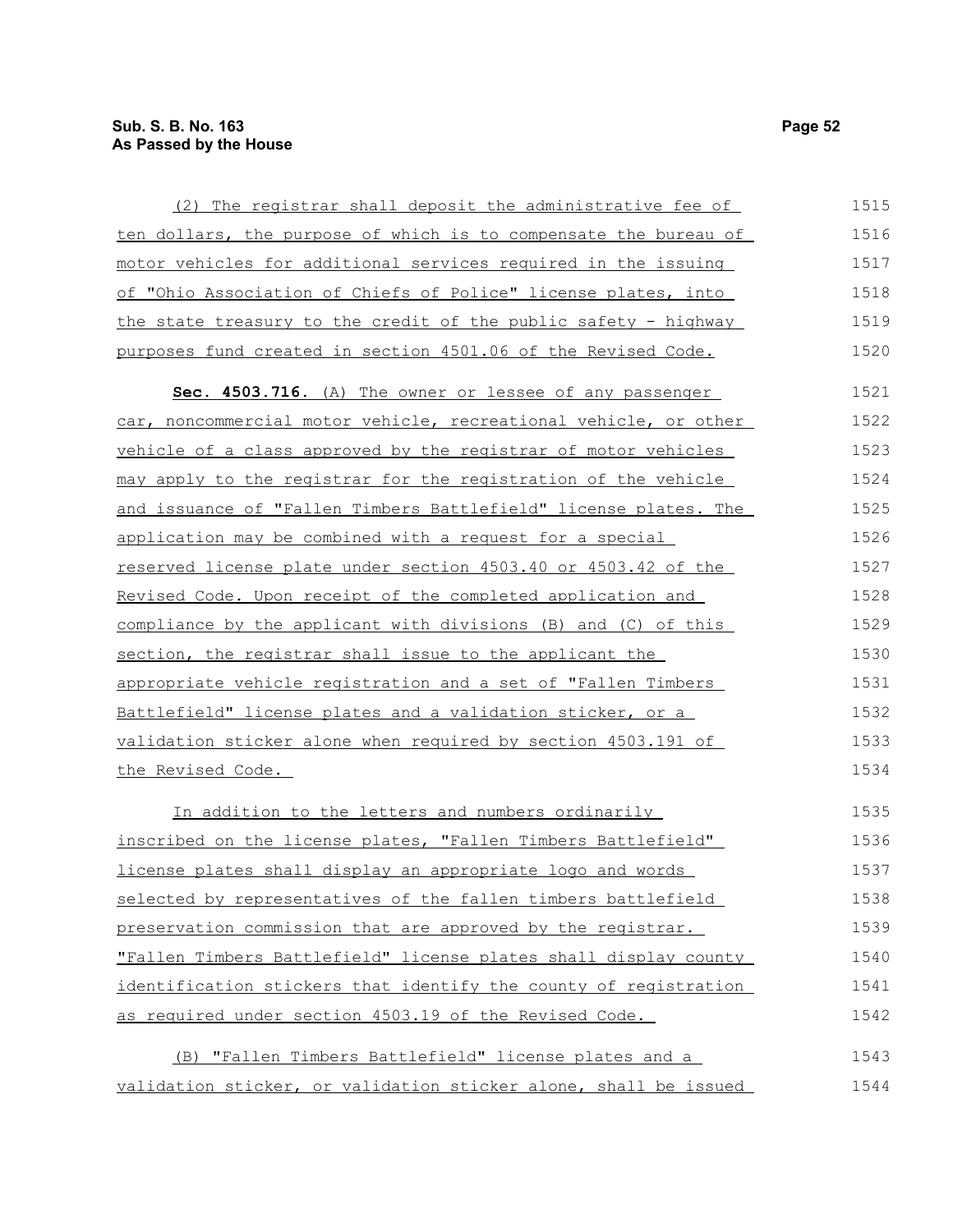(2) The registrar shall deposit the administrative fee of ten dollars, the purpose of which is to compensate the bureau of motor vehicles for additional services required in the issuing of "Ohio Association of Chiefs of Police" license plates, into the state treasury to the credit of the public safety - highway purposes fund created in section 4501.06 of the Revised Code.

**Sec. 4503.716.** (A) The owner or lessee of any passenger car, noncommercial motor vehicle, recreational vehicle, or other vehicle of a class approved by the registrar of motor vehicles may apply to the registrar for the registration of the vehicle and issuance of "Fallen Timbers Battlefield" license plates. The application may be combined with a request for a special reserved license plate under section 4503.40 or 4503.42 of the Revised Code. Upon receipt of the completed application and compliance by the applicant with divisions (B) and (C) of this section, the registrar shall issue to the applicant the appropriate vehicle registration and a set of "Fallen Timbers Battlefield" license plates and a validation sticker, or a validation sticker alone when required by section 4503.191 of the Revised Code.

In addition to the letters and numbers ordinarily inscribed on the license plates, "Fallen Timbers Battlefield" license plates shall display an appropriate logo and words selected by representatives of the fallen timbers battlefield preservation commission that are approved by the registrar. "Fallen Timbers Battlefield" license plates shall display county identification stickers that identify the county of registration as required under section 4503.19 of the Revised Code.

(B) "Fallen Timbers Battlefield" license plates and a validation sticker, or validation sticker alone, shall be issued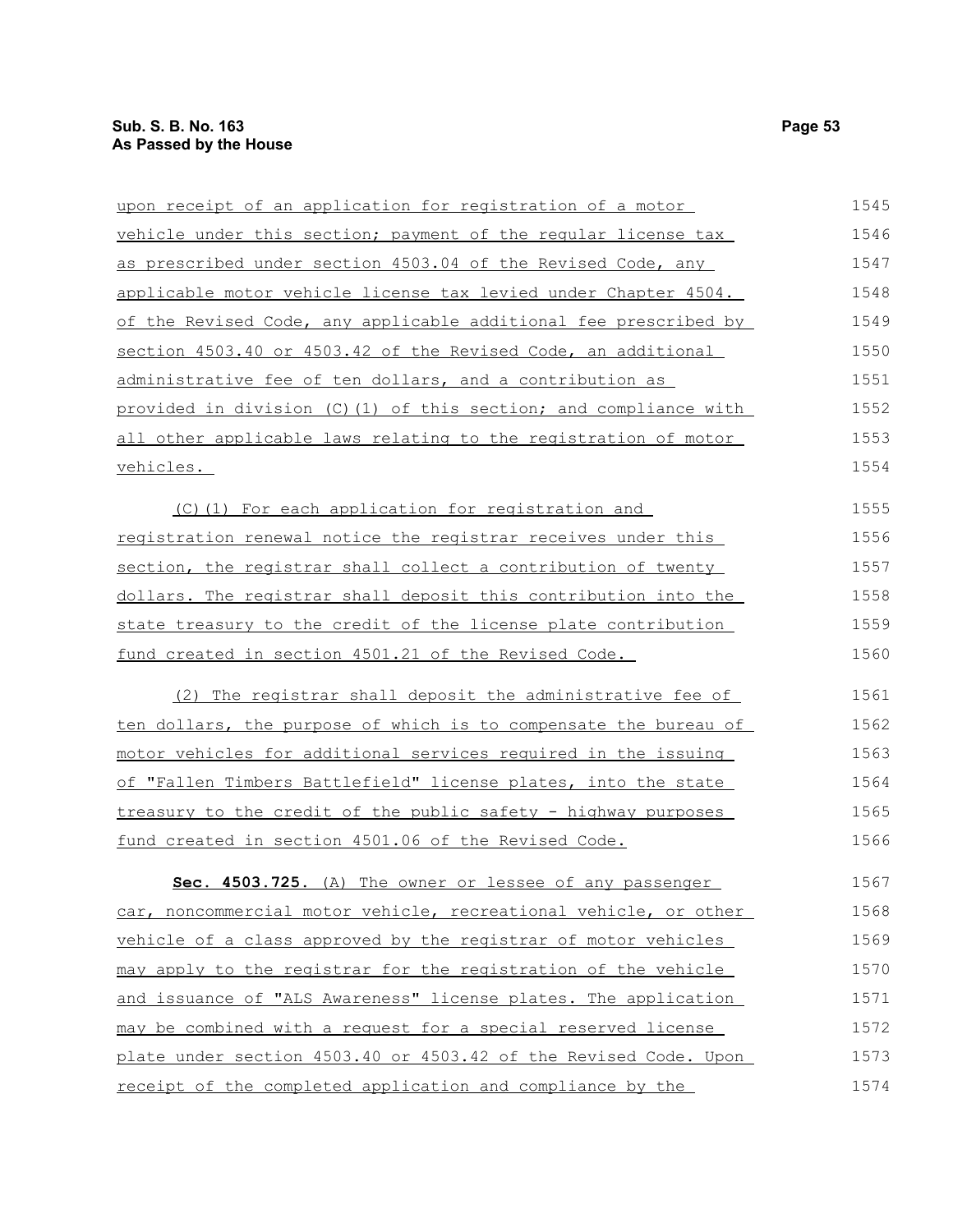upon receipt of an application for registration of a motor vehicle under this section; payment of the regular license tax as prescribed under section 4503.04 of the Revised Code, any applicable motor vehicle license tax levied under Chapter 4504. of the Revised Code, any applicable additional fee prescribed by section 4503.40 or 4503.42 of the Revised Code, an additional administrative fee of ten dollars, and a contribution as provided in division (C)(1) of this section; and compliance with all other applicable laws relating to the registration of motor vehicles.

(C)(1) For each application for registration and registration renewal notice the registrar receives under this section, the registrar shall collect a contribution of twenty dollars. The registrar shall deposit this contribution into the state treasury to the credit of the license plate contribution fund created in section 4501.21 of the Revised Code.

(2) The registrar shall deposit the administrative fee of ten dollars, the purpose of which is to compensate the bureau of motor vehicles for additional services required in the issuing of "Fallen Timbers Battlefield" license plates, into the state treasury to the credit of the public safety - highway purposes fund created in section 4501.06 of the Revised Code.

**Sec. 4503.725.** (A) The owner or lessee of any passenger car, noncommercial motor vehicle, recreational vehicle, or other vehicle of a class approved by the registrar of motor vehicles may apply to the registrar for the registration of the vehicle and issuance of "ALS Awareness" license plates. The application may be combined with a request for a special reserved license plate under section 4503.40 or 4503.42 of the Revised Code. Upon receipt of the completed application and compliance by the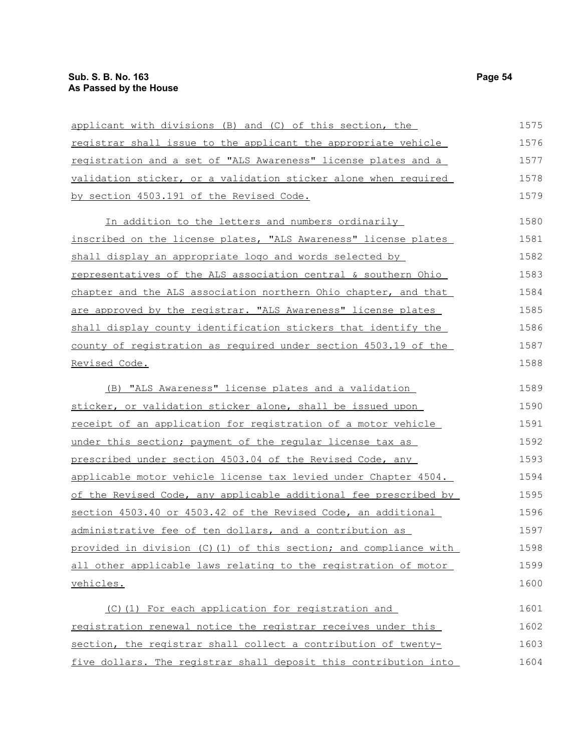applicant with divisions (B) and (C) of this section, the registrar shall issue to the applicant the appropriate vehicle registration and a set of "ALS Awareness" license plates and a validation sticker, or a validation sticker alone when required by section 4503.191 of the Revised Code.

In addition to the letters and numbers ordinarily inscribed on the license plates, "ALS Awareness" license plates shall display an appropriate logo and words selected by representatives of the ALS association central & southern Ohio chapter and the ALS association northern Ohio chapter, and that are approved by the registrar. "ALS Awareness" license plates shall display county identification stickers that identify the county of registration as required under section 4503.19 of the Revised Code.

(B) "ALS Awareness" license plates and a validation sticker, or validation sticker alone, shall be issued upon receipt of an application for registration of a motor vehicle under this section; payment of the regular license tax as prescribed under section 4503.04 of the Revised Code, any applicable motor vehicle license tax levied under Chapter 4504. of the Revised Code, any applicable additional fee prescribed by section 4503.40 or 4503.42 of the Revised Code, an additional administrative fee of ten dollars, and a contribution as provided in division (C)(1) of this section; and compliance with all other applicable laws relating to the registration of motor vehicles.

(C)(1) For each application for registration and registration renewal notice the registrar receives under this section, the registrar shall collect a contribution of twenty-five dollars. The registrar shall deposit this contribution into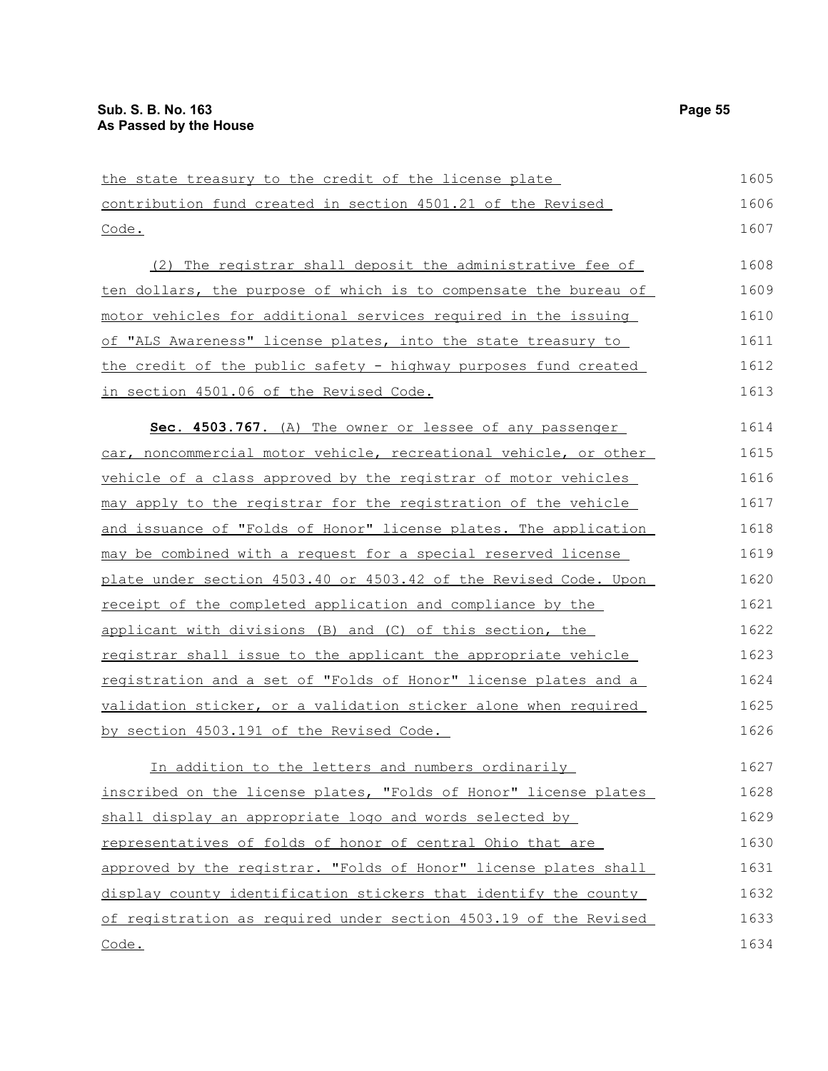the state treasury to the credit of the license plate contribution fund created in section 4501.21 of the Revised Code.

(2) The registrar shall deposit the administrative fee of ten dollars, the purpose of which is to compensate the bureau of motor vehicles for additional services required in the issuing of "ALS Awareness" license plates, into the state treasury to the credit of the public safety - highway purposes fund created in section 4501.06 of the Revised Code.

**Sec. 4503.767.** (A) The owner or lessee of any passenger car, noncommercial motor vehicle, recreational vehicle, or other vehicle of a class approved by the registrar of motor vehicles may apply to the registrar for the registration of the vehicle and issuance of "Folds of Honor" license plates. The application may be combined with a request for a special reserved license plate under section 4503.40 or 4503.42 of the Revised Code. Upon receipt of the completed application and compliance by the applicant with divisions (B) and (C) of this section, the registrar shall issue to the applicant the appropriate vehicle registration and a set of "Folds of Honor" license plates and a validation sticker, or a validation sticker alone when required by section 4503.191 of the Revised Code.

In addition to the letters and numbers ordinarily inscribed on the license plates, "Folds of Honor" license plates shall display an appropriate logo and words selected by representatives of folds of honor of central Ohio that are approved by the registrar. "Folds of Honor" license plates shall display county identification stickers that identify the county of registration as required under section 4503.19 of the Revised Code.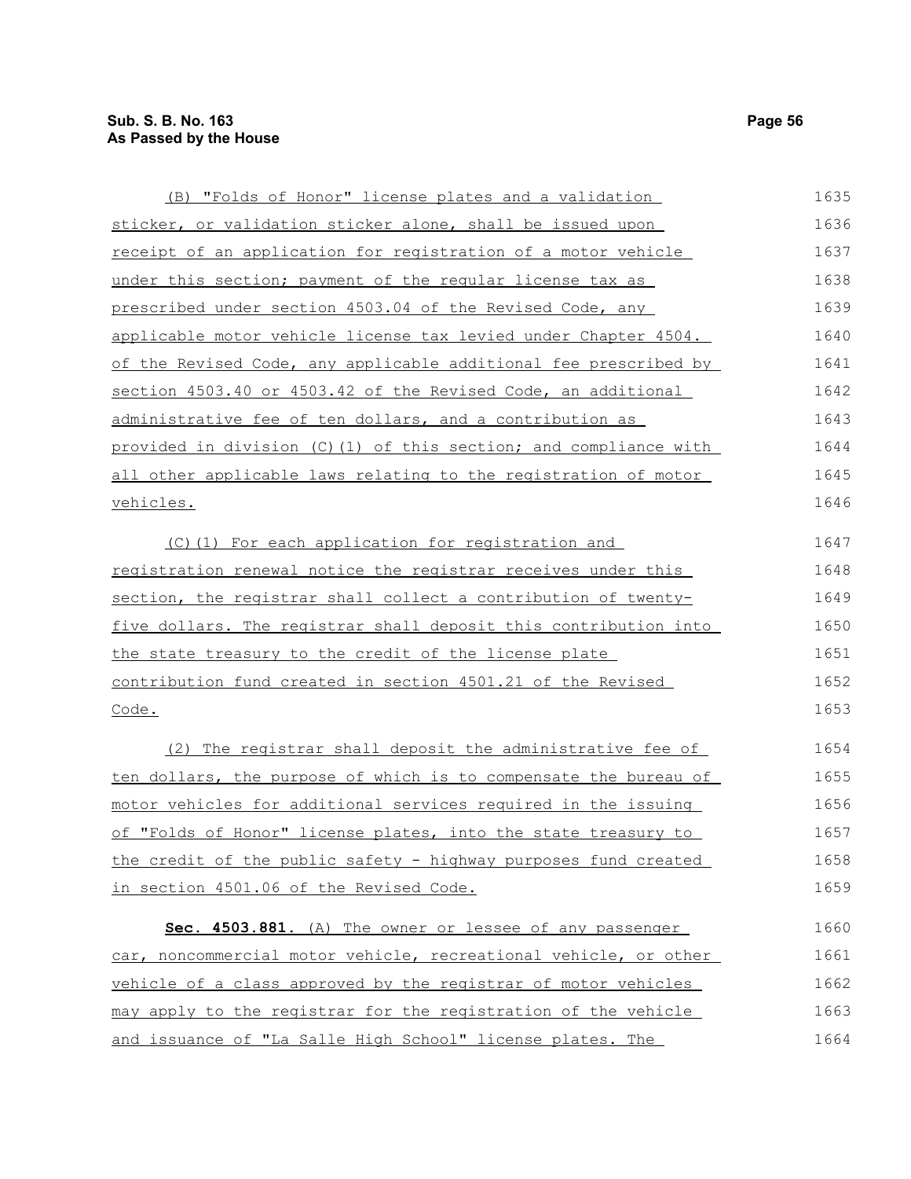(B) "Folds of Honor" license plates and a validation sticker, or validation sticker alone, shall be issued upon receipt of an application for registration of a motor vehicle under this section; payment of the regular license tax as prescribed under section 4503.04 of the Revised Code, any applicable motor vehicle license tax levied under Chapter 4504. of the Revised Code, any applicable additional fee prescribed by section 4503.40 or 4503.42 of the Revised Code, an additional administrative fee of ten dollars, and a contribution as provided in division (C)(1) of this section; and compliance with all other applicable laws relating to the registration of motor vehicles.

(C)(1) For each application for registration and registration renewal notice the registrar receives under this section, the registrar shall collect a contribution of twenty-five dollars. The registrar shall deposit this contribution into the state treasury to the credit of the license plate contribution fund created in section 4501.21 of the Revised Code.

(2) The registrar shall deposit the administrative fee of ten dollars, the purpose of which is to compensate the bureau of motor vehicles for additional services required in the issuing of "Folds of Honor" license plates, into the state treasury to the credit of the public safety - highway purposes fund created in section 4501.06 of the Revised Code.

**Sec. 4503.881.** (A) The owner or lessee of any passenger car, noncommercial motor vehicle, recreational vehicle, or other vehicle of a class approved by the registrar of motor vehicles may apply to the registrar for the registration of the vehicle and issuance of "La Salle High School" license plates. The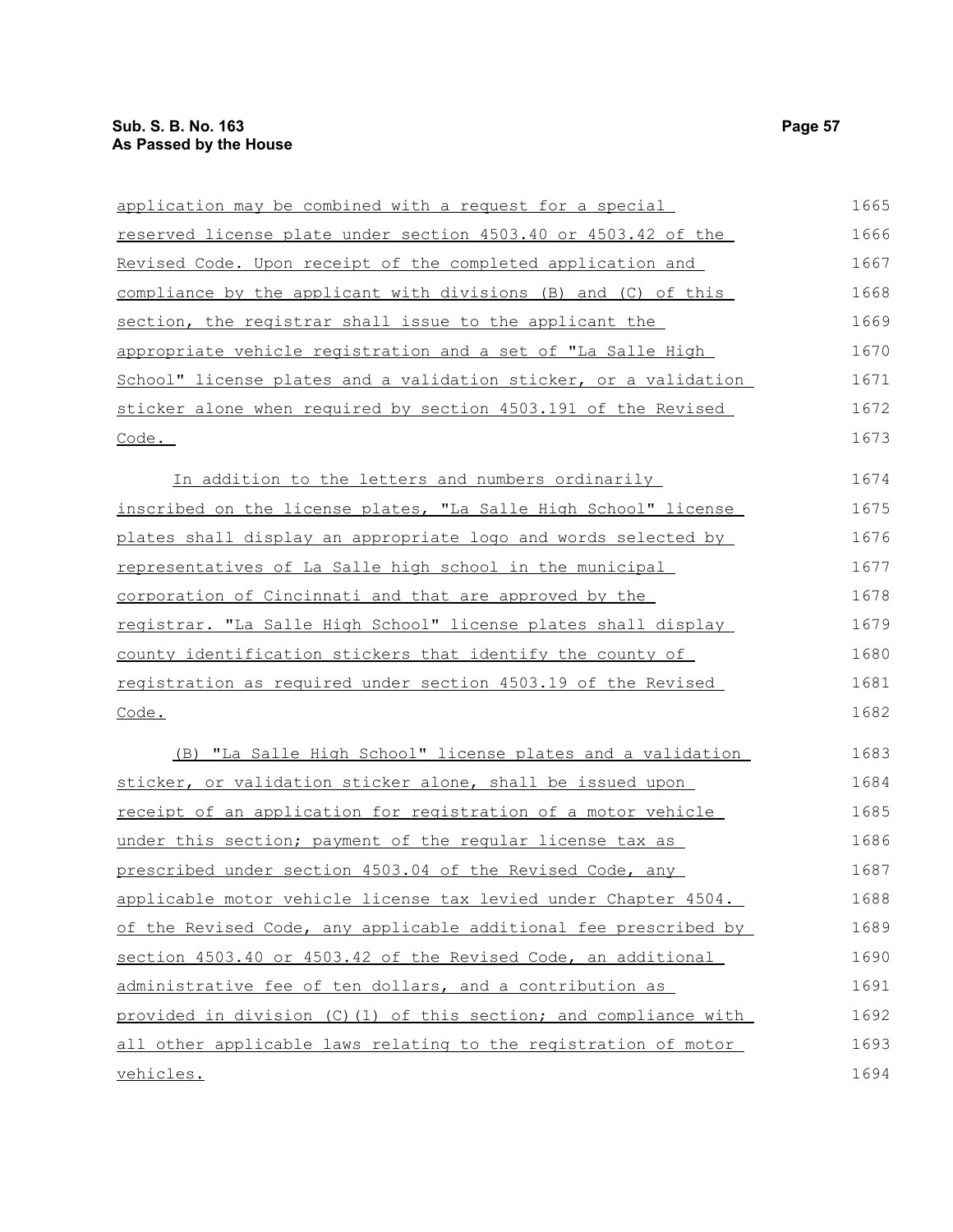application may be combined with a request for a special reserved license plate under section 4503.40 or 4503.42 of the Revised Code. Upon receipt of the completed application and compliance by the applicant with divisions (B) and (C) of this section, the registrar shall issue to the applicant the appropriate vehicle registration and a set of "La Salle High School" license plates and a validation sticker, or a validation sticker alone when required by section 4503.191 of the Revised Code.

In addition to the letters and numbers ordinarily inscribed on the license plates, "La Salle High School" license plates shall display an appropriate logo and words selected by representatives of La Salle high school in the municipal corporation of Cincinnati and that are approved by the registrar. "La Salle High School" license plates shall display county identification stickers that identify the county of registration as required under section 4503.19 of the Revised Code.

(B) "La Salle High School" license plates and a validation sticker, or validation sticker alone, shall be issued upon receipt of an application for registration of a motor vehicle under this section; payment of the regular license tax as prescribed under section 4503.04 of the Revised Code, any applicable motor vehicle license tax levied under Chapter 4504. of the Revised Code, any applicable additional fee prescribed by section 4503.40 or 4503.42 of the Revised Code, an additional administrative fee of ten dollars, and a contribution as provided in division (C)(1) of this section; and compliance with all other applicable laws relating to the registration of motor vehicles.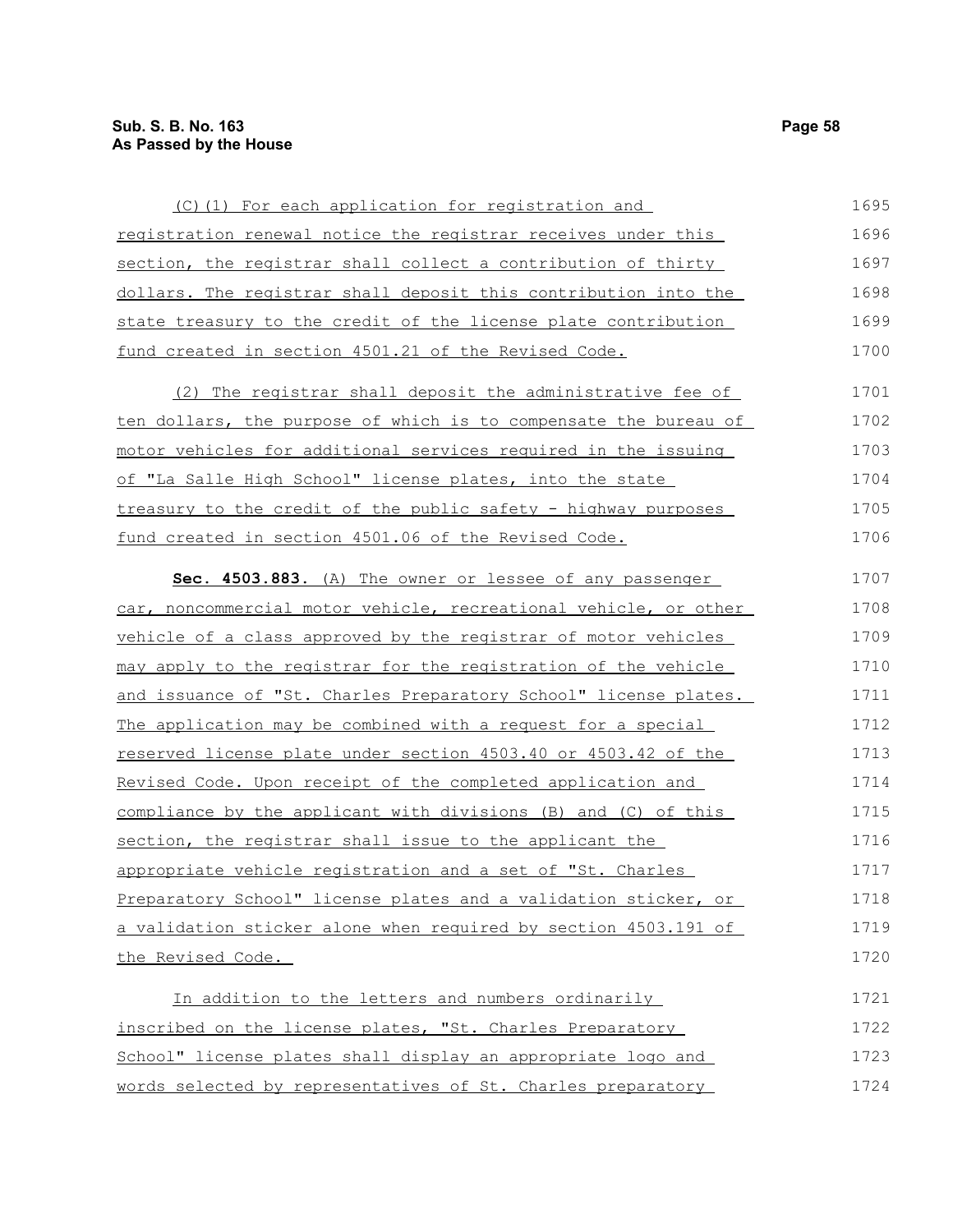(C)(1) For each application for registration and registration renewal notice the registrar receives under this section, the registrar shall collect a contribution of thirty dollars. The registrar shall deposit this contribution into the state treasury to the credit of the license plate contribution fund created in section 4501.21 of the Revised Code.

(2) The registrar shall deposit the administrative fee of ten dollars, the purpose of which is to compensate the bureau of motor vehicles for additional services required in the issuing of "La Salle High School" license plates, into the state treasury to the credit of the public safety - highway purposes fund created in section 4501.06 of the Revised Code.

**Sec. 4503.883.** (A) The owner or lessee of any passenger car, noncommercial motor vehicle, recreational vehicle, or other vehicle of a class approved by the registrar of motor vehicles may apply to the registrar for the registration of the vehicle and issuance of "St. Charles Preparatory School" license plates. The application may be combined with a request for a special reserved license plate under section 4503.40 or 4503.42 of the Revised Code. Upon receipt of the completed application and compliance by the applicant with divisions (B) and (C) of this section, the registrar shall issue to the applicant the appropriate vehicle registration and a set of "St. Charles Preparatory School" license plates and a validation sticker, or a validation sticker alone when required by section 4503.191 of the Revised Code.

In addition to the letters and numbers ordinarily inscribed on the license plates, "St. Charles Preparatory School" license plates shall display an appropriate logo and words selected by representatives of St. Charles preparatory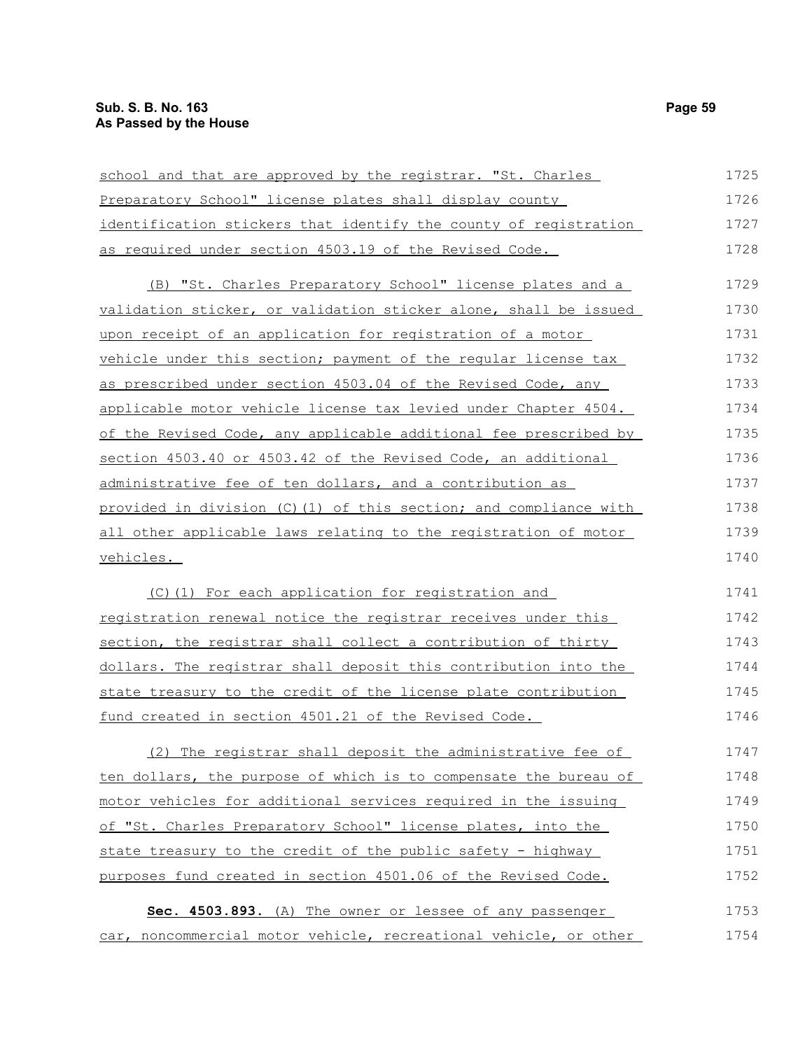school and that are approved by the registrar. "St. Charles Preparatory School" license plates shall display county identification stickers that identify the county of registration as required under section 4503.19 of the Revised Code.

(B) "St. Charles Preparatory School" license plates and a validation sticker, or validation sticker alone, shall be issued upon receipt of an application for registration of a motor vehicle under this section; payment of the regular license tax as prescribed under section 4503.04 of the Revised Code, any applicable motor vehicle license tax levied under Chapter 4504. of the Revised Code, any applicable additional fee prescribed by section 4503.40 or 4503.42 of the Revised Code, an additional administrative fee of ten dollars, and a contribution as provided in division (C)(1) of this section; and compliance with all other applicable laws relating to the registration of motor vehicles.

(C)(1) For each application for registration and registration renewal notice the registrar receives under this section, the registrar shall collect a contribution of thirty dollars. The registrar shall deposit this contribution into the state treasury to the credit of the license plate contribution fund created in section 4501.21 of the Revised Code.

(2) The registrar shall deposit the administrative fee of ten dollars, the purpose of which is to compensate the bureau of motor vehicles for additional services required in the issuing of "St. Charles Preparatory School" license plates, into the state treasury to the credit of the public safety - highway purposes fund created in section 4501.06 of the Revised Code.

**Sec. 4503.893.** (A) The owner or lessee of any passenger car, noncommercial motor vehicle, recreational vehicle, or other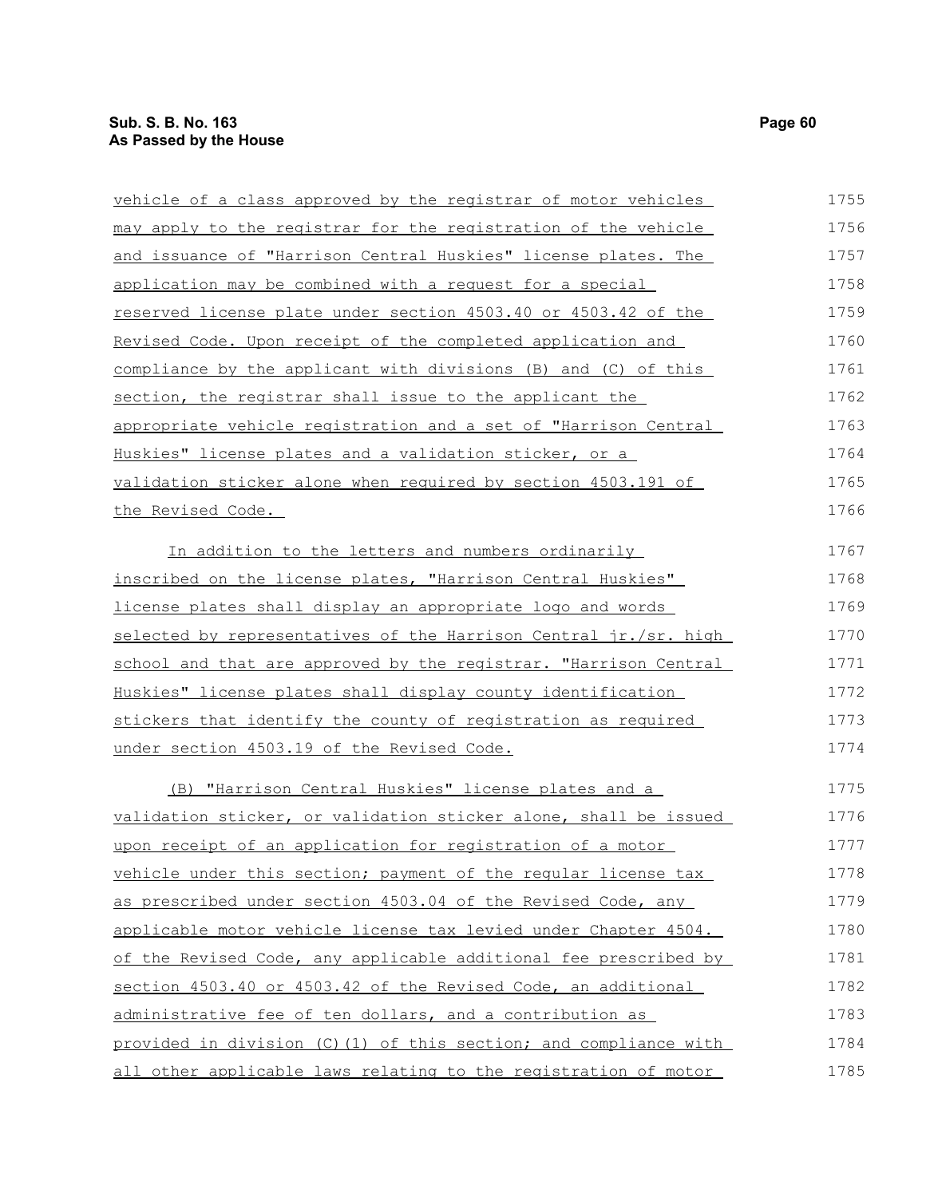vehicle of a class approved by the registrar of motor vehicles may apply to the registrar for the registration of the vehicle and issuance of "Harrison Central Huskies" license plates. The application may be combined with a request for a special reserved license plate under section 4503.40 or 4503.42 of the Revised Code. Upon receipt of the completed application and compliance by the applicant with divisions (B) and (C) of this section, the registrar shall issue to the applicant the appropriate vehicle registration and a set of "Harrison Central Huskies" license plates and a validation sticker, or a validation sticker alone when required by section 4503.191 of the Revised Code.

In addition to the letters and numbers ordinarily inscribed on the license plates, "Harrison Central Huskies" license plates shall display an appropriate logo and words selected by representatives of the Harrison Central jr./sr. high school and that are approved by the registrar. "Harrison Central Huskies" license plates shall display county identification stickers that identify the county of registration as required under section 4503.19 of the Revised Code.

(B) "Harrison Central Huskies" license plates and a validation sticker, or validation sticker alone, shall be issued upon receipt of an application for registration of a motor vehicle under this section; payment of the regular license tax as prescribed under section 4503.04 of the Revised Code, any applicable motor vehicle license tax levied under Chapter 4504. of the Revised Code, any applicable additional fee prescribed by section 4503.40 or 4503.42 of the Revised Code, an additional administrative fee of ten dollars, and a contribution as provided in division (C)(1) of this section; and compliance with all other applicable laws relating to the registration of motor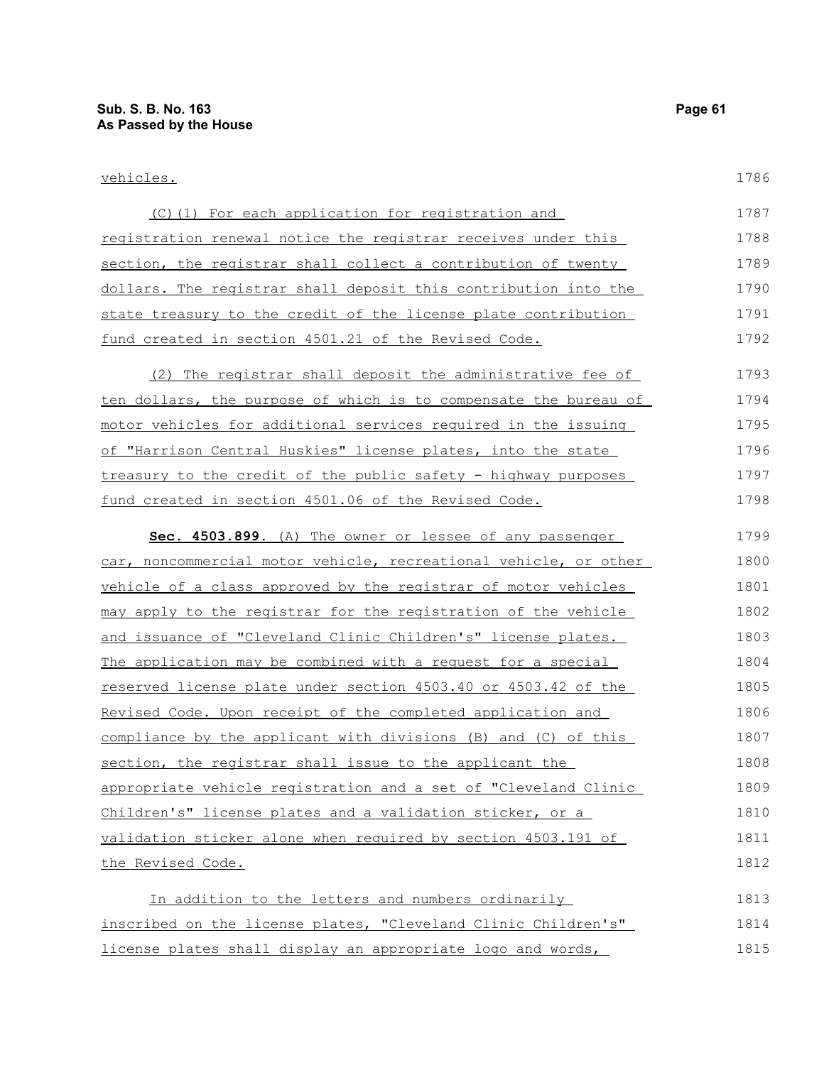vehicles.

(C)(1) For each application for registration and registration renewal notice the registrar receives under this section, the registrar shall collect a contribution of twenty dollars. The registrar shall deposit this contribution into the state treasury to the credit of the license plate contribution fund created in section 4501.21 of the Revised Code.

(2) The registrar shall deposit the administrative fee of ten dollars, the purpose of which is to compensate the bureau of motor vehicles for additional services required in the issuing of "Harrison Central Huskies" license plates, into the state treasury to the credit of the public safety - highway purposes fund created in section 4501.06 of the Revised Code.

**Sec. 4503.899.** (A) The owner or lessee of any passenger car, noncommercial motor vehicle, recreational vehicle, or other vehicle of a class approved by the registrar of motor vehicles may apply to the registrar for the registration of the vehicle and issuance of "Cleveland Clinic Children's" license plates. The application may be combined with a request for a special reserved license plate under section 4503.40 or 4503.42 of the Revised Code. Upon receipt of the completed application and compliance by the applicant with divisions (B) and (C) of this section, the registrar shall issue to the applicant the appropriate vehicle registration and a set of "Cleveland Clinic Children's" license plates and a validation sticker, or a validation sticker alone when required by section 4503.191 of the Revised Code.

In addition to the letters and numbers ordinarily inscribed on the license plates, "Cleveland Clinic Children's" license plates shall display an appropriate logo and words,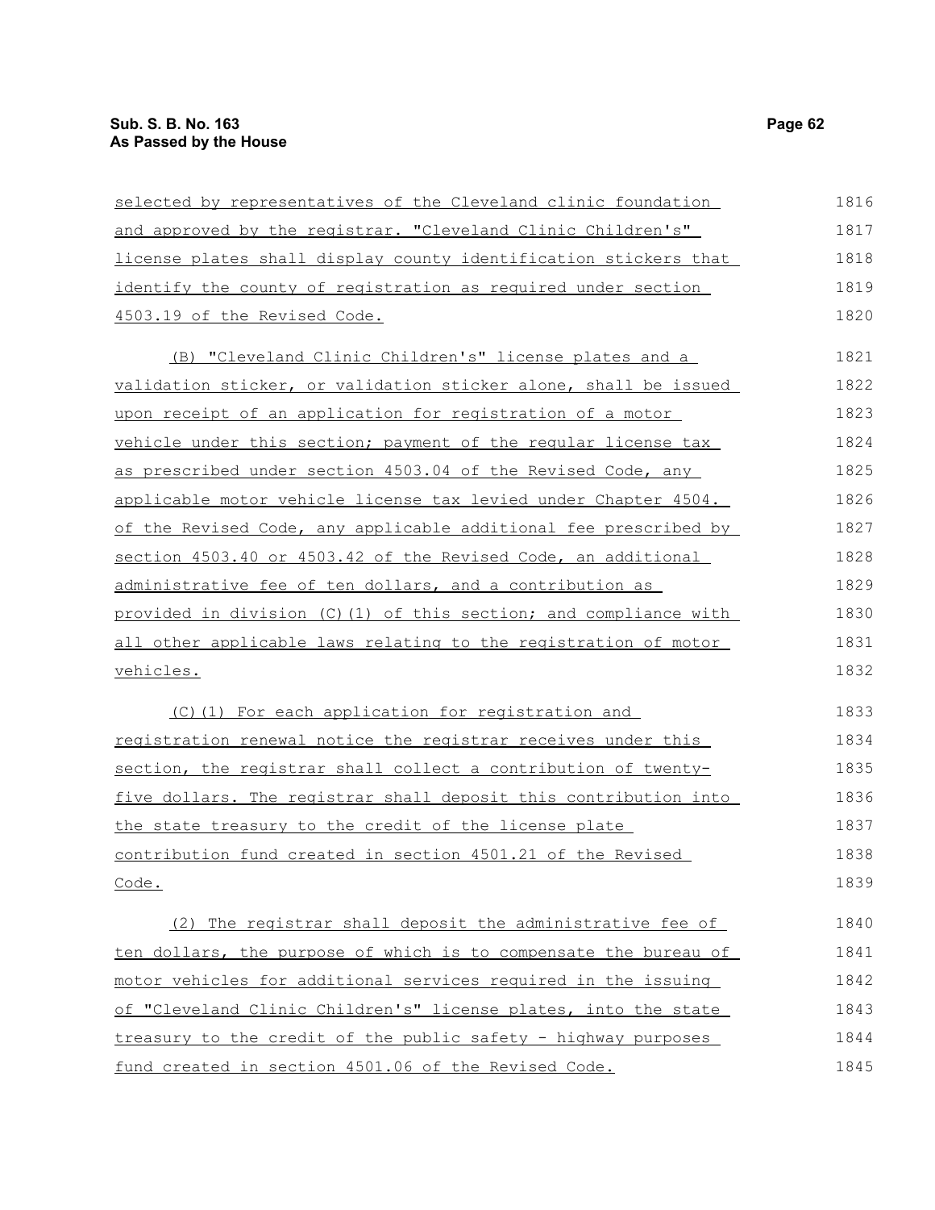selected by representatives of the Cleveland clinic foundation and approved by the registrar. "Cleveland Clinic Children's" license plates shall display county identification stickers that identify the county of registration as required under section 4503.19 of the Revised Code.

(B) "Cleveland Clinic Children's" license plates and a validation sticker, or validation sticker alone, shall be issued upon receipt of an application for registration of a motor vehicle under this section; payment of the regular license tax as prescribed under section 4503.04 of the Revised Code, any applicable motor vehicle license tax levied under Chapter 4504. of the Revised Code, any applicable additional fee prescribed by section 4503.40 or 4503.42 of the Revised Code, an additional administrative fee of ten dollars, and a contribution as provided in division (C)(1) of this section; and compliance with all other applicable laws relating to the registration of motor vehicles.

(C)(1) For each application for registration and registration renewal notice the registrar receives under this section, the registrar shall collect a contribution of twenty-five dollars. The registrar shall deposit this contribution into the state treasury to the credit of the license plate contribution fund created in section 4501.21 of the Revised Code.

(2) The registrar shall deposit the administrative fee of ten dollars, the purpose of which is to compensate the bureau of motor vehicles for additional services required in the issuing of "Cleveland Clinic Children's" license plates, into the state treasury to the credit of the public safety - highway purposes fund created in section 4501.06 of the Revised Code.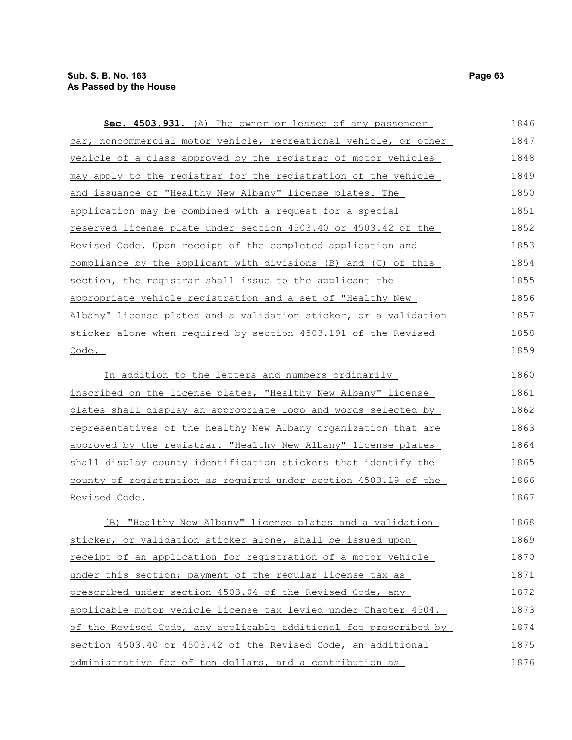**Sec. 4503.931.** (A) The owner or lessee of any passenger car, noncommercial motor vehicle, recreational vehicle, or other vehicle of a class approved by the registrar of motor vehicles may apply to the registrar for the registration of the vehicle and issuance of "Healthy New Albany" license plates. The application may be combined with a request for a special reserved license plate under section 4503.40 or 4503.42 of the Revised Code. Upon receipt of the completed application and compliance by the applicant with divisions (B) and (C) of this section, the registrar shall issue to the applicant the appropriate vehicle registration and a set of "Healthy New Albany" license plates and a validation sticker, or a validation sticker alone when required by section 4503.191 of the Revised Code.

In addition to the letters and numbers ordinarily inscribed on the license plates, "Healthy New Albany" license plates shall display an appropriate logo and words selected by representatives of the healthy New Albany organization that are approved by the registrar. "Healthy New Albany" license plates shall display county identification stickers that identify the county of registration as required under section 4503.19 of the Revised Code.

(B) "Healthy New Albany" license plates and a validation sticker, or validation sticker alone, shall be issued upon receipt of an application for registration of a motor vehicle under this section; payment of the regular license tax as prescribed under section 4503.04 of the Revised Code, any applicable motor vehicle license tax levied under Chapter 4504. of the Revised Code, any applicable additional fee prescribed by section 4503.40 or 4503.42 of the Revised Code, an additional administrative fee of ten dollars, and a contribution as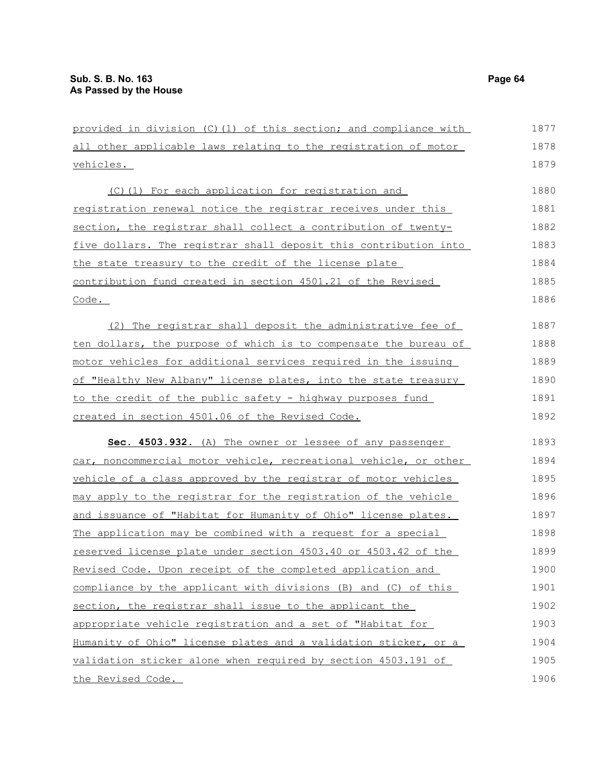provided in division (C)(1) of this section; and compliance with all other applicable laws relating to the registration of motor vehicles.

(C)(1) For each application for registration and registration renewal notice the registrar receives under this section, the registrar shall collect a contribution of twenty-five dollars. The registrar shall deposit this contribution into the state treasury to the credit of the license plate contribution fund created in section 4501.21 of the Revised Code.

(2) The registrar shall deposit the administrative fee of ten dollars, the purpose of which is to compensate the bureau of motor vehicles for additional services required in the issuing of "Healthy New Albany" license plates, into the state treasury to the credit of the public safety - highway purposes fund created in section 4501.06 of the Revised Code.

**Sec. 4503.932.** (A) The owner or lessee of any passenger car, noncommercial motor vehicle, recreational vehicle, or other vehicle of a class approved by the registrar of motor vehicles may apply to the registrar for the registration of the vehicle and issuance of "Habitat for Humanity of Ohio" license plates. The application may be combined with a request for a special reserved license plate under section 4503.40 or 4503.42 of the Revised Code. Upon receipt of the completed application and compliance by the applicant with divisions (B) and (C) of this section, the registrar shall issue to the applicant the appropriate vehicle registration and a set of "Habitat for Humanity of Ohio" license plates and a validation sticker, or a validation sticker alone when required by section 4503.191 of the Revised Code.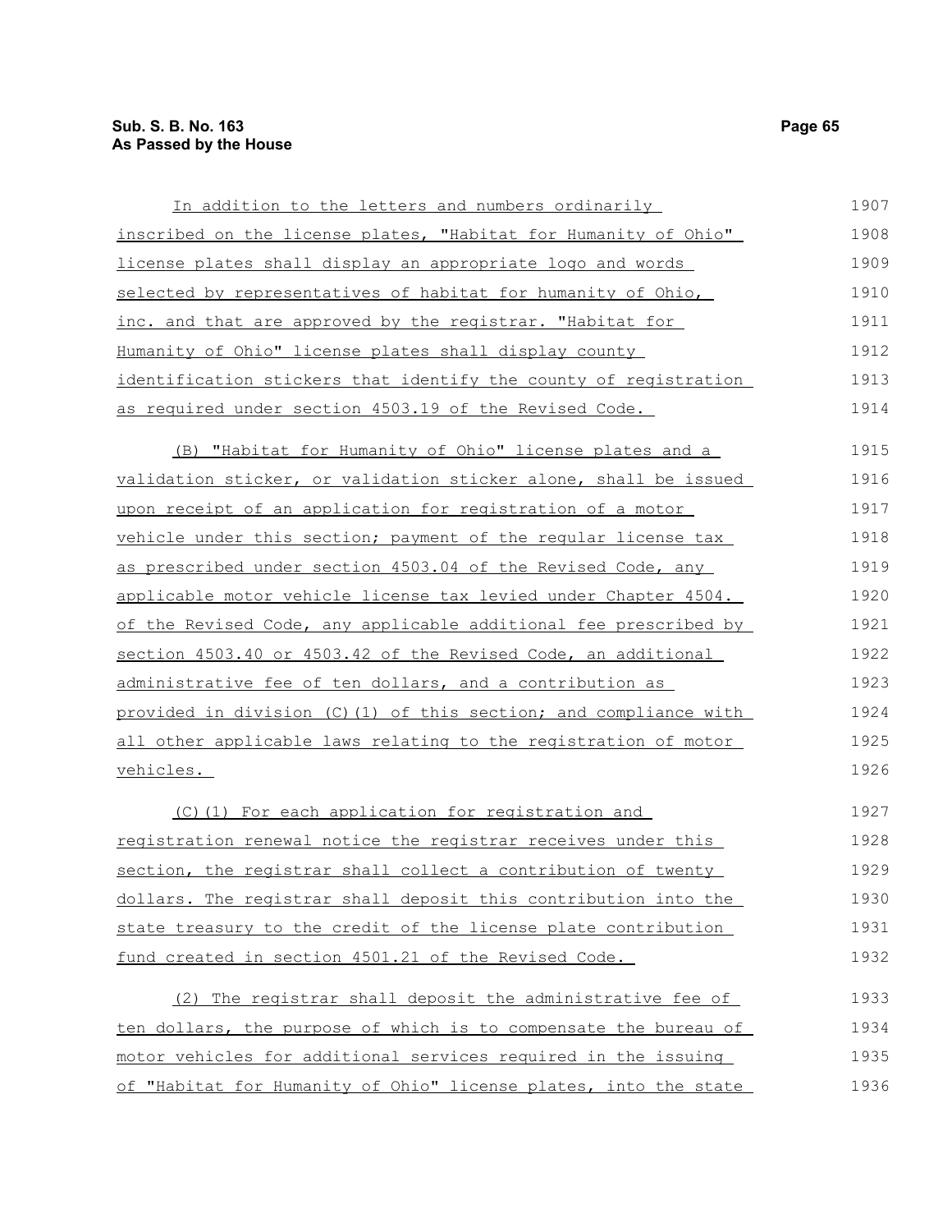In addition to the letters and numbers ordinarily inscribed on the license plates, "Habitat for Humanity of Ohio" license plates shall display an appropriate logo and words selected by representatives of habitat for humanity of Ohio, inc. and that are approved by the registrar. "Habitat for Humanity of Ohio" license plates shall display county identification stickers that identify the county of registration as required under section 4503.19 of the Revised Code.

(B) "Habitat for Humanity of Ohio" license plates and a validation sticker, or validation sticker alone, shall be issued upon receipt of an application for registration of a motor vehicle under this section; payment of the regular license tax as prescribed under section 4503.04 of the Revised Code, any applicable motor vehicle license tax levied under Chapter 4504. of the Revised Code, any applicable additional fee prescribed by section 4503.40 or 4503.42 of the Revised Code, an additional administrative fee of ten dollars, and a contribution as provided in division (C)(1) of this section; and compliance with all other applicable laws relating to the registration of motor vehicles.

(C)(1) For each application for registration and registration renewal notice the registrar receives under this section, the registrar shall collect a contribution of twenty dollars. The registrar shall deposit this contribution into the state treasury to the credit of the license plate contribution fund created in section 4501.21 of the Revised Code.

(2) The registrar shall deposit the administrative fee of ten dollars, the purpose of which is to compensate the bureau of motor vehicles for additional services required in the issuing of "Habitat for Humanity of Ohio" license plates, into the state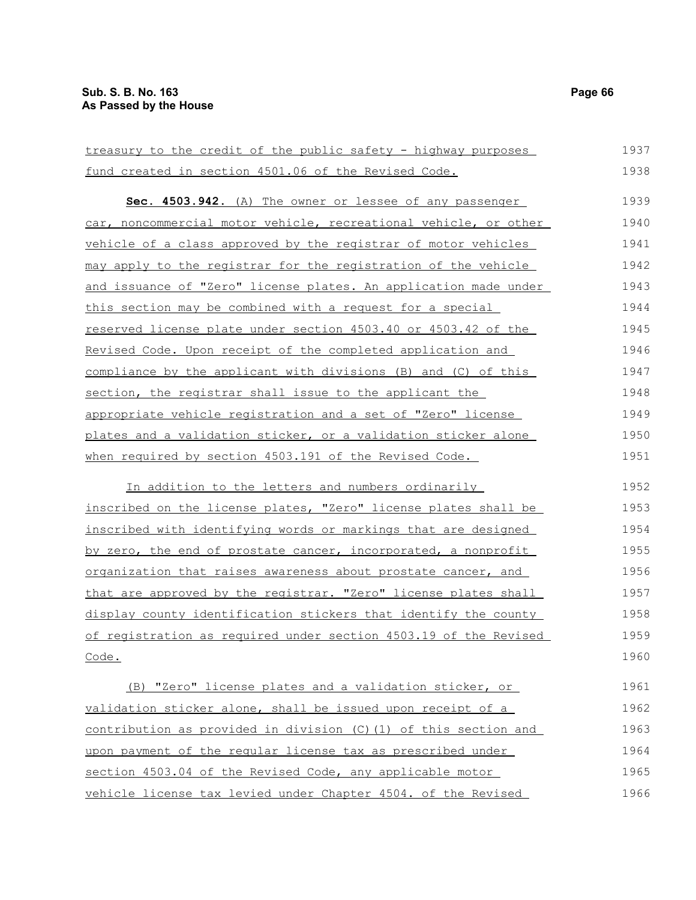treasury to the credit of the public safety - highway purposes fund created in section 4501.06 of the Revised Code.

**Sec. 4503.942.** (A) The owner or lessee of any passenger car, noncommercial motor vehicle, recreational vehicle, or other vehicle of a class approved by the registrar of motor vehicles may apply to the registrar for the registration of the vehicle and issuance of "Zero" license plates. An application made under this section may be combined with a request for a special reserved license plate under section 4503.40 or 4503.42 of the Revised Code. Upon receipt of the completed application and compliance by the applicant with divisions (B) and (C) of this section, the registrar shall issue to the applicant the appropriate vehicle registration and a set of "Zero" license plates and a validation sticker, or a validation sticker alone when required by section 4503.191 of the Revised Code.

In addition to the letters and numbers ordinarily inscribed on the license plates, "Zero" license plates shall be inscribed with identifying words or markings that are designed by zero, the end of prostate cancer, incorporated, a nonprofit organization that raises awareness about prostate cancer, and that are approved by the registrar. "Zero" license plates shall display county identification stickers that identify the county of registration as required under section 4503.19 of the Revised Code.

(B) "Zero" license plates and a validation sticker, or validation sticker alone, shall be issued upon receipt of a contribution as provided in division (C)(1) of this section and upon payment of the regular license tax as prescribed under section 4503.04 of the Revised Code, any applicable motor vehicle license tax levied under Chapter 4504. of the Revised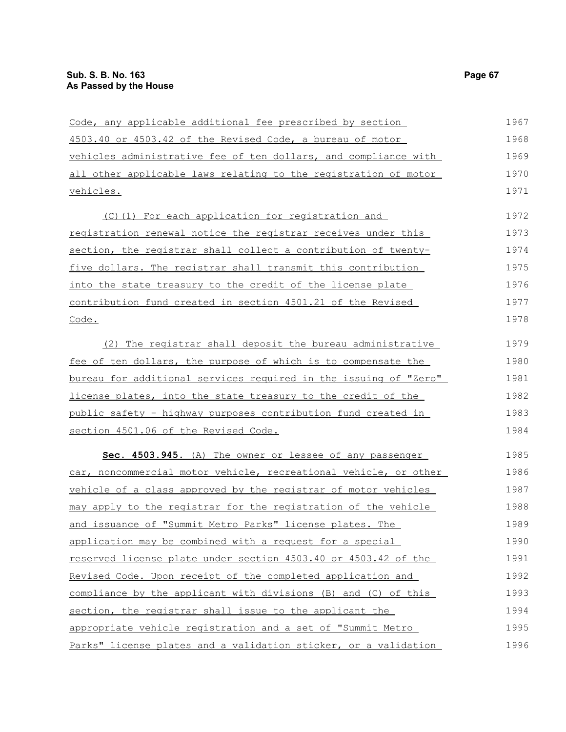Code, any applicable additional fee prescribed by section 4503.40 or 4503.42 of the Revised Code, a bureau of motor vehicles administrative fee of ten dollars, and compliance with all other applicable laws relating to the registration of motor vehicles.

(C)(1) For each application for registration and registration renewal notice the registrar receives under this section, the registrar shall collect a contribution of twenty-five dollars. The registrar shall transmit this contribution into the state treasury to the credit of the license plate contribution fund created in section 4501.21 of the Revised Code.

(2) The registrar shall deposit the bureau administrative fee of ten dollars, the purpose of which is to compensate the bureau for additional services required in the issuing of "Zero" license plates, into the state treasury to the credit of the public safety - highway purposes contribution fund created in section 4501.06 of the Revised Code.

**Sec. 4503.945.** (A) The owner or lessee of any passenger car, noncommercial motor vehicle, recreational vehicle, or other vehicle of a class approved by the registrar of motor vehicles may apply to the registrar for the registration of the vehicle and issuance of "Summit Metro Parks" license plates. The application may be combined with a request for a special reserved license plate under section 4503.40 or 4503.42 of the Revised Code. Upon receipt of the completed application and compliance by the applicant with divisions (B) and (C) of this section, the registrar shall issue to the applicant the appropriate vehicle registration and a set of "Summit Metro Parks" license plates and a validation sticker, or a validation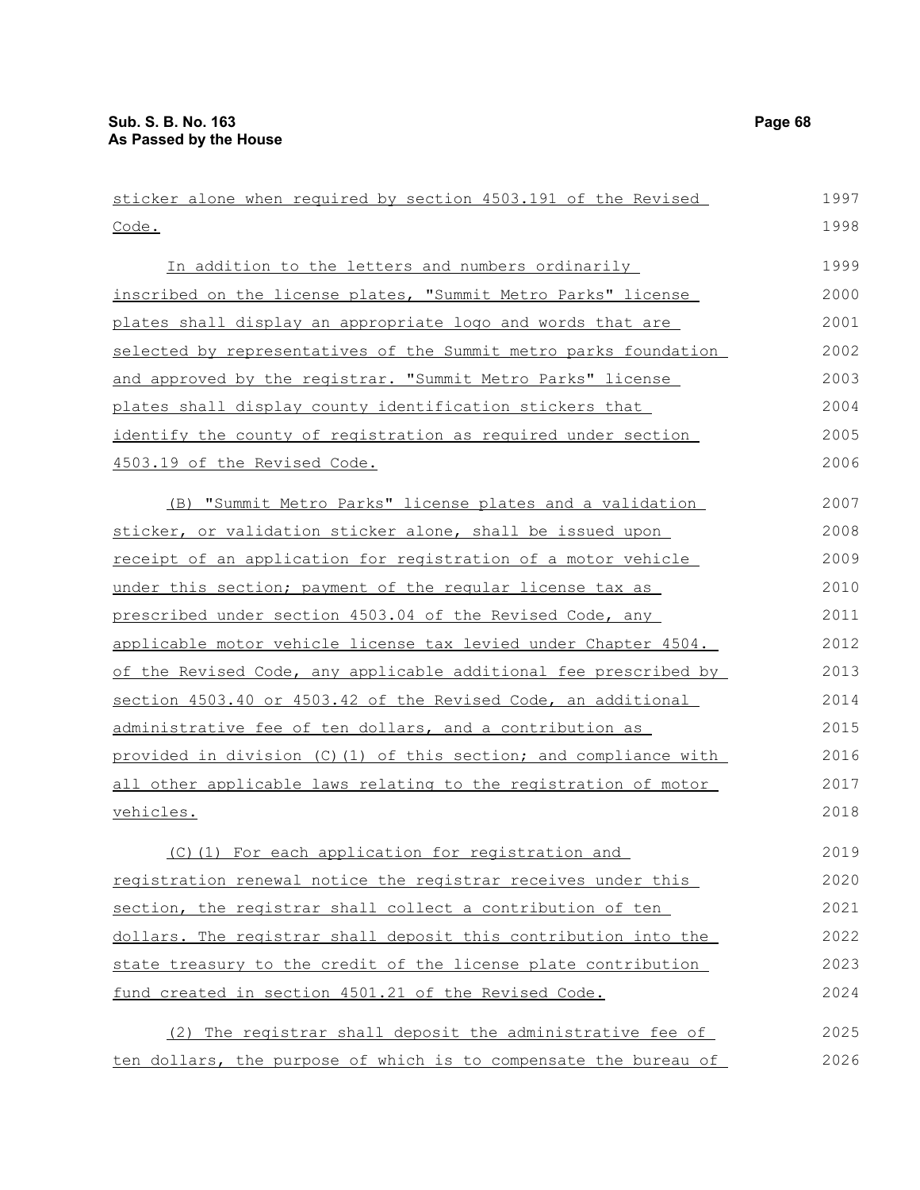sticker alone when required by section 4503.191 of the Revised Code.

In addition to the letters and numbers ordinarily inscribed on the license plates, "Summit Metro Parks" license plates shall display an appropriate logo and words that are selected by representatives of the Summit metro parks foundation and approved by the registrar. "Summit Metro Parks" license plates shall display county identification stickers that identify the county of registration as required under section 4503.19 of the Revised Code.

(B) "Summit Metro Parks" license plates and a validation sticker, or validation sticker alone, shall be issued upon receipt of an application for registration of a motor vehicle under this section; payment of the regular license tax as prescribed under section 4503.04 of the Revised Code, any applicable motor vehicle license tax levied under Chapter 4504. of the Revised Code, any applicable additional fee prescribed by section 4503.40 or 4503.42 of the Revised Code, an additional administrative fee of ten dollars, and a contribution as provided in division (C)(1) of this section; and compliance with all other applicable laws relating to the registration of motor vehicles.

(C)(1) For each application for registration and registration renewal notice the registrar receives under this section, the registrar shall collect a contribution of ten dollars. The registrar shall deposit this contribution into the state treasury to the credit of the license plate contribution fund created in section 4501.21 of the Revised Code.

(2) The registrar shall deposit the administrative fee of ten dollars, the purpose of which is to compensate the bureau of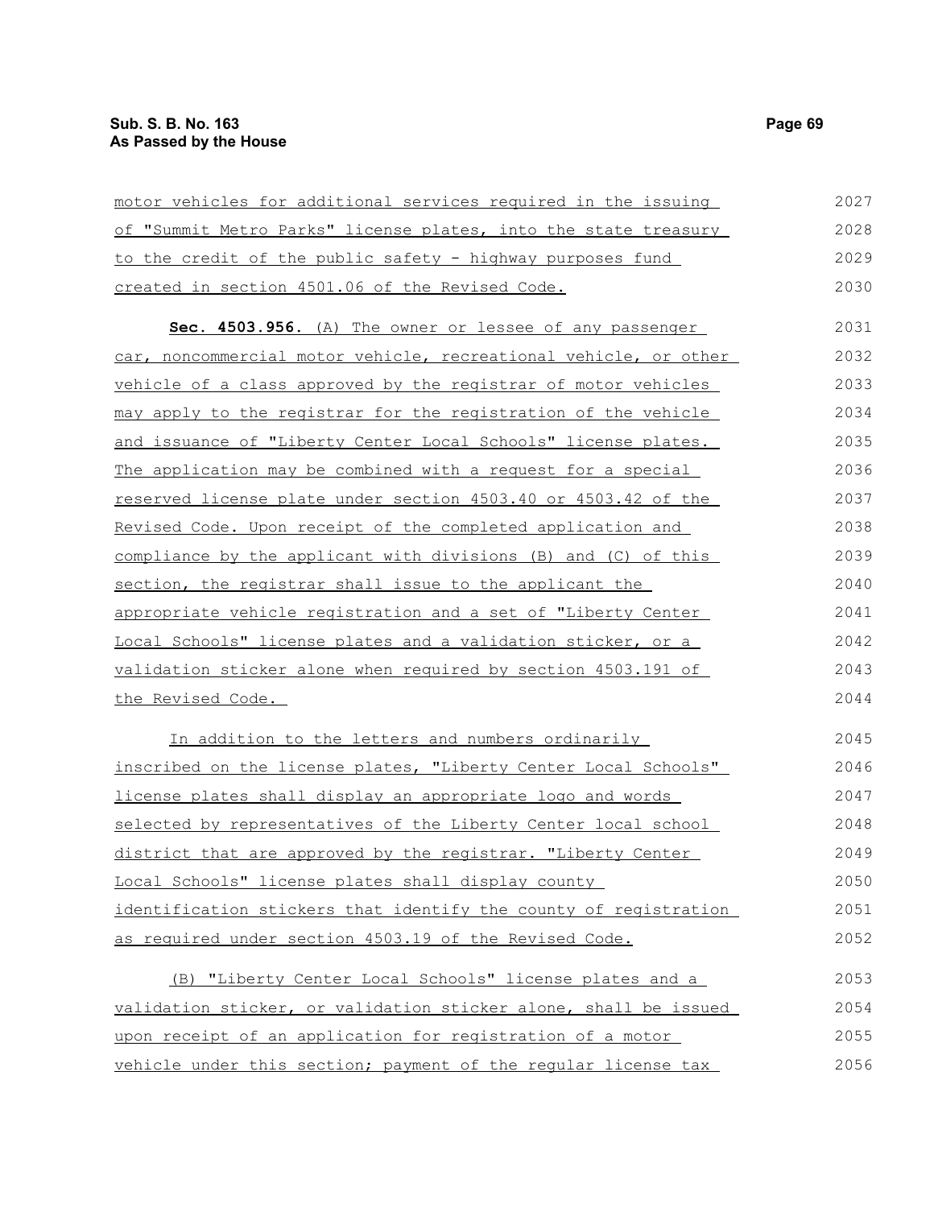motor vehicles for additional services required in the issuing of "Summit Metro Parks" license plates, into the state treasury to the credit of the public safety - highway purposes fund created in section 4501.06 of the Revised Code.

**Sec. 4503.956.** (A) The owner or lessee of any passenger car, noncommercial motor vehicle, recreational vehicle, or other vehicle of a class approved by the registrar of motor vehicles may apply to the registrar for the registration of the vehicle and issuance of "Liberty Center Local Schools" license plates. The application may be combined with a request for a special reserved license plate under section 4503.40 or 4503.42 of the Revised Code. Upon receipt of the completed application and compliance by the applicant with divisions (B) and (C) of this section, the registrar shall issue to the applicant the appropriate vehicle registration and a set of "Liberty Center Local Schools" license plates and a validation sticker, or a validation sticker alone when required by section 4503.191 of the Revised Code.

In addition to the letters and numbers ordinarily inscribed on the license plates, "Liberty Center Local Schools" license plates shall display an appropriate logo and words selected by representatives of the Liberty Center local school district that are approved by the registrar. "Liberty Center Local Schools" license plates shall display county identification stickers that identify the county of registration as required under section 4503.19 of the Revised Code.

(B) "Liberty Center Local Schools" license plates and a validation sticker, or validation sticker alone, shall be issued upon receipt of an application for registration of a motor vehicle under this section; payment of the regular license tax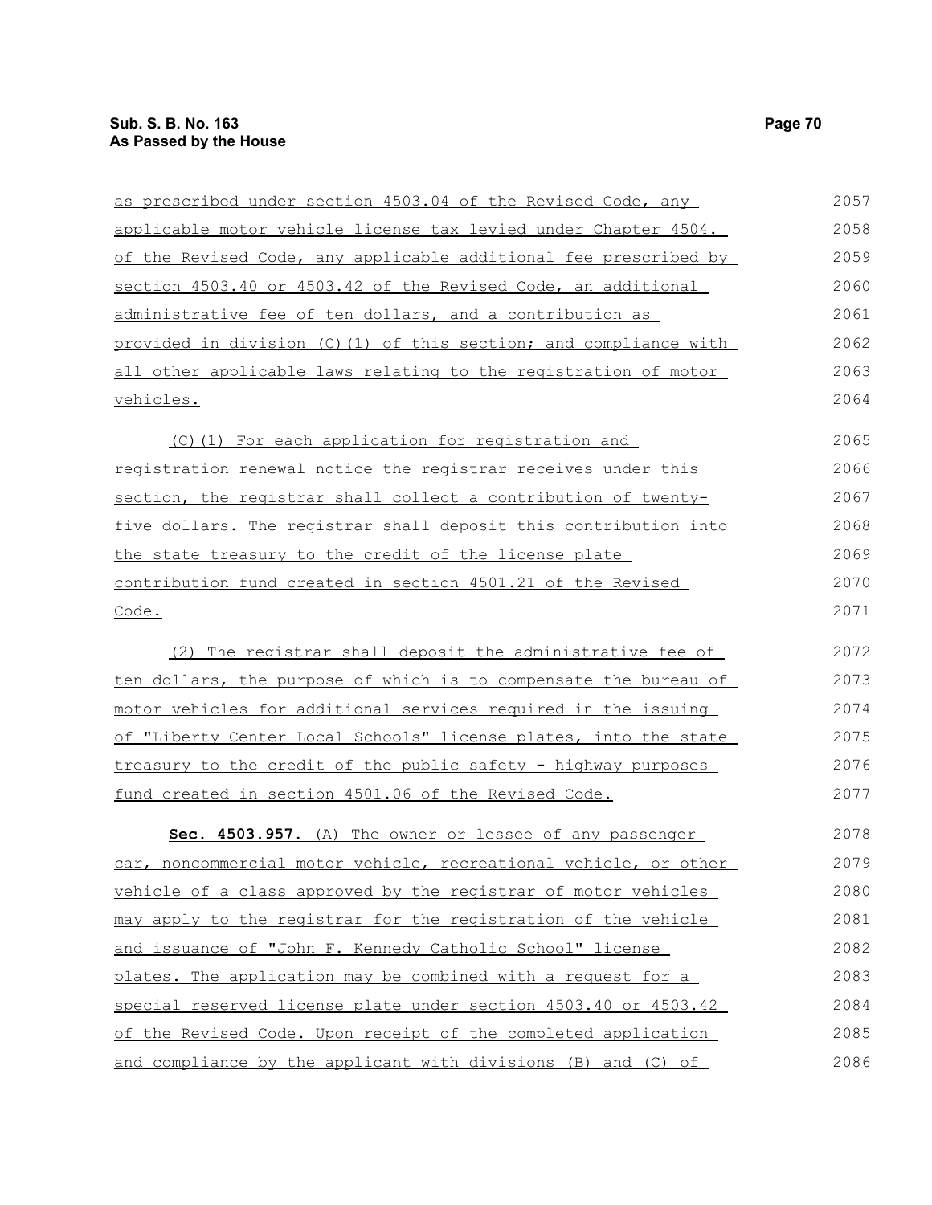as prescribed under section 4503.04 of the Revised Code, any applicable motor vehicle license tax levied under Chapter 4504. of the Revised Code, any applicable additional fee prescribed by section 4503.40 or 4503.42 of the Revised Code, an additional administrative fee of ten dollars, and a contribution as provided in division (C)(1) of this section; and compliance with all other applicable laws relating to the registration of motor vehicles.

(C)(1) For each application for registration and registration renewal notice the registrar receives under this section, the registrar shall collect a contribution of twenty-five dollars. The registrar shall deposit this contribution into the state treasury to the credit of the license plate contribution fund created in section 4501.21 of the Revised Code.

(2) The registrar shall deposit the administrative fee of ten dollars, the purpose of which is to compensate the bureau of motor vehicles for additional services required in the issuing of "Liberty Center Local Schools" license plates, into the state treasury to the credit of the public safety - highway purposes fund created in section 4501.06 of the Revised Code.

**Sec. 4503.957.** (A) The owner or lessee of any passenger car, noncommercial motor vehicle, recreational vehicle, or other vehicle of a class approved by the registrar of motor vehicles may apply to the registrar for the registration of the vehicle and issuance of "John F. Kennedy Catholic School" license plates. The application may be combined with a request for a special reserved license plate under section 4503.40 or 4503.42 of the Revised Code. Upon receipt of the completed application and compliance by the applicant with divisions (B) and (C) of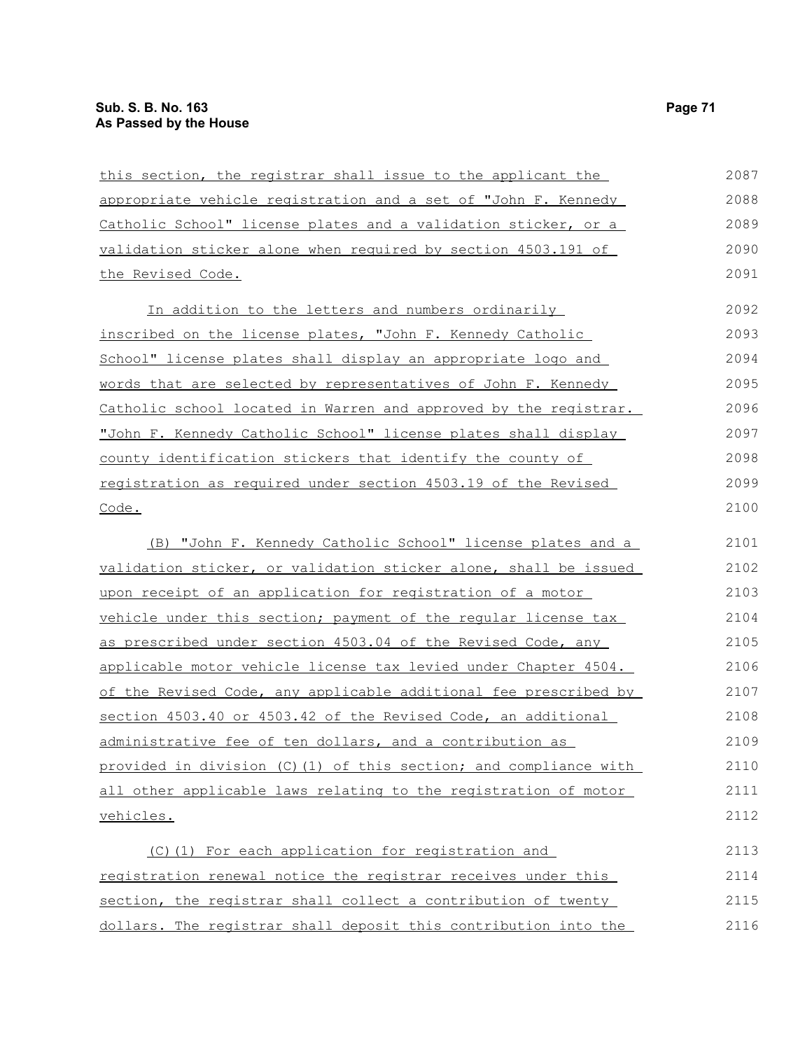this section, the registrar shall issue to the applicant the appropriate vehicle registration and a set of "John F. Kennedy Catholic School" license plates and a validation sticker, or a validation sticker alone when required by section 4503.191 of the Revised Code.

In addition to the letters and numbers ordinarily inscribed on the license plates, "John F. Kennedy Catholic School" license plates shall display an appropriate logo and words that are selected by representatives of John F. Kennedy Catholic school located in Warren and approved by the registrar. "John F. Kennedy Catholic School" license plates shall display county identification stickers that identify the county of registration as required under section 4503.19 of the Revised Code.

(B) "John F. Kennedy Catholic School" license plates and a validation sticker, or validation sticker alone, shall be issued upon receipt of an application for registration of a motor vehicle under this section; payment of the regular license tax as prescribed under section 4503.04 of the Revised Code, any applicable motor vehicle license tax levied under Chapter 4504. of the Revised Code, any applicable additional fee prescribed by section 4503.40 or 4503.42 of the Revised Code, an additional administrative fee of ten dollars, and a contribution as provided in division (C)(1) of this section; and compliance with all other applicable laws relating to the registration of motor vehicles.

(C)(1) For each application for registration and registration renewal notice the registrar receives under this section, the registrar shall collect a contribution of twenty dollars. The registrar shall deposit this contribution into the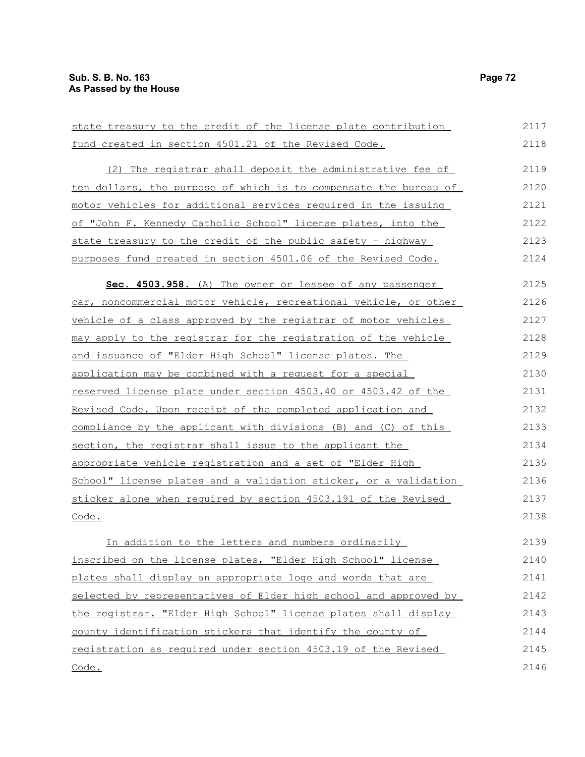state treasury to the credit of the license plate contribution fund created in section 4501.21 of the Revised Code.

(2) The registrar shall deposit the administrative fee of ten dollars, the purpose of which is to compensate the bureau of motor vehicles for additional services required in the issuing of "John F. Kennedy Catholic School" license plates, into the state treasury to the credit of the public safety - highway purposes fund created in section 4501.06 of the Revised Code.

**Sec. 4503.958.** (A) The owner or lessee of any passenger car, noncommercial motor vehicle, recreational vehicle, or other vehicle of a class approved by the registrar of motor vehicles may apply to the registrar for the registration of the vehicle and issuance of "Elder High School" license plates. The application may be combined with a request for a special reserved license plate under section 4503.40 or 4503.42 of the Revised Code. Upon receipt of the completed application and compliance by the applicant with divisions (B) and (C) of this section, the registrar shall issue to the applicant the appropriate vehicle registration and a set of "Elder High School" license plates and a validation sticker, or a validation sticker alone when required by section 4503.191 of the Revised Code.

In addition to the letters and numbers ordinarily inscribed on the license plates, "Elder High School" license plates shall display an appropriate logo and words that are selected by representatives of Elder high school and approved by the registrar. "Elder High School" license plates shall display county identification stickers that identify the county of registration as required under section 4503.19 of the Revised Code.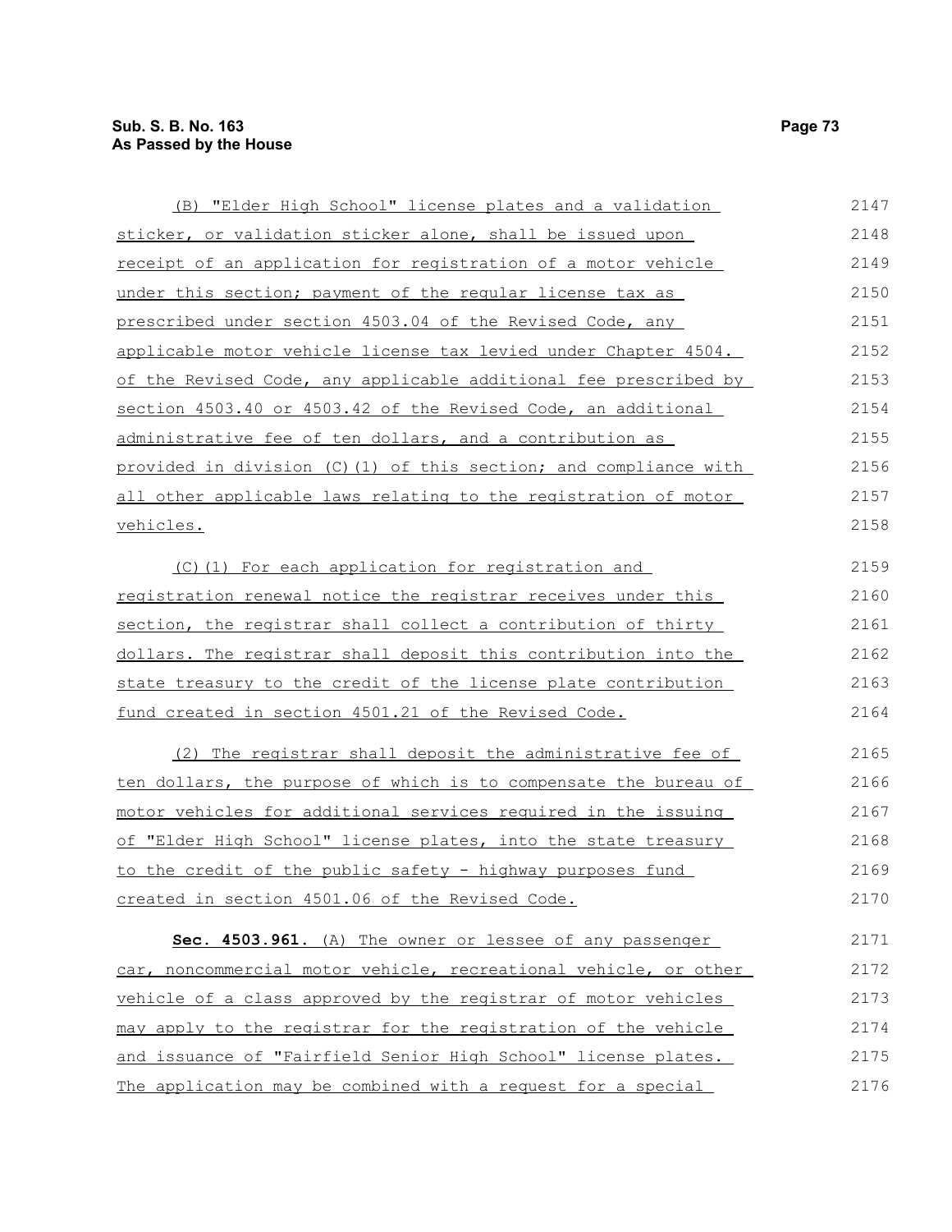(B) "Elder High School" license plates and a validation sticker, or validation sticker alone, shall be issued upon receipt of an application for registration of a motor vehicle under this section; payment of the regular license tax as prescribed under section 4503.04 of the Revised Code, any applicable motor vehicle license tax levied under Chapter 4504. of the Revised Code, any applicable additional fee prescribed by section 4503.40 or 4503.42 of the Revised Code, an additional administrative fee of ten dollars, and a contribution as provided in division (C)(1) of this section; and compliance with all other applicable laws relating to the registration of motor vehicles.

(C)(1) For each application for registration and registration renewal notice the registrar receives under this section, the registrar shall collect a contribution of thirty dollars. The registrar shall deposit this contribution into the state treasury to the credit of the license plate contribution fund created in section 4501.21 of the Revised Code.

(2) The registrar shall deposit the administrative fee of ten dollars, the purpose of which is to compensate the bureau of motor vehicles for additional services required in the issuing of "Elder High School" license plates, into the state treasury to the credit of the public safety - highway purposes fund created in section 4501.06 of the Revised Code.

**Sec. 4503.961.** (A) The owner or lessee of any passenger car, noncommercial motor vehicle, recreational vehicle, or other vehicle of a class approved by the registrar of motor vehicles may apply to the registrar for the registration of the vehicle and issuance of "Fairfield Senior High School" license plates. The application may be combined with a request for a special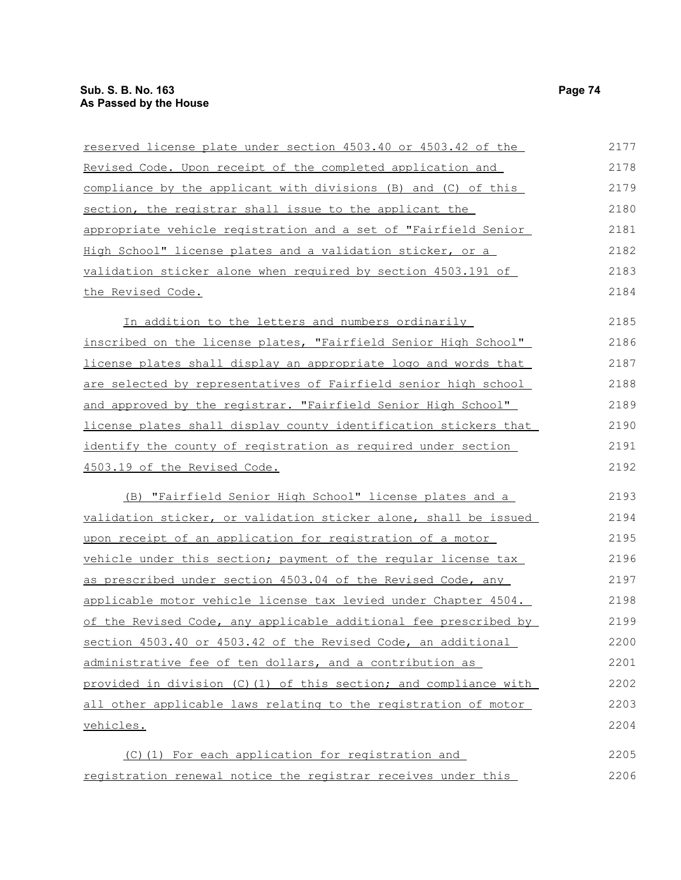reserved license plate under section 4503.40 or 4503.42 of the Revised Code. Upon receipt of the completed application and compliance by the applicant with divisions (B) and (C) of this section, the registrar shall issue to the applicant the appropriate vehicle registration and a set of "Fairfield Senior High School" license plates and a validation sticker, or a validation sticker alone when required by section 4503.191 of the Revised Code.

In addition to the letters and numbers ordinarily inscribed on the license plates, "Fairfield Senior High School" license plates shall display an appropriate logo and words that are selected by representatives of Fairfield senior high school and approved by the registrar. "Fairfield Senior High School" license plates shall display county identification stickers that identify the county of registration as required under section 4503.19 of the Revised Code.

(B) "Fairfield Senior High School" license plates and a validation sticker, or validation sticker alone, shall be issued upon receipt of an application for registration of a motor vehicle under this section; payment of the regular license tax as prescribed under section 4503.04 of the Revised Code, any applicable motor vehicle license tax levied under Chapter 4504. of the Revised Code, any applicable additional fee prescribed by section 4503.40 or 4503.42 of the Revised Code, an additional administrative fee of ten dollars, and a contribution as provided in division (C)(1) of this section; and compliance with all other applicable laws relating to the registration of motor vehicles.

(C)(1) For each application for registration and registration renewal notice the registrar receives under this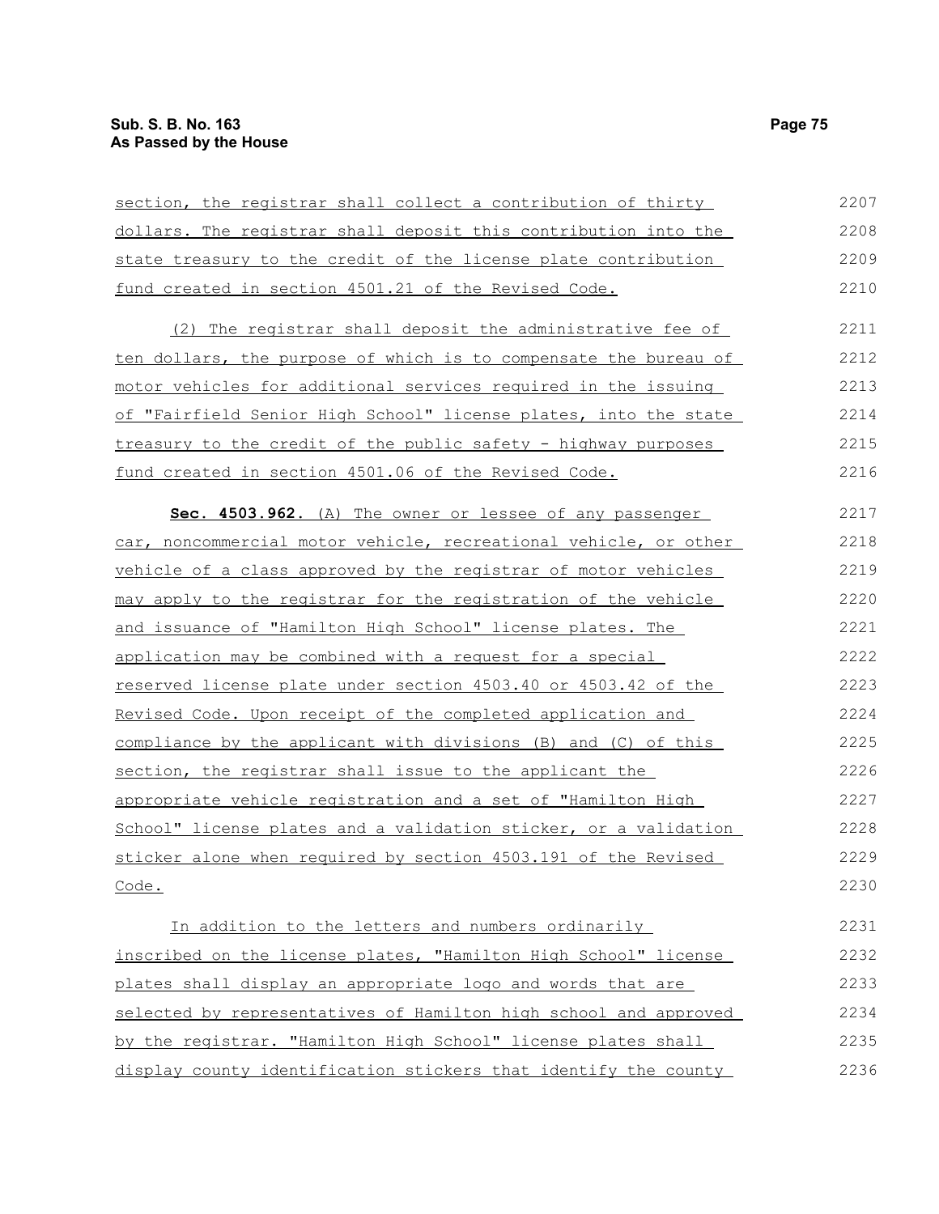section, the registrar shall collect a contribution of thirty dollars. The registrar shall deposit this contribution into the state treasury to the credit of the license plate contribution fund created in section 4501.21 of the Revised Code.

(2) The registrar shall deposit the administrative fee of ten dollars, the purpose of which is to compensate the bureau of motor vehicles for additional services required in the issuing of "Fairfield Senior High School" license plates, into the state treasury to the credit of the public safety - highway purposes fund created in section 4501.06 of the Revised Code.

**Sec. 4503.962.** (A) The owner or lessee of any passenger car, noncommercial motor vehicle, recreational vehicle, or other vehicle of a class approved by the registrar of motor vehicles may apply to the registrar for the registration of the vehicle and issuance of "Hamilton High School" license plates. The application may be combined with a request for a special reserved license plate under section 4503.40 or 4503.42 of the Revised Code. Upon receipt of the completed application and compliance by the applicant with divisions (B) and (C) of this section, the registrar shall issue to the applicant the appropriate vehicle registration and a set of "Hamilton High School" license plates and a validation sticker, or a validation sticker alone when required by section 4503.191 of the Revised Code.

In addition to the letters and numbers ordinarily inscribed on the license plates, "Hamilton High School" license plates shall display an appropriate logo and words that are selected by representatives of Hamilton high school and approved by the registrar. "Hamilton High School" license plates shall display county identification stickers that identify the county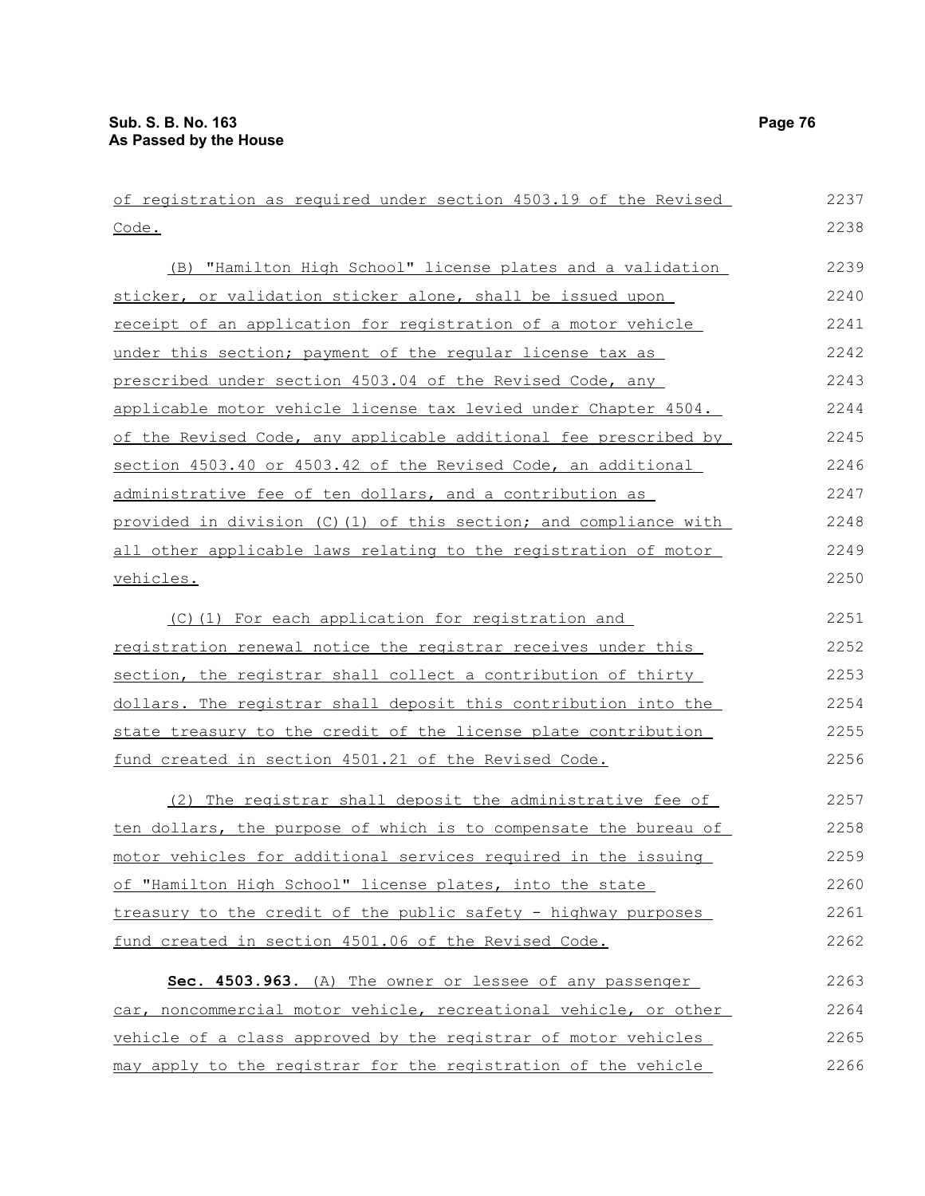of registration as required under section 4503.19 of the Revised Code.

(B) "Hamilton High School" license plates and a validation sticker, or validation sticker alone, shall be issued upon receipt of an application for registration of a motor vehicle under this section; payment of the regular license tax as prescribed under section 4503.04 of the Revised Code, any applicable motor vehicle license tax levied under Chapter 4504. of the Revised Code, any applicable additional fee prescribed by section 4503.40 or 4503.42 of the Revised Code, an additional administrative fee of ten dollars, and a contribution as provided in division (C)(1) of this section; and compliance with all other applicable laws relating to the registration of motor vehicles.

(C)(1) For each application for registration and registration renewal notice the registrar receives under this section, the registrar shall collect a contribution of thirty dollars. The registrar shall deposit this contribution into the state treasury to the credit of the license plate contribution fund created in section 4501.21 of the Revised Code.

(2) The registrar shall deposit the administrative fee of ten dollars, the purpose of which is to compensate the bureau of motor vehicles for additional services required in the issuing of "Hamilton High School" license plates, into the state treasury to the credit of the public safety - highway purposes fund created in section 4501.06 of the Revised Code.

**Sec. 4503.963.** (A) The owner or lessee of any passenger car, noncommercial motor vehicle, recreational vehicle, or other vehicle of a class approved by the registrar of motor vehicles may apply to the registrar for the registration of the vehicle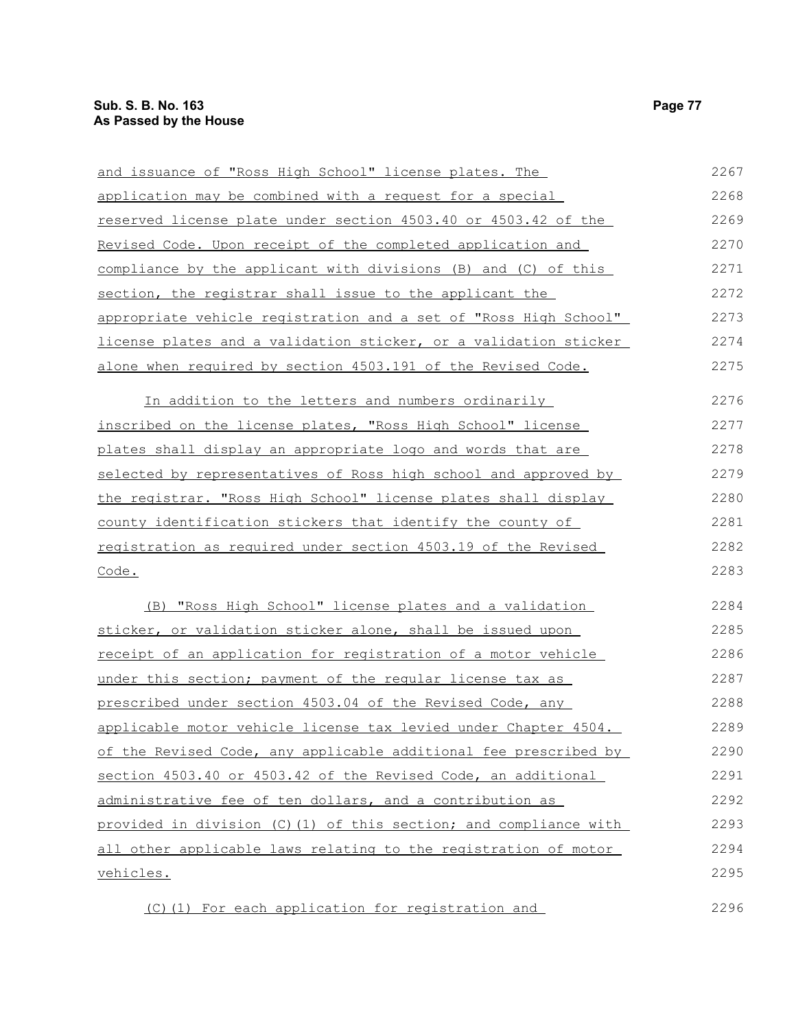and issuance of "Ross High School" license plates. The application may be combined with a request for a special reserved license plate under section 4503.40 or 4503.42 of the Revised Code. Upon receipt of the completed application and compliance by the applicant with divisions (B) and (C) of this section, the registrar shall issue to the applicant the appropriate vehicle registration and a set of "Ross High School" license plates and a validation sticker, or a validation sticker alone when required by section 4503.191 of the Revised Code.

In addition to the letters and numbers ordinarily inscribed on the license plates, "Ross High School" license plates shall display an appropriate logo and words that are selected by representatives of Ross high school and approved by the registrar. "Ross High School" license plates shall display county identification stickers that identify the county of registration as required under section 4503.19 of the Revised Code.

(B) "Ross High School" license plates and a validation sticker, or validation sticker alone, shall be issued upon receipt of an application for registration of a motor vehicle under this section; payment of the regular license tax as prescribed under section 4503.04 of the Revised Code, any applicable motor vehicle license tax levied under Chapter 4504. of the Revised Code, any applicable additional fee prescribed by section 4503.40 or 4503.42 of the Revised Code, an additional administrative fee of ten dollars, and a contribution as provided in division (C)(1) of this section; and compliance with all other applicable laws relating to the registration of motor vehicles.

(C)(1) For each application for registration and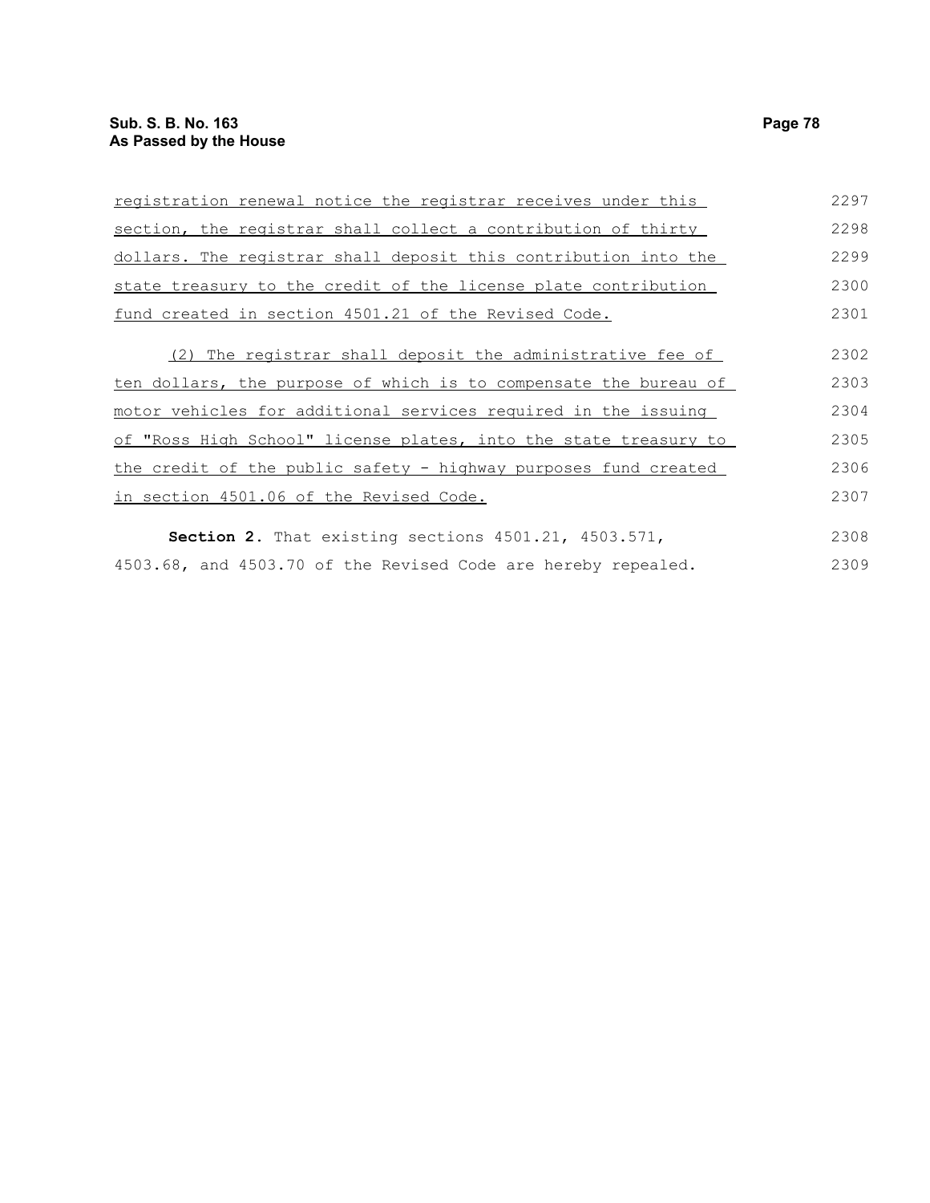registration renewal notice the registrar receives under this section, the registrar shall collect a contribution of thirty dollars. The registrar shall deposit this contribution into the state treasury to the credit of the license plate contribution fund created in section 4501.21 of the Revised Code.

(2) The registrar shall deposit the administrative fee of ten dollars, the purpose of which is to compensate the bureau of motor vehicles for additional services required in the issuing of "Ross High School" license plates, into the state treasury to the credit of the public safety - highway purposes fund created in section 4501.06 of the Revised Code.

**Section 2.** That existing sections 4501.21, 4503.571, 4503.68, and 4503.70 of the Revised Code are hereby repealed.